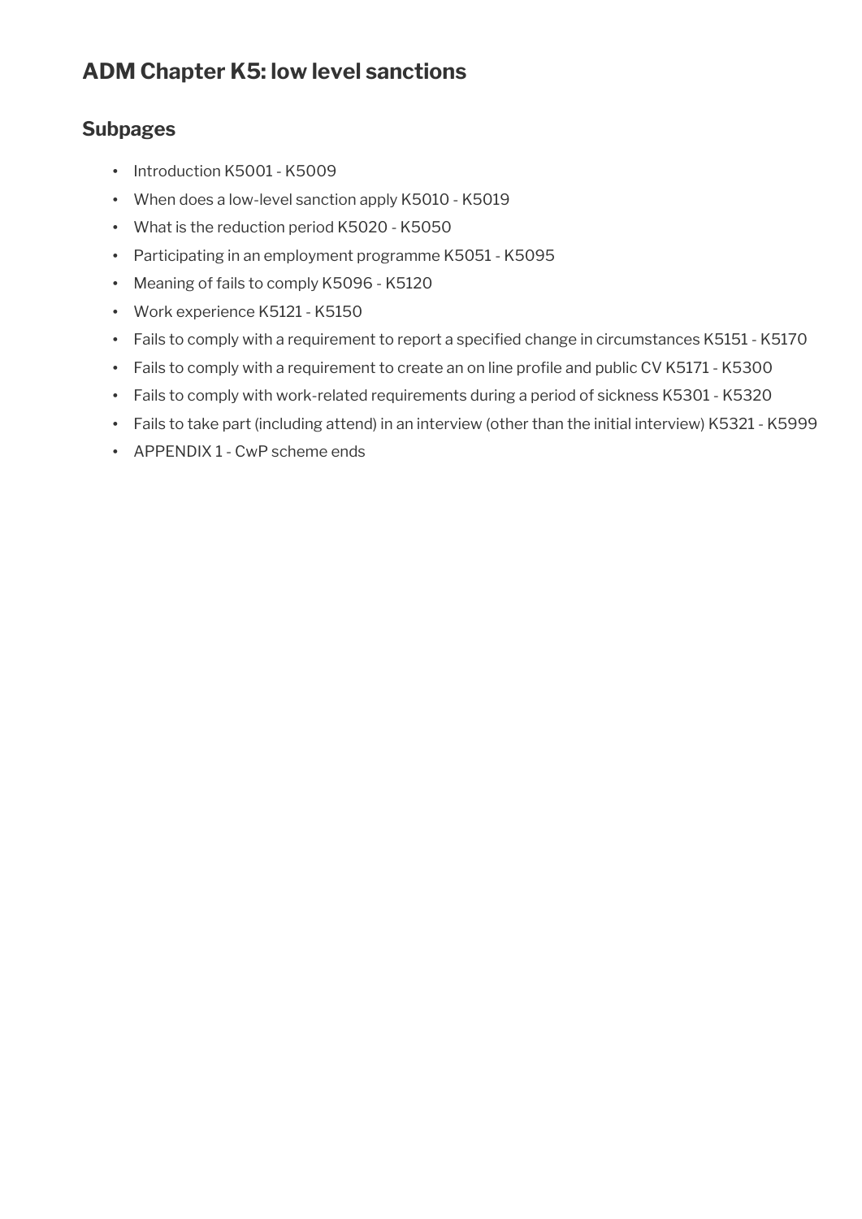# ADM Chapter K5: low level sanctions

## Subpages

- Introduction K5001 - K5009
- When does a low-level sanction apply K5010 - K5019
- What is the reduction period K5020 - K5050
- Participating in an employment programme K5051 - K5095
- Meaning of fails to comply K5096 - K5120
- Work experience K5121 - K5150
- Fails to comply with a requirement to report a specified change in circumstances K5151 - K5170
- Fails to comply with a requirement to create an on line profile and public CV K5171 - K5300
- Fails to comply with work-related requirements during a period of sickness K5301 - K5320
- Fails to take part (including attend) in an interview (other than the initial interview) K5321 - K5999
- APPENDIX 1 - CwP scheme ends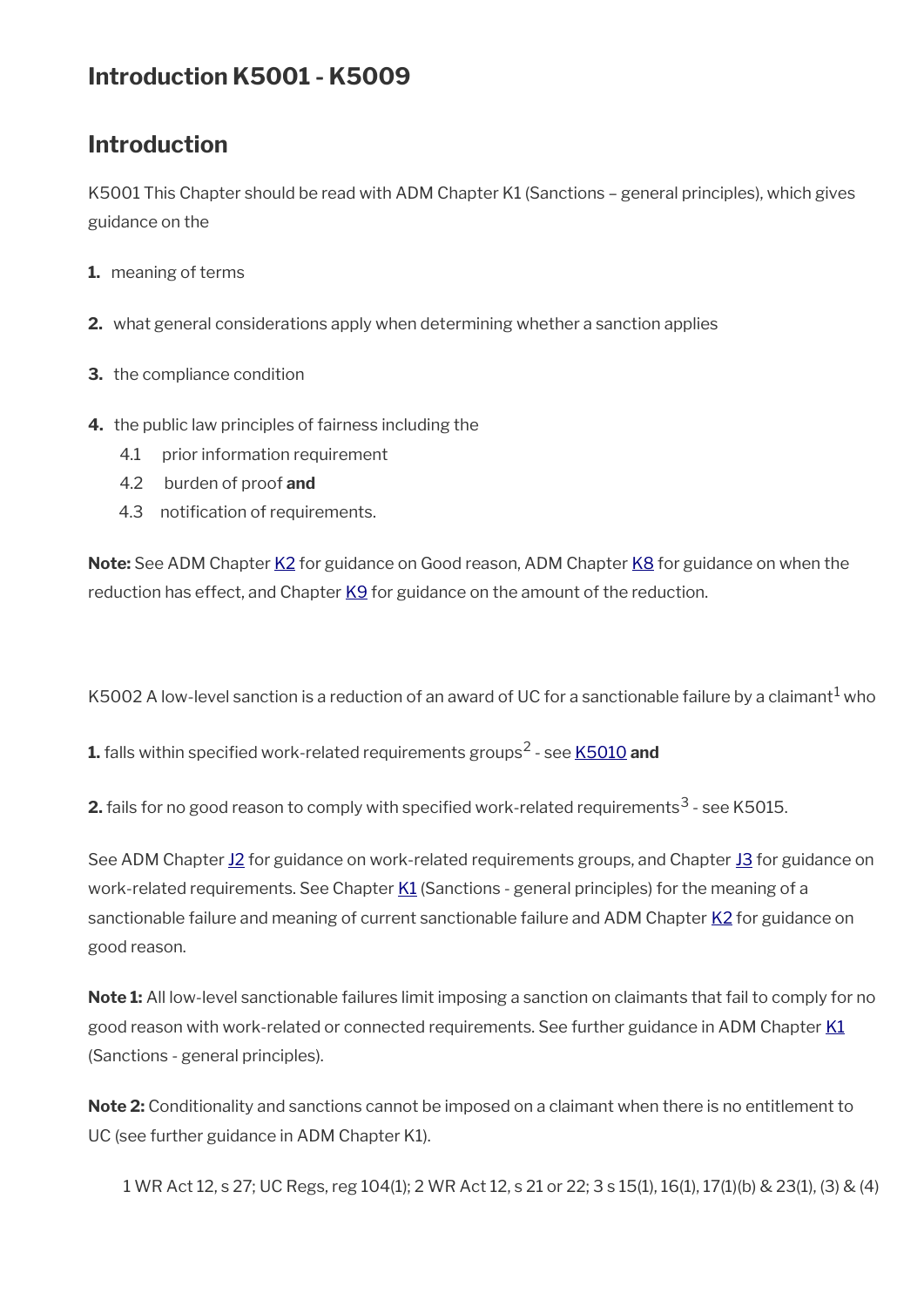## Introduction K5001 - K5009

## Introduction

K5001 This Chapter should be read with ADM Chapter K1 (Sanctions – general principles), which gives guidance on the

1. meaning of terms
2. what general considerations apply when determining whether a sanction applies
3. the compliance condition
4. the public law principles of fairness including the
   4.1 prior information requirement
   4.2 burden of proof **and**
   4.3 notification of requirements.

**Note:** See ADM Chapter K2 for guidance on Good reason, ADM Chapter K8 for guidance on when the reduction has effect, and Chapter K9 for guidance on the amount of the reduction.

K5002 A low-level sanction is a reduction of an award of UC for a sanctionable failure by a claimant[1] who

**1.** falls within specified work-related requirements groups[2] - see K5010 **and**

**2.** fails for no good reason to comply with specified work-related requirements[3] - see K5015.

See ADM Chapter J2 for guidance on work-related requirements groups, and Chapter J3 for guidance on work-related requirements. See Chapter K1 (Sanctions - general principles) for the meaning of a sanctionable failure and meaning of current sanctionable failure and ADM Chapter K2 for guidance on good reason.

**Note 1:** All low-level sanctionable failures limit imposing a sanction on claimants that fail to comply for no good reason with work-related or connected requirements. See further guidance in ADM Chapter K1 (Sanctions - general principles).

**Note 2:** Conditionality and sanctions cannot be imposed on a claimant when there is no entitlement to UC (see further guidance in ADM Chapter K1).

1 WR Act 12, s 27; UC Regs, reg 104(1); 2 WR Act 12, s 21 or 22; 3 s 15(1), 16(1), 17(1)(b) & 23(1), (3) & (4)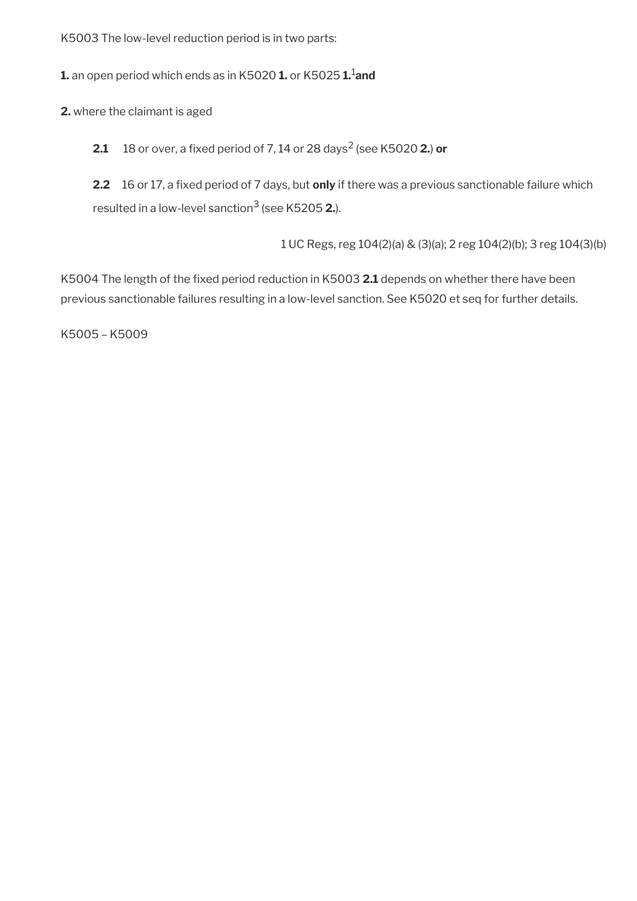K5003 The low-level reduction period is in two parts:

**1.** an open period which ends as in K5020 **1.** or K5025 **1.**[1] **and**

**2.** where the claimant is aged

> **2.1** 18 or over, a fixed period of 7, 14 or 28 days[2] (see K5020 **2.**) **or**
>
> **2.2** 16 or 17, a fixed period of 7 days, but **only** if there was a previous sanctionable failure which resulted in a low-level sanction[3] (see K5205 **2.**).

1 UC Regs, reg 104(2)(a) & (3)(a); 2 reg 104(2)(b); 3 reg 104(3)(b)

K5004 The length of the fixed period reduction in K5003 **2.1** depends on whether there have been previous sanctionable failures resulting in a low-level sanction. See K5020 et seq for further details.

K5005 – K5009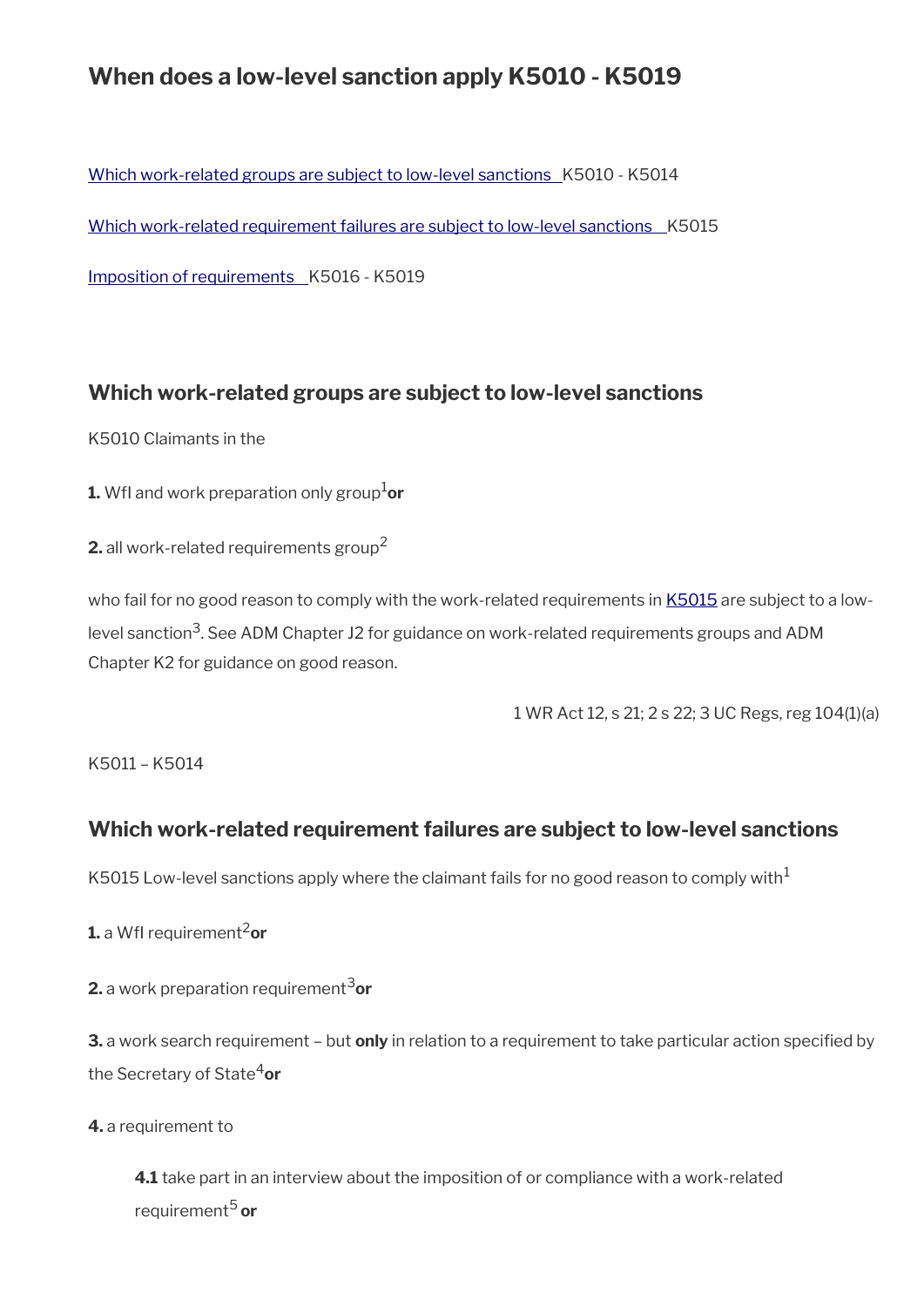# When does a low-level sanction apply K5010 - K5019

[Which work-related groups are subject to low-level sanctions](#) K5010 - K5014

[Which work-related requirement failures are subject to low-level sanctions](#) K5015

[Imposition of requirements](#) K5016 - K5019

## Which work-related groups are subject to low-level sanctions

K5010 Claimants in the

**1.** WfI and work preparation only group[1] **or**

**2.** all work-related requirements group[2]

who fail for no good reason to comply with the work-related requirements in [K5015](#) are subject to a low-level sanction[3]. See ADM Chapter J2 for guidance on work-related requirements groups and ADM Chapter K2 for guidance on good reason.

1 WR Act 12, s 21; 2 s 22; 3 UC Regs, reg 104(1)(a)

K5011 – K5014

## Which work-related requirement failures are subject to low-level sanctions

K5015 Low-level sanctions apply where the claimant fails for no good reason to comply with[1]

**1.** a WfI requirement[2] **or**

**2.** a work preparation requirement[3] **or**

**3.** a work search requirement – but **only** in relation to a requirement to take particular action specified by the Secretary of State[4] **or**

**4.** a requirement to

> **4.1** take part in an interview about the imposition of or compliance with a work-related requirement[5] **or**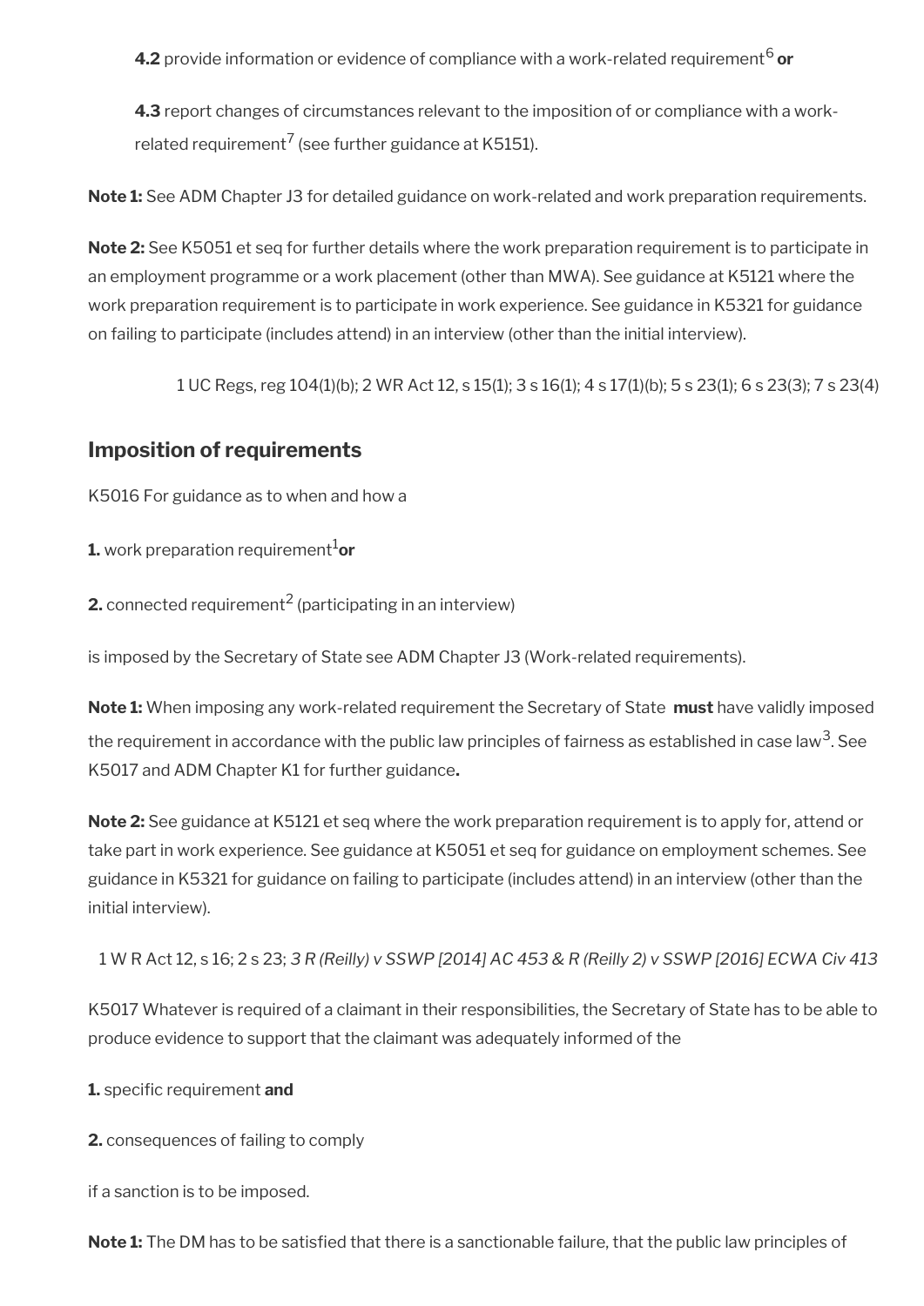**4.2** provide information or evidence of compliance with a work-related requirement[6] **or**

**4.3** report changes of circumstances relevant to the imposition of or compliance with a work-related requirement[7] (see further guidance at K5151).

**Note 1:** See ADM Chapter J3 for detailed guidance on work-related and work preparation requirements.

**Note 2:** See K5051 et seq for further details where the work preparation requirement is to participate in an employment programme or a work placement (other than MWA). See guidance at K5121 where the work preparation requirement is to participate in work experience. See guidance in K5321 for guidance on failing to participate (includes attend) in an interview (other than the initial interview).

1 UC Regs, reg 104(1)(b); 2 WR Act 12, s 15(1); 3 s 16(1); 4 s 17(1)(b); 5 s 23(1); 6 s 23(3); 7 s 23(4)

## Imposition of requirements

K5016 For guidance as to when and how a

**1.** work preparation requirement[1] **or**

**2.** connected requirement[2] (participating in an interview)

is imposed by the Secretary of State see ADM Chapter J3 (Work-related requirements).

**Note 1:** When imposing any work-related requirement the Secretary of State **must** have validly imposed the requirement in accordance with the public law principles of fairness as established in case law[3]. See K5017 and ADM Chapter K1 for further guidance.

**Note 2:** See guidance at K5121 et seq where the work preparation requirement is to apply for, attend or take part in work experience. See guidance at K5051 et seq for guidance on employment schemes. See guidance in K5321 for guidance on failing to participate (includes attend) in an interview (other than the initial interview).

1 W R Act 12, s 16; 2 s 23; *3 R (Reilly) v SSWP [2014] AC 453 & R (Reilly 2) v SSWP [2016] ECWA Civ 413*

K5017 Whatever is required of a claimant in their responsibilities, the Secretary of State has to be able to produce evidence to support that the claimant was adequately informed of the

**1.** specific requirement **and**

**2.** consequences of failing to comply

if a sanction is to be imposed.

**Note 1:** The DM has to be satisfied that there is a sanctionable failure, that the public law principles of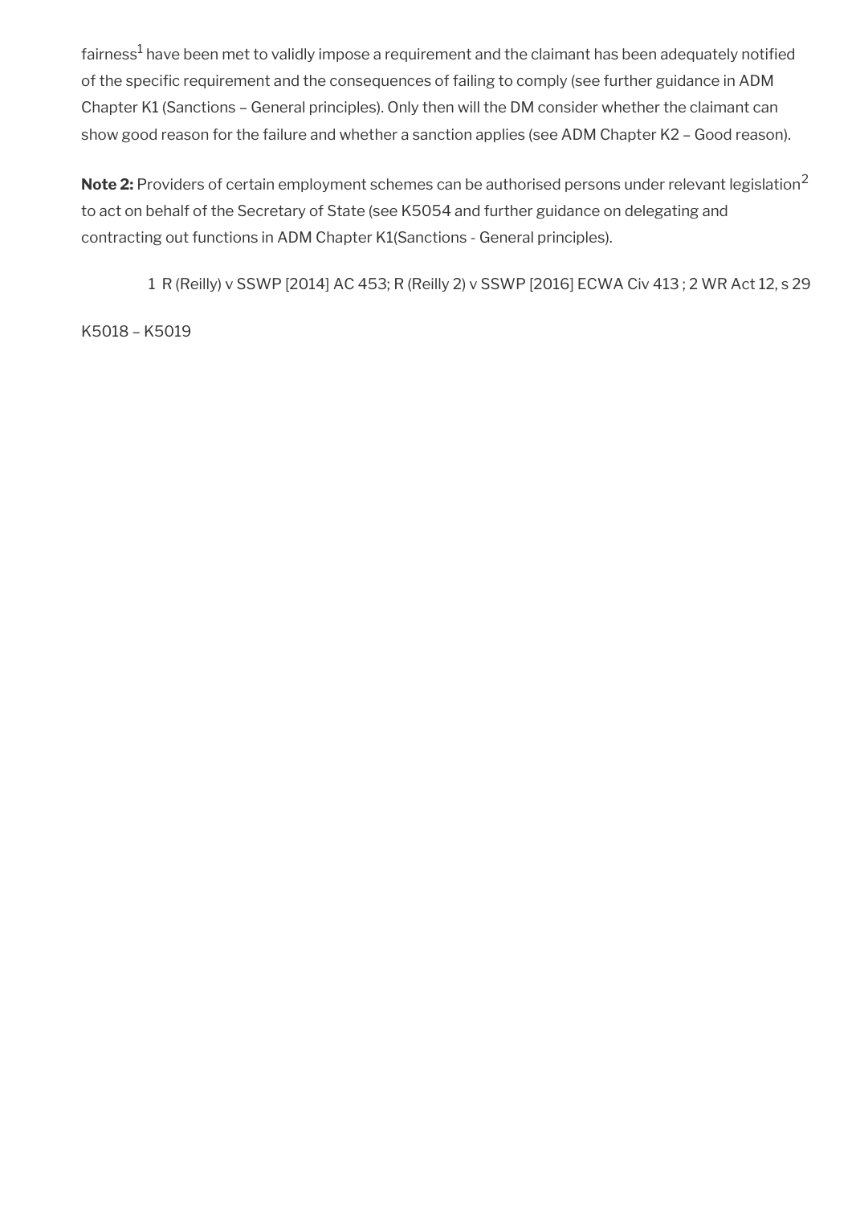fairness[1] have been met to validly impose a requirement and the claimant has been adequately notified of the specific requirement and the consequences of failing to comply (see further guidance in ADM Chapter K1 (Sanctions – General principles). Only then will the DM consider whether the claimant can show good reason for the failure and whether a sanction applies (see ADM Chapter K2 – Good reason).

**Note 2:** Providers of certain employment schemes can be authorised persons under relevant legislation[2] to act on behalf of the Secretary of State (see K5054 and further guidance on delegating and contracting out functions in ADM Chapter K1(Sanctions - General principles).

1 R (Reilly) v SSWP [2014] AC 453; R (Reilly 2) v SSWP [2016] ECWA Civ 413 ; 2 WR Act 12, s 29

K5018 – K5019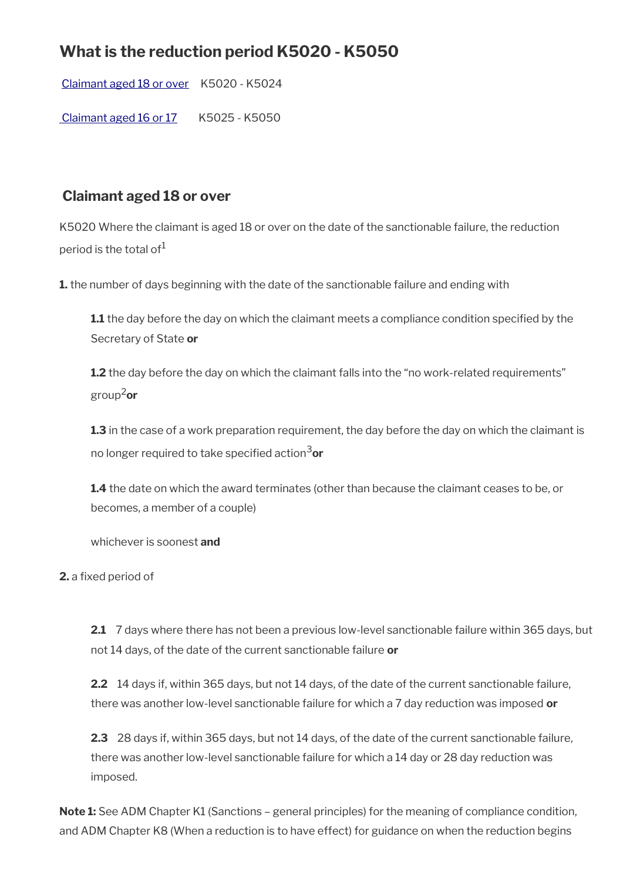# What is the reduction period K5020 - K5050

[Claimant aged 18 or over](#) K5020 - K5024

[Claimant aged 16 or 17](#) K5025 - K5050

## Claimant aged 18 or over

K5020 Where the claimant is aged 18 or over on the date of the sanctionable failure, the reduction period is the total of[1]

**1.** the number of days beginning with the date of the sanctionable failure and ending with

> **1.1** the day before the day on which the claimant meets a compliance condition specified by the Secretary of State **or**
>
> **1.2** the day before the day on which the claimant falls into the "no work-related requirements" group[2] **or**
>
> **1.3** in the case of a work preparation requirement, the day before the day on which the claimant is no longer required to take specified action[3] **or**
>
> **1.4** the date on which the award terminates (other than because the claimant ceases to be, or becomes, a member of a couple)
>
> whichever is soonest **and**

**2.** a fixed period of

> **2.1** 7 days where there has not been a previous low-level sanctionable failure within 365 days, but not 14 days, of the date of the current sanctionable failure **or**
>
> **2.2** 14 days if, within 365 days, but not 14 days, of the date of the current sanctionable failure, there was another low-level sanctionable failure for which a 7 day reduction was imposed **or**
>
> **2.3** 28 days if, within 365 days, but not 14 days, of the date of the current sanctionable failure, there was another low-level sanctionable failure for which a 14 day or 28 day reduction was imposed.

**Note 1:** See ADM Chapter K1 (Sanctions – general principles) for the meaning of compliance condition, and ADM Chapter K8 (When a reduction is to have effect) for guidance on when the reduction begins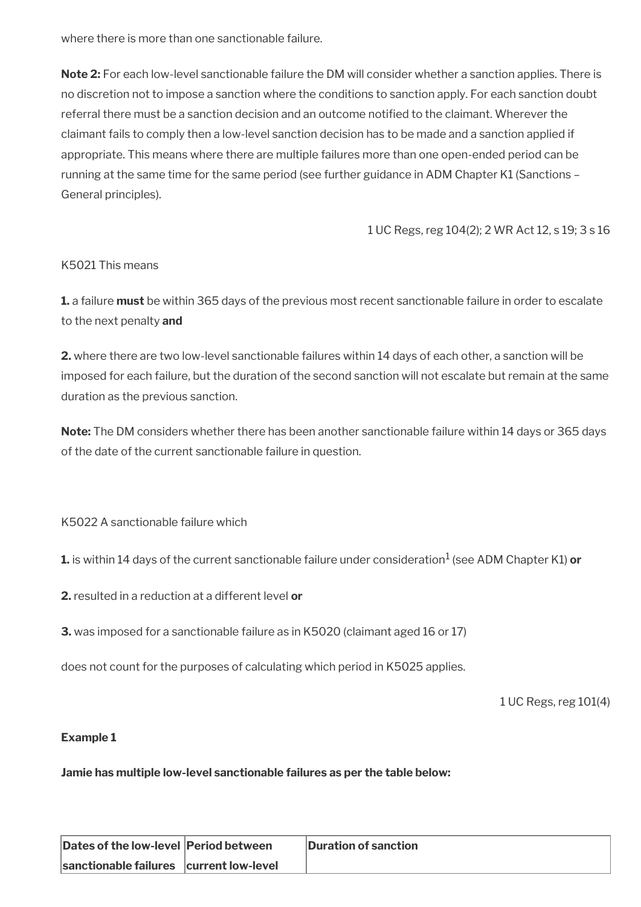where there is more than one sanctionable failure.

**Note 2:** For each low-level sanctionable failure the DM will consider whether a sanction applies. There is no discretion not to impose a sanction where the conditions to sanction apply. For each sanction doubt referral there must be a sanction decision and an outcome notified to the claimant. Wherever the claimant fails to comply then a low-level sanction decision has to be made and a sanction applied if appropriate. This means where there are multiple failures more than one open-ended period can be running at the same time for the same period (see further guidance in ADM Chapter K1 (Sanctions – General principles).

1 UC Regs, reg 104(2); 2 WR Act 12, s 19; 3 s 16

K5021 This means

**1.** a failure **must** be within 365 days of the previous most recent sanctionable failure in order to escalate to the next penalty **and**

**2.** where there are two low-level sanctionable failures within 14 days of each other, a sanction will be imposed for each failure, but the duration of the second sanction will not escalate but remain at the same duration as the previous sanction.

**Note:** The DM considers whether there has been another sanctionable failure within 14 days or 365 days of the date of the current sanctionable failure in question.

K5022 A sanctionable failure which

**1.** is within 14 days of the current sanctionable failure under consideration[1] (see ADM Chapter K1) **or**

**2.** resulted in a reduction at a different level **or**

**3.** was imposed for a sanctionable failure as in K5020 (claimant aged 16 or 17)

does not count for the purposes of calculating which period in K5025 applies.

1 UC Regs, reg 101(4)

**Example 1**

**Jamie has multiple low-level sanctionable failures as per the table below:**

| Dates of the low-level sanctionable failures | Period between current low-level | Duration of sanction |
|---|---|---|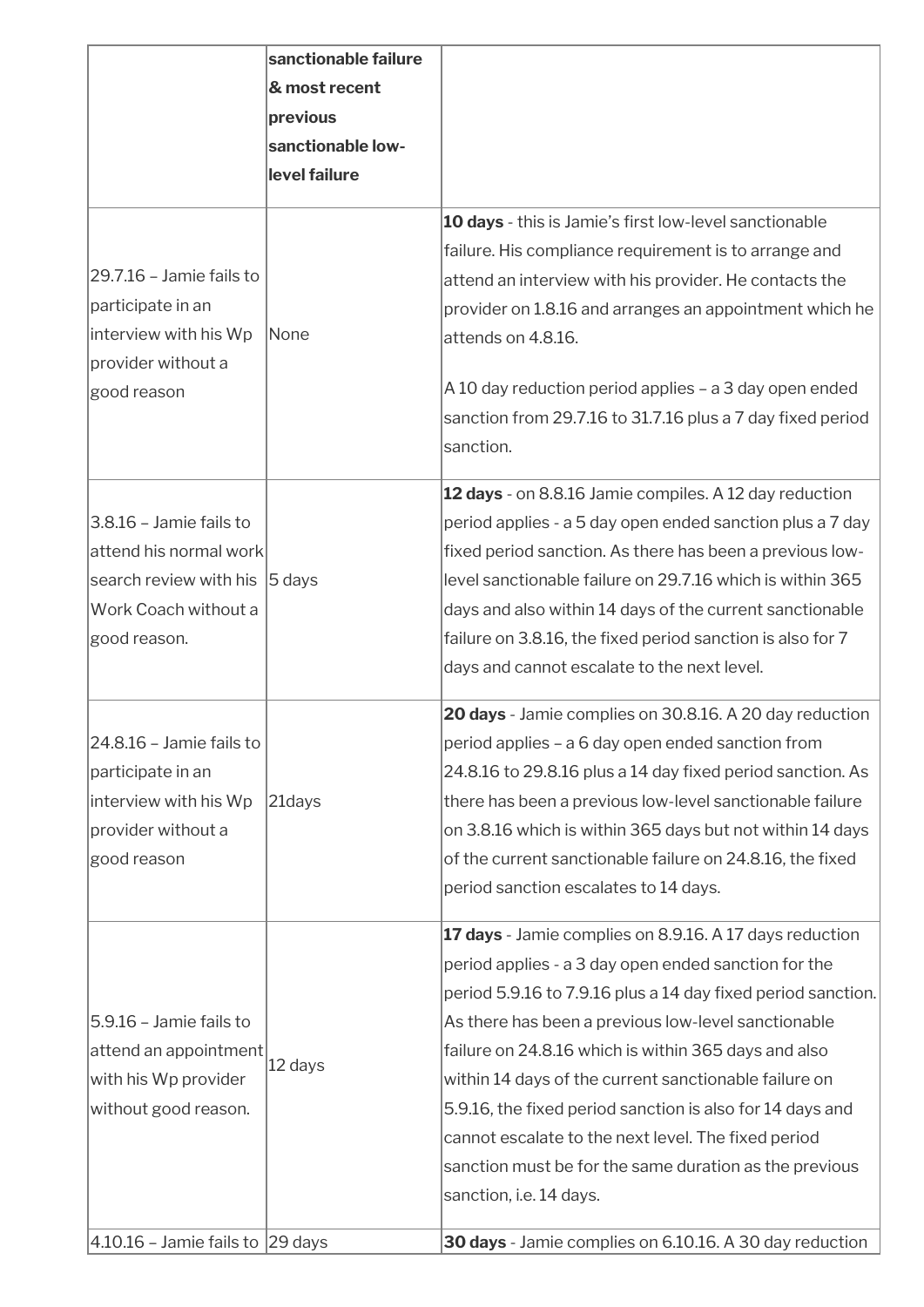| | sanctionable failure & most recent previous sanctionable low-level failure | |
|---|---|---|
| 29.7.16 – Jamie fails to participate in an interview with his Wp provider without a good reason | None | **10 days** - this is Jamie's first low-level sanctionable failure. His compliance requirement is to arrange and attend an interview with his provider. He contacts the provider on 1.8.16 and arranges an appointment which he attends on 4.8.16.<br><br>A 10 day reduction period applies – a 3 day open ended sanction from 29.7.16 to 31.7.16 plus a 7 day fixed period sanction. |
| 3.8.16 – Jamie fails to attend his normal work search review with his Work Coach without a good reason. | 5 days | **12 days** - on 8.8.16 Jamie compiles. A 12 day reduction period applies - a 5 day open ended sanction plus a 7 day fixed period sanction. As there has been a previous low-level sanctionable failure on 29.7.16 which is within 365 days and also within 14 days of the current sanctionable failure on 3.8.16, the fixed period sanction is also for 7 days and cannot escalate to the next level. |
| 24.8.16 – Jamie fails to participate in an interview with his Wp provider without a good reason | 21days | **20 days** - Jamie complies on 30.8.16. A 20 day reduction period applies – a 6 day open ended sanction from 24.8.16 to 29.8.16 plus a 14 day fixed period sanction. As there has been a previous low-level sanctionable failure on 3.8.16 which is within 365 days but not within 14 days of the current sanctionable failure on 24.8.16, the fixed period sanction escalates to 14 days. |
| 5.9.16 – Jamie fails to attend an appointment with his Wp provider without good reason. | 12 days | **17 days** - Jamie complies on 8.9.16. A 17 days reduction period applies - a 3 day open ended sanction for the period 5.9.16 to 7.9.16 plus a 14 day fixed period sanction. As there has been a previous low-level sanctionable failure on 24.8.16 which is within 365 days and also within 14 days of the current sanctionable failure on 5.9.16, the fixed period sanction is also for 14 days and cannot escalate to the next level. The fixed period sanction must be for the same duration as the previous sanction, i.e. 14 days. |
| 4.10.16 – Jamie fails to | 29 days | **30 days** - Jamie complies on 6.10.16. A 30 day reduction |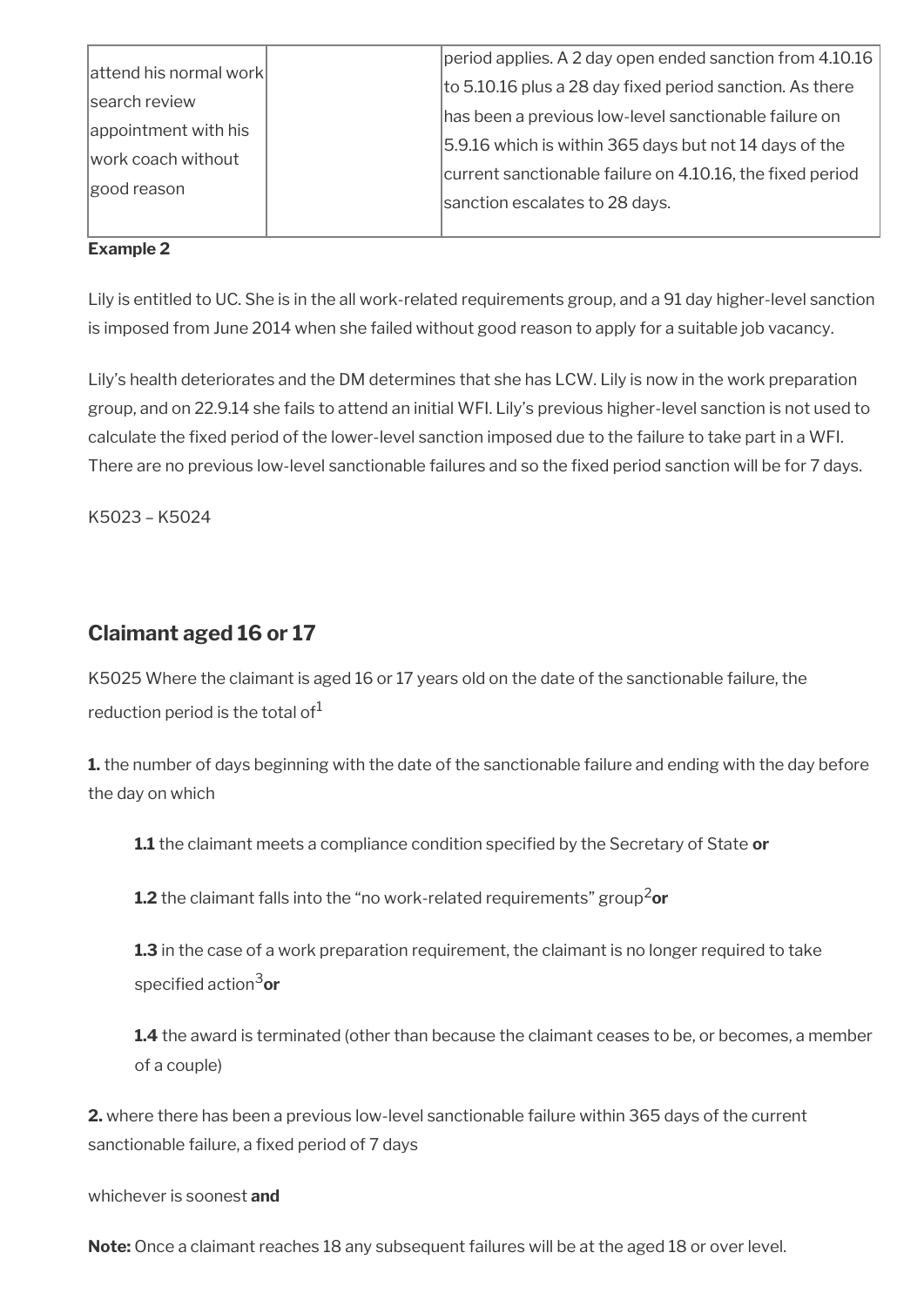| | | |
|---|---|---|
| attend his normal work search review appointment with his work coach without good reason | | period applies. A 2 day open ended sanction from 4.10.16 to 5.10.16 plus a 28 day fixed period sanction. As there has been a previous low-level sanctionable failure on 5.9.16 which is within 365 days but not 14 days of the current sanctionable failure on 4.10.16, the fixed period sanction escalates to 28 days. |

**Example 2**

Lily is entitled to UC. She is in the all work-related requirements group, and a 91 day higher-level sanction is imposed from June 2014 when she failed without good reason to apply for a suitable job vacancy.

Lily's health deteriorates and the DM determines that she has LCW. Lily is now in the work preparation group, and on 22.9.14 she fails to attend an initial WFI. Lily's previous higher-level sanction is not used to calculate the fixed period of the lower-level sanction imposed due to the failure to take part in a WFI. There are no previous low-level sanctionable failures and so the fixed period sanction will be for 7 days.

K5023 – K5024

## Claimant aged 16 or 17

K5025 Where the claimant is aged 16 or 17 years old on the date of the sanctionable failure, the reduction period is the total of[1]

**1.** the number of days beginning with the date of the sanctionable failure and ending with the day before the day on which

> **1.1** the claimant meets a compliance condition specified by the Secretary of State **or**
>
> **1.2** the claimant falls into the "no work-related requirements" group[2] **or**
>
> **1.3** in the case of a work preparation requirement, the claimant is no longer required to take specified action[3] **or**
>
> **1.4** the award is terminated (other than because the claimant ceases to be, or becomes, a member of a couple)

**2.** where there has been a previous low-level sanctionable failure within 365 days of the current sanctionable failure, a fixed period of 7 days

whichever is soonest **and**

**Note:** Once a claimant reaches 18 any subsequent failures will be at the aged 18 or over level.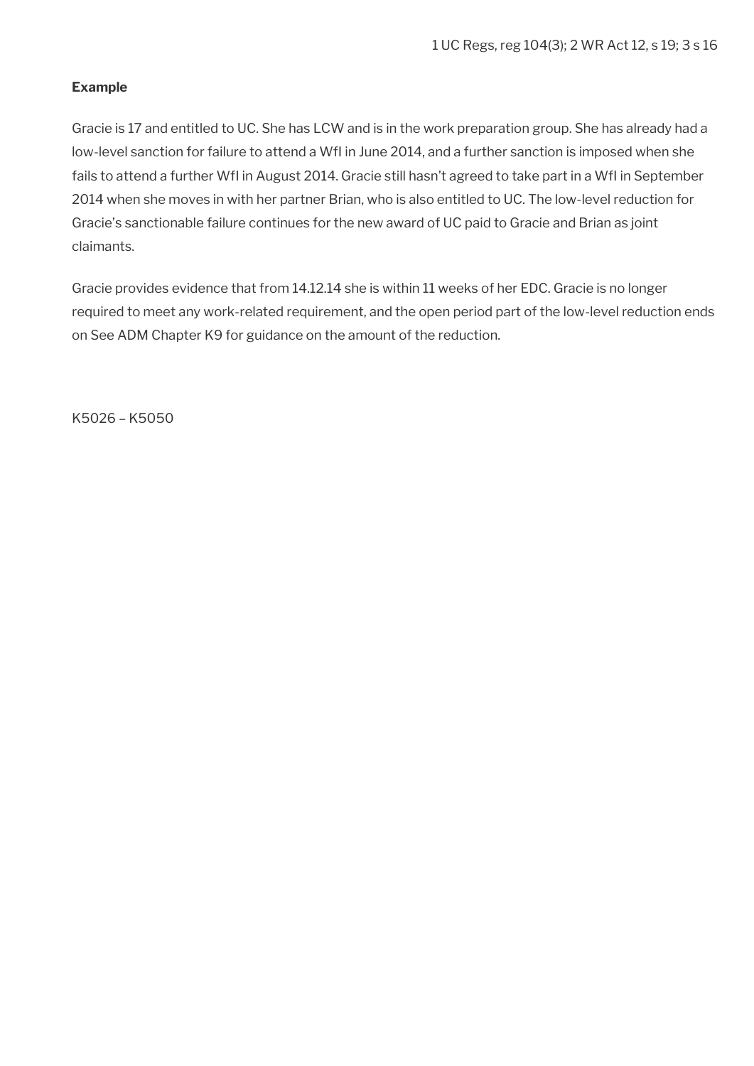1 UC Regs, reg 104(3); 2 WR Act 12, s 19; 3 s 16

**Example**

Gracie is 17 and entitled to UC. She has LCW and is in the work preparation group. She has already had a low-level sanction for failure to attend a WfI in June 2014, and a further sanction is imposed when she fails to attend a further WfI in August 2014. Gracie still hasn't agreed to take part in a WfI in September 2014 when she moves in with her partner Brian, who is also entitled to UC. The low-level reduction for Gracie's sanctionable failure continues for the new award of UC paid to Gracie and Brian as joint claimants.

Gracie provides evidence that from 14.12.14 she is within 11 weeks of her EDC. Gracie is no longer required to meet any work-related requirement, and the open period part of the low-level reduction ends on See ADM Chapter K9 for guidance on the amount of the reduction.

K5026 – K5050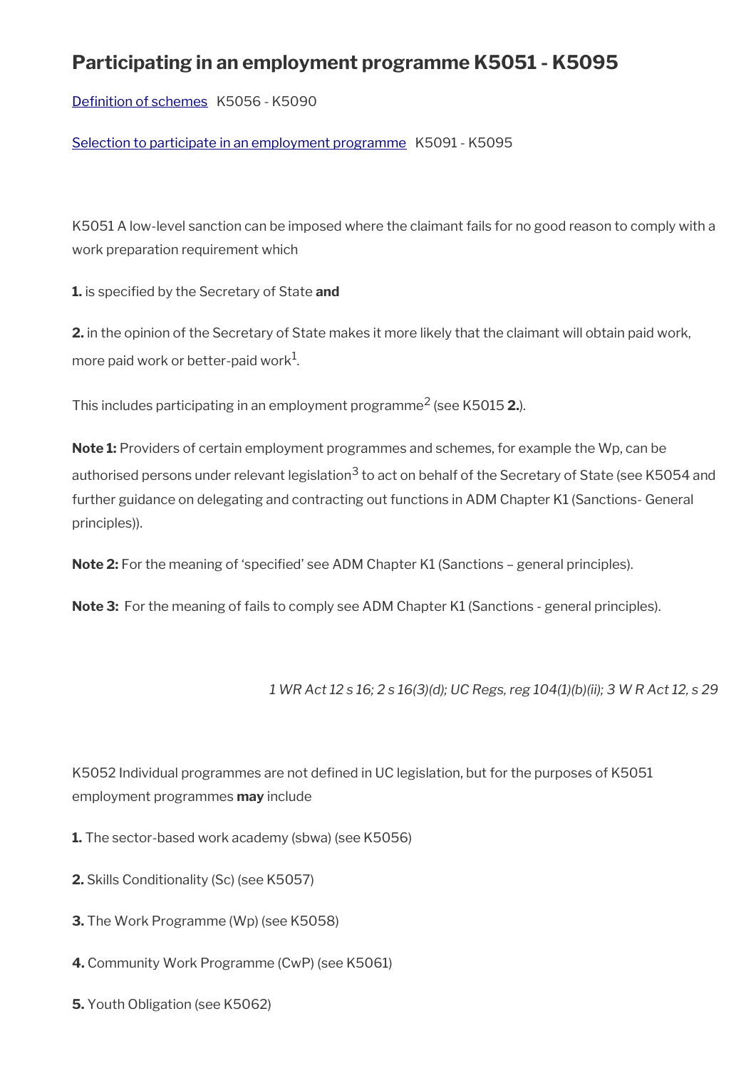# Participating in an employment programme K5051 - K5095

[Definition of schemes](#) K5056 - K5090

[Selection to participate in an employment programme](#) K5091 - K5095

K5051 A low-level sanction can be imposed where the claimant fails for no good reason to comply with a work preparation requirement which

**1.** is specified by the Secretary of State **and**

**2.** in the opinion of the Secretary of State makes it more likely that the claimant will obtain paid work, more paid work or better-paid work[1].

This includes participating in an employment programme[2] (see K5015 **2.**).

**Note 1:** Providers of certain employment programmes and schemes, for example the Wp, can be authorised persons under relevant legislation[3] to act on behalf of the Secretary of State (see K5054 and further guidance on delegating and contracting out functions in ADM Chapter K1 (Sanctions- General principles)).

**Note 2:** For the meaning of 'specified' see ADM Chapter K1 (Sanctions – general principles).

**Note 3:** For the meaning of fails to comply see ADM Chapter K1 (Sanctions - general principles).

*1 WR Act 12 s 16; 2 s 16(3)(d); UC Regs, reg 104(1)(b)(ii); 3 W R Act 12, s 29*

K5052 Individual programmes are not defined in UC legislation, but for the purposes of K5051 employment programmes **may** include

**1.** The sector-based work academy (sbwa) (see K5056)

**2.** Skills Conditionality (Sc) (see K5057)

**3.** The Work Programme (Wp) (see K5058)

**4.** Community Work Programme (CwP) (see K5061)

**5.** Youth Obligation (see K5062)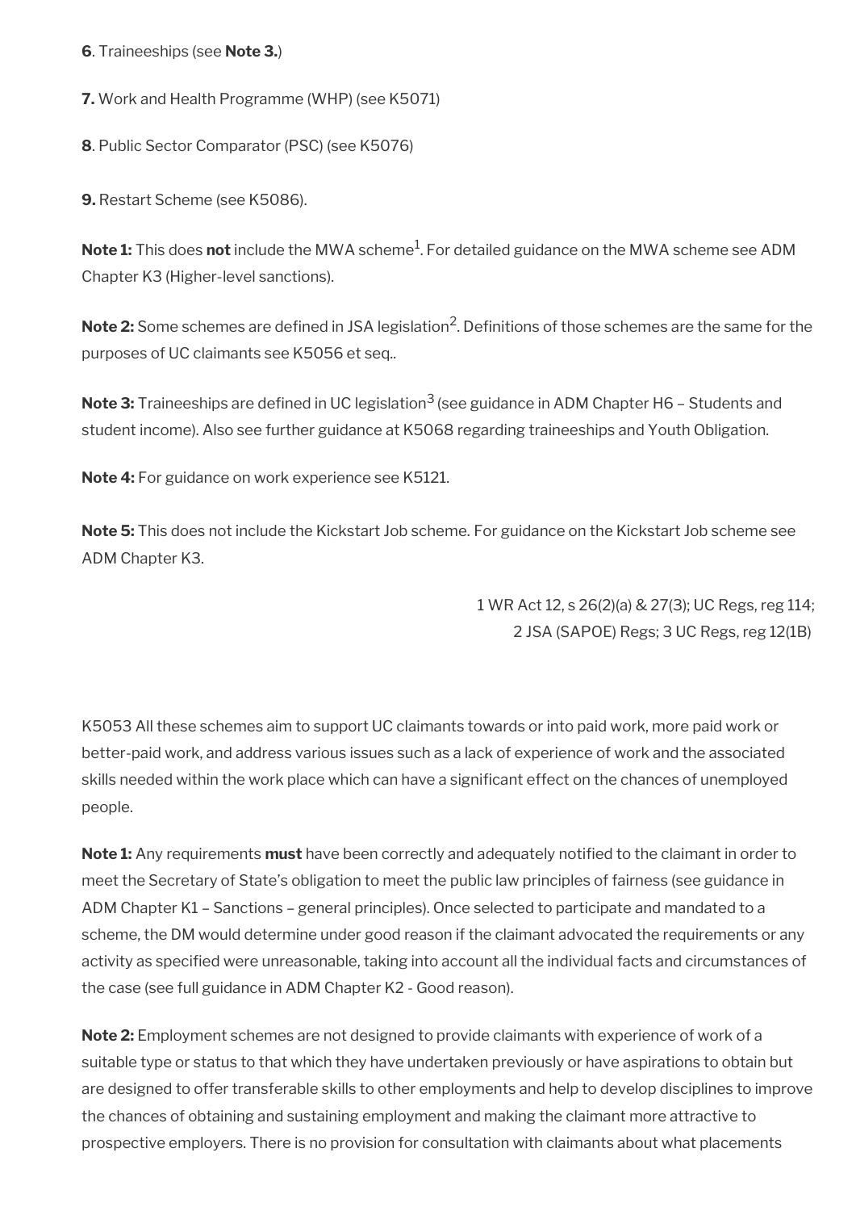**6**. Traineeships (see **Note 3.**)

**7.** Work and Health Programme (WHP) (see K5071)

**8**. Public Sector Comparator (PSC) (see K5076)

**9.** Restart Scheme (see K5086).

**Note 1:** This does **not** include the MWA scheme[1]. For detailed guidance on the MWA scheme see ADM Chapter K3 (Higher-level sanctions).

**Note 2:** Some schemes are defined in JSA legislation[2]. Definitions of those schemes are the same for the purposes of UC claimants see K5056 et seq..

**Note 3:** Traineeships are defined in UC legislation[3] (see guidance in ADM Chapter H6 – Students and student income). Also see further guidance at K5068 regarding traineeships and Youth Obligation.

**Note 4:** For guidance on work experience see K5121.

**Note 5:** This does not include the Kickstart Job scheme. For guidance on the Kickstart Job scheme see ADM Chapter K3.

1 WR Act 12, s 26(2)(a) & 27(3); UC Regs, reg 114;
2 JSA (SAPOE) Regs; 3 UC Regs, reg 12(1B)

K5053 All these schemes aim to support UC claimants towards or into paid work, more paid work or better-paid work, and address various issues such as a lack of experience of work and the associated skills needed within the work place which can have a significant effect on the chances of unemployed people.

**Note 1:** Any requirements **must** have been correctly and adequately notified to the claimant in order to meet the Secretary of State's obligation to meet the public law principles of fairness (see guidance in ADM Chapter K1 – Sanctions – general principles). Once selected to participate and mandated to a scheme, the DM would determine under good reason if the claimant advocated the requirements or any activity as specified were unreasonable, taking into account all the individual facts and circumstances of the case (see full guidance in ADM Chapter K2 - Good reason).

**Note 2:** Employment schemes are not designed to provide claimants with experience of work of a suitable type or status to that which they have undertaken previously or have aspirations to obtain but are designed to offer transferable skills to other employments and help to develop disciplines to improve the chances of obtaining and sustaining employment and making the claimant more attractive to prospective employers. There is no provision for consultation with claimants about what placements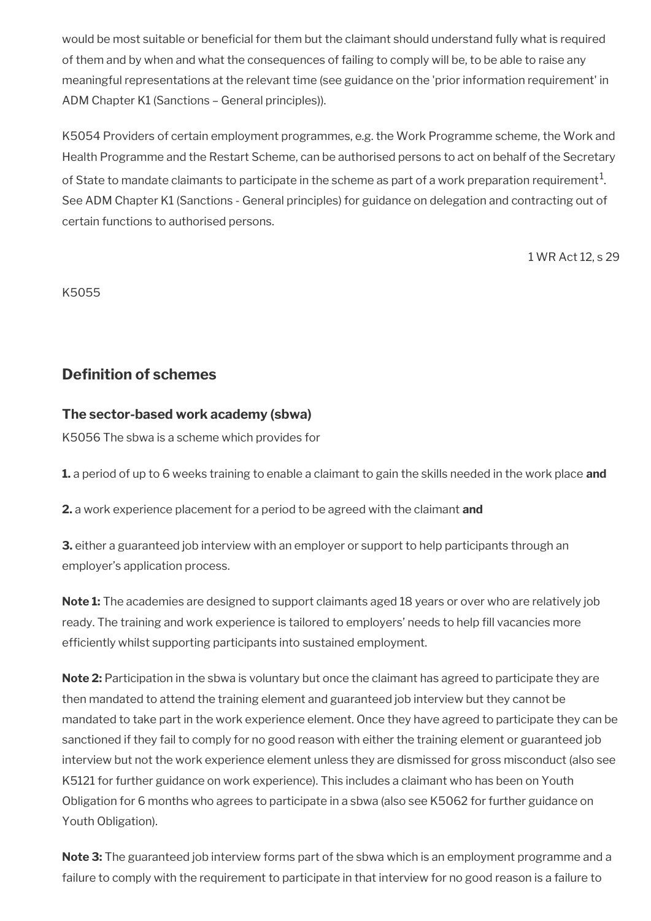would be most suitable or beneficial for them but the claimant should understand fully what is required of them and by when and what the consequences of failing to comply will be, to be able to raise any meaningful representations at the relevant time (see guidance on the 'prior information requirement' in ADM Chapter K1 (Sanctions – General principles)).

K5054 Providers of certain employment programmes, e.g. the Work Programme scheme, the Work and Health Programme and the Restart Scheme, can be authorised persons to act on behalf of the Secretary of State to mandate claimants to participate in the scheme as part of a work preparation requirement[1]. See ADM Chapter K1 (Sanctions - General principles) for guidance on delegation and contracting out of certain functions to authorised persons.

1 WR Act 12, s 29

K5055

## Definition of schemes

### The sector-based work academy (sbwa)

K5056 The sbwa is a scheme which provides for

**1.** a period of up to 6 weeks training to enable a claimant to gain the skills needed in the work place **and**

**2.** a work experience placement for a period to be agreed with the claimant **and**

**3.** either a guaranteed job interview with an employer or support to help participants through an employer's application process.

**Note 1:** The academies are designed to support claimants aged 18 years or over who are relatively job ready. The training and work experience is tailored to employers' needs to help fill vacancies more efficiently whilst supporting participants into sustained employment.

**Note 2:** Participation in the sbwa is voluntary but once the claimant has agreed to participate they are then mandated to attend the training element and guaranteed job interview but they cannot be mandated to take part in the work experience element. Once they have agreed to participate they can be sanctioned if they fail to comply for no good reason with either the training element or guaranteed job interview but not the work experience element unless they are dismissed for gross misconduct (also see K5121 for further guidance on work experience). This includes a claimant who has been on Youth Obligation for 6 months who agrees to participate in a sbwa (also see K5062 for further guidance on Youth Obligation).

**Note 3:** The guaranteed job interview forms part of the sbwa which is an employment programme and a failure to comply with the requirement to participate in that interview for no good reason is a failure to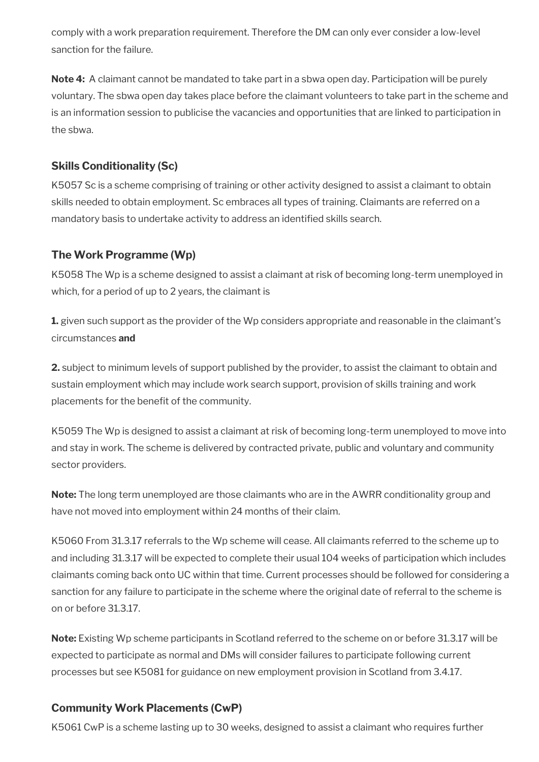comply with a work preparation requirement. Therefore the DM can only ever consider a low-level sanction for the failure.

**Note 4:** A claimant cannot be mandated to take part in a sbwa open day. Participation will be purely voluntary. The sbwa open day takes place before the claimant volunteers to take part in the scheme and is an information session to publicise the vacancies and opportunities that are linked to participation in the sbwa.

### Skills Conditionality (Sc)

K5057 Sc is a scheme comprising of training or other activity designed to assist a claimant to obtain skills needed to obtain employment. Sc embraces all types of training. Claimants are referred on a mandatory basis to undertake activity to address an identified skills search.

### The Work Programme (Wp)

K5058 The Wp is a scheme designed to assist a claimant at risk of becoming long-term unemployed in which, for a period of up to 2 years, the claimant is

**1.** given such support as the provider of the Wp considers appropriate and reasonable in the claimant's circumstances **and**

**2.** subject to minimum levels of support published by the provider, to assist the claimant to obtain and sustain employment which may include work search support, provision of skills training and work placements for the benefit of the community.

K5059 The Wp is designed to assist a claimant at risk of becoming long-term unemployed to move into and stay in work. The scheme is delivered by contracted private, public and voluntary and community sector providers.

**Note:** The long term unemployed are those claimants who are in the AWRR conditionality group and have not moved into employment within 24 months of their claim.

K5060 From 31.3.17 referrals to the Wp scheme will cease. All claimants referred to the scheme up to and including 31.3.17 will be expected to complete their usual 104 weeks of participation which includes claimants coming back onto UC within that time. Current processes should be followed for considering a sanction for any failure to participate in the scheme where the original date of referral to the scheme is on or before 31.3.17.

**Note:** Existing Wp scheme participants in Scotland referred to the scheme on or before 31.3.17 will be expected to participate as normal and DMs will consider failures to participate following current processes but see K5081 for guidance on new employment provision in Scotland from 3.4.17.

### Community Work Placements (CwP)

K5061 CwP is a scheme lasting up to 30 weeks, designed to assist a claimant who requires further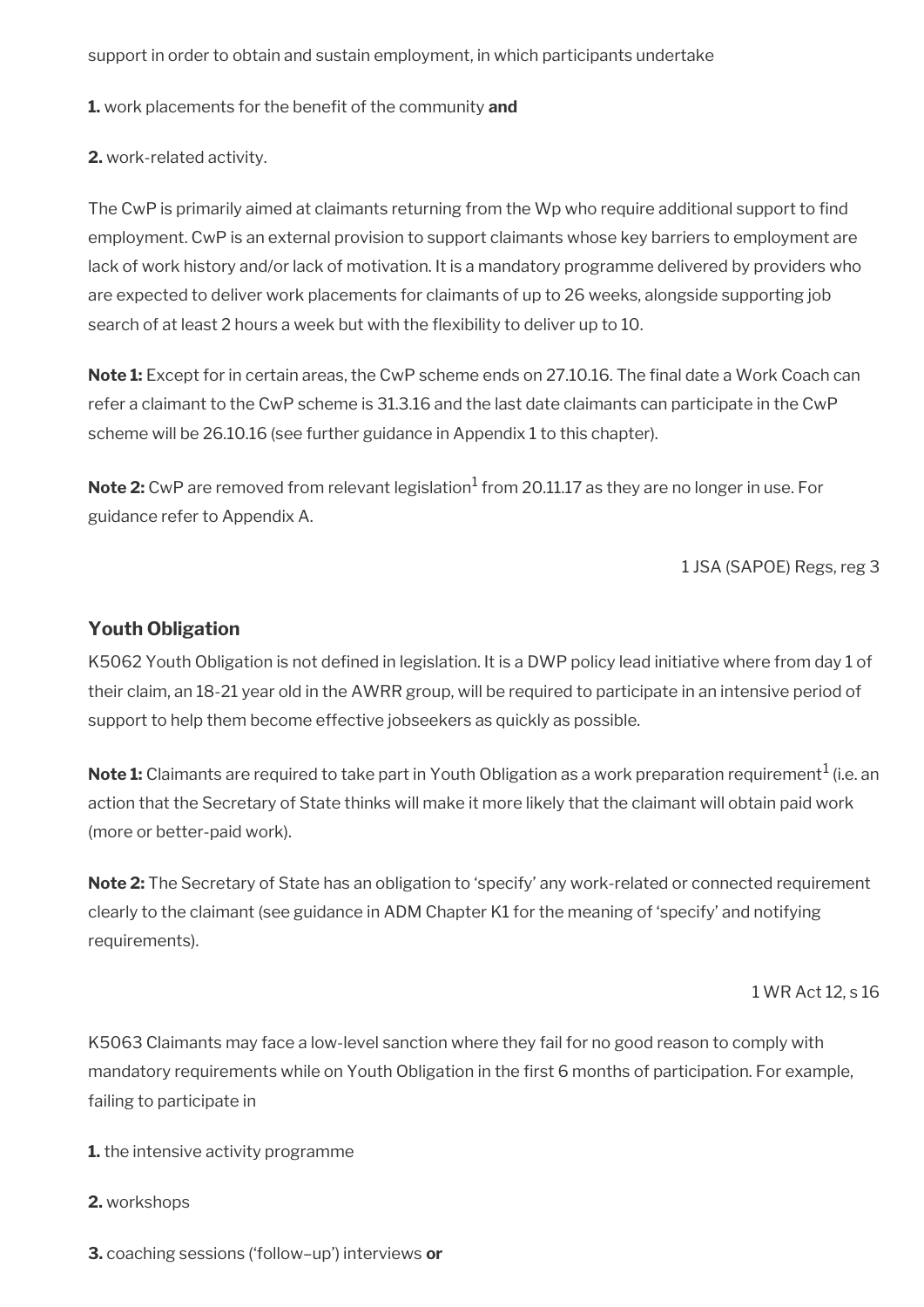support in order to obtain and sustain employment, in which participants undertake

**1.** work placements for the benefit of the community **and**

**2.** work-related activity.

The CwP is primarily aimed at claimants returning from the Wp who require additional support to find employment. CwP is an external provision to support claimants whose key barriers to employment are lack of work history and/or lack of motivation. It is a mandatory programme delivered by providers who are expected to deliver work placements for claimants of up to 26 weeks, alongside supporting job search of at least 2 hours a week but with the flexibility to deliver up to 10.

**Note 1:** Except for in certain areas, the CwP scheme ends on 27.10.16. The final date a Work Coach can refer a claimant to the CwP scheme is 31.3.16 and the last date claimants can participate in the CwP scheme will be 26.10.16 (see further guidance in Appendix 1 to this chapter).

**Note 2:** CwP are removed from relevant legislation[1] from 20.11.17 as they are no longer in use. For guidance refer to Appendix A.

1 JSA (SAPOE) Regs, reg 3

### Youth Obligation

K5062 Youth Obligation is not defined in legislation. It is a DWP policy lead initiative where from day 1 of their claim, an 18-21 year old in the AWRR group, will be required to participate in an intensive period of support to help them become effective jobseekers as quickly as possible.

**Note 1:** Claimants are required to take part in Youth Obligation as a work preparation requirement[1] (i.e. an action that the Secretary of State thinks will make it more likely that the claimant will obtain paid work (more or better-paid work).

**Note 2:** The Secretary of State has an obligation to 'specify' any work-related or connected requirement clearly to the claimant (see guidance in ADM Chapter K1 for the meaning of 'specify' and notifying requirements).

1 WR Act 12, s 16

K5063 Claimants may face a low-level sanction where they fail for no good reason to comply with mandatory requirements while on Youth Obligation in the first 6 months of participation. For example, failing to participate in

**1.** the intensive activity programme

**2.** workshops

**3.** coaching sessions ('follow–up') interviews **or**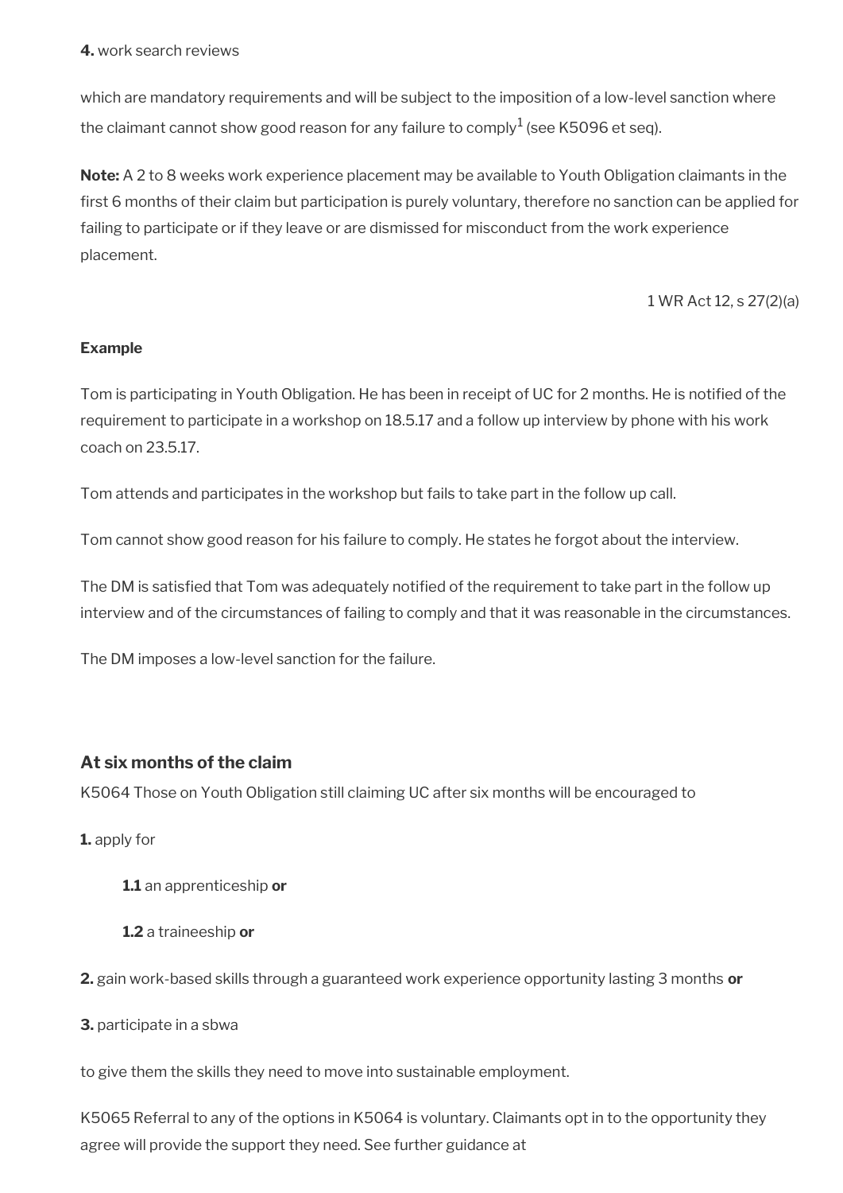**4.** work search reviews

which are mandatory requirements and will be subject to the imposition of a low-level sanction where the claimant cannot show good reason for any failure to comply[1] (see K5096 et seq).

**Note:** A 2 to 8 weeks work experience placement may be available to Youth Obligation claimants in the first 6 months of their claim but participation is purely voluntary, therefore no sanction can be applied for failing to participate or if they leave or are dismissed for misconduct from the work experience placement.

1 WR Act 12, s 27(2)(a)

**Example**

Tom is participating in Youth Obligation. He has been in receipt of UC for 2 months. He is notified of the requirement to participate in a workshop on 18.5.17 and a follow up interview by phone with his work coach on 23.5.17.

Tom attends and participates in the workshop but fails to take part in the follow up call.

Tom cannot show good reason for his failure to comply. He states he forgot about the interview.

The DM is satisfied that Tom was adequately notified of the requirement to take part in the follow up interview and of the circumstances of failing to comply and that it was reasonable in the circumstances.

The DM imposes a low-level sanction for the failure.

### At six months of the claim

K5064 Those on Youth Obligation still claiming UC after six months will be encouraged to

**1.** apply for

> **1.1** an apprenticeship **or**
>
> **1.2** a traineeship **or**

**2.** gain work-based skills through a guaranteed work experience opportunity lasting 3 months **or**

**3.** participate in a sbwa

to give them the skills they need to move into sustainable employment.

K5065 Referral to any of the options in K5064 is voluntary. Claimants opt in to the opportunity they agree will provide the support they need. See further guidance at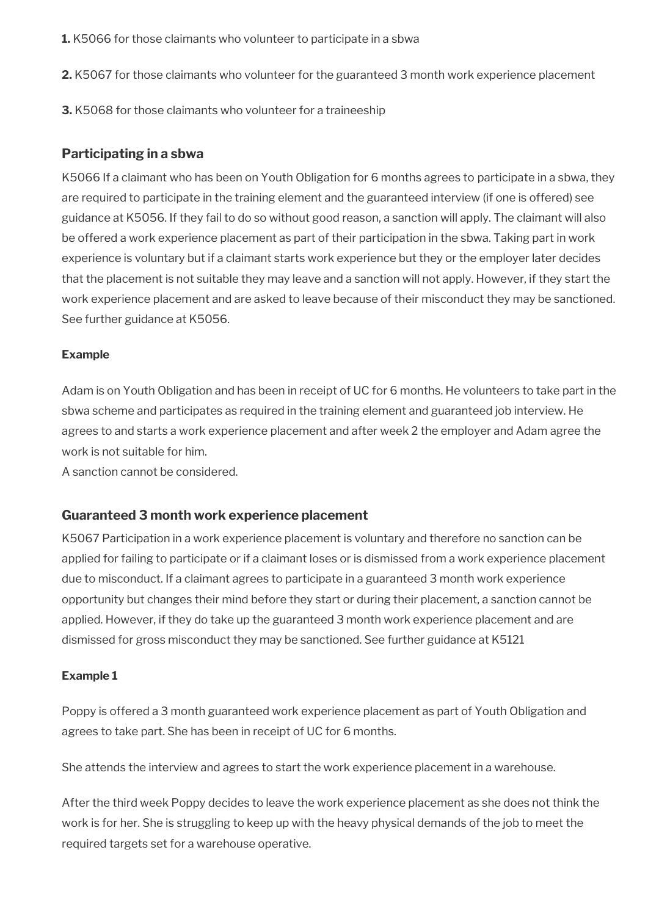**1.** K5066 for those claimants who volunteer to participate in a sbwa

**2.** K5067 for those claimants who volunteer for the guaranteed 3 month work experience placement

**3.** K5068 for those claimants who volunteer for a traineeship

### Participating in a sbwa

K5066 If a claimant who has been on Youth Obligation for 6 months agrees to participate in a sbwa, they are required to participate in the training element and the guaranteed interview (if one is offered) see guidance at K5056. If they fail to do so without good reason, a sanction will apply. The claimant will also be offered a work experience placement as part of their participation in the sbwa. Taking part in work experience is voluntary but if a claimant starts work experience but they or the employer later decides that the placement is not suitable they may leave and a sanction will not apply. However, if they start the work experience placement and are asked to leave because of their misconduct they may be sanctioned. See further guidance at K5056.

#### Example

Adam is on Youth Obligation and has been in receipt of UC for 6 months. He volunteers to take part in the sbwa scheme and participates as required in the training element and guaranteed job interview. He agrees to and starts a work experience placement and after week 2 the employer and Adam agree the work is not suitable for him.
A sanction cannot be considered.

### Guaranteed 3 month work experience placement

K5067 Participation in a work experience placement is voluntary and therefore no sanction can be applied for failing to participate or if a claimant loses or is dismissed from a work experience placement due to misconduct. If a claimant agrees to participate in a guaranteed 3 month work experience opportunity but changes their mind before they start or during their placement, a sanction cannot be applied. However, if they do take up the guaranteed 3 month work experience placement and are dismissed for gross misconduct they may be sanctioned. See further guidance at K5121

#### Example 1

Poppy is offered a 3 month guaranteed work experience placement as part of Youth Obligation and agrees to take part. She has been in receipt of UC for 6 months.

She attends the interview and agrees to start the work experience placement in a warehouse.

After the third week Poppy decides to leave the work experience placement as she does not think the work is for her. She is struggling to keep up with the heavy physical demands of the job to meet the required targets set for a warehouse operative.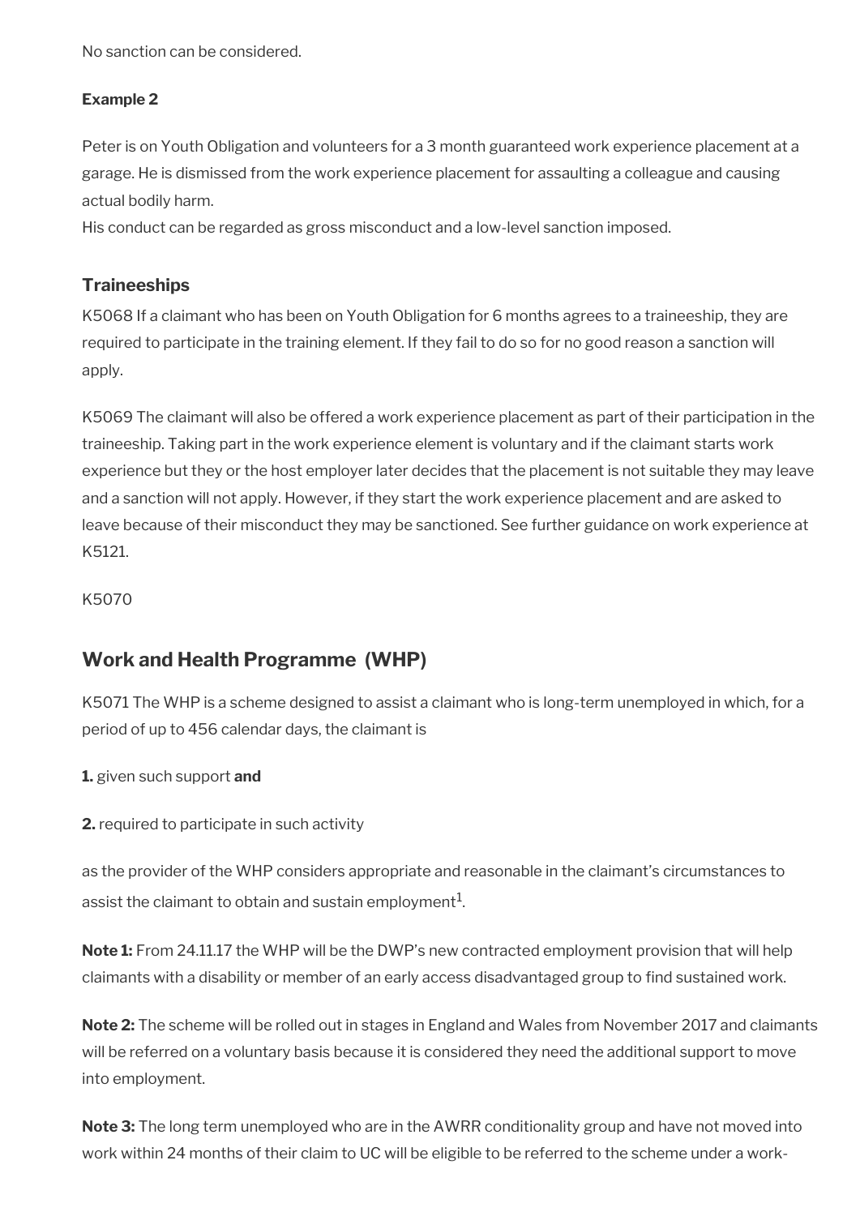No sanction can be considered.

**Example 2**

Peter is on Youth Obligation and volunteers for a 3 month guaranteed work experience placement at a garage. He is dismissed from the work experience placement for assaulting a colleague and causing actual bodily harm.
His conduct can be regarded as gross misconduct and a low-level sanction imposed.

### Traineeships

K5068 If a claimant who has been on Youth Obligation for 6 months agrees to a traineeship, they are required to participate in the training element. If they fail to do so for no good reason a sanction will apply.

K5069 The claimant will also be offered a work experience placement as part of their participation in the traineeship. Taking part in the work experience element is voluntary and if the claimant starts work experience but they or the host employer later decides that the placement is not suitable they may leave and a sanction will not apply. However, if they start the work experience placement and are asked to leave because of their misconduct they may be sanctioned. See further guidance on work experience at K5121.

K5070

## Work and Health Programme (WHP)

K5071 The WHP is a scheme designed to assist a claimant who is long-term unemployed in which, for a period of up to 456 calendar days, the claimant is

**1.** given such support **and**

**2.** required to participate in such activity

as the provider of the WHP considers appropriate and reasonable in the claimant's circumstances to assist the claimant to obtain and sustain employment[1].

**Note 1:** From 24.11.17 the WHP will be the DWP's new contracted employment provision that will help claimants with a disability or member of an early access disadvantaged group to find sustained work.

**Note 2:** The scheme will be rolled out in stages in England and Wales from November 2017 and claimants will be referred on a voluntary basis because it is considered they need the additional support to move into employment.

**Note 3:** The long term unemployed who are in the AWRR conditionality group and have not moved into work within 24 months of their claim to UC will be eligible to be referred to the scheme under a work-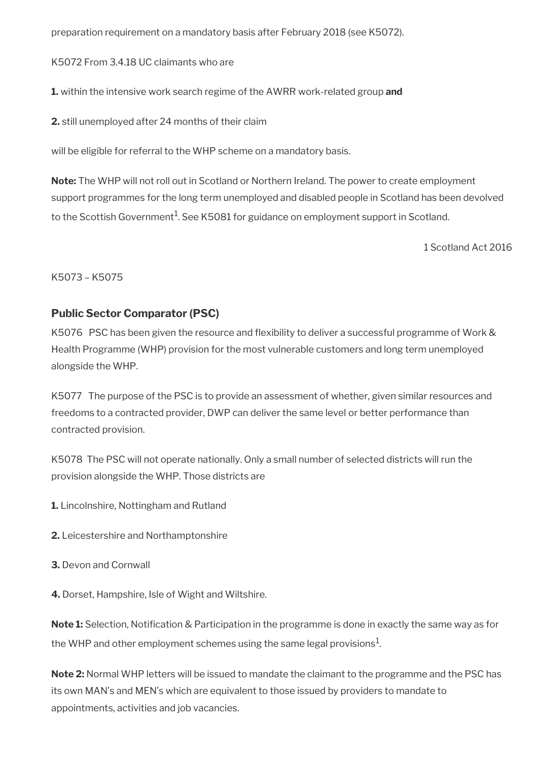preparation requirement on a mandatory basis after February 2018 (see K5072).

K5072 From 3.4.18 UC claimants who are

**1.** within the intensive work search regime of the AWRR work-related group **and**

**2.** still unemployed after 24 months of their claim

will be eligible for referral to the WHP scheme on a mandatory basis.

**Note:** The WHP will not roll out in Scotland or Northern Ireland. The power to create employment support programmes for the long term unemployed and disabled people in Scotland has been devolved to the Scottish Government[1]. See K5081 for guidance on employment support in Scotland.

1 Scotland Act 2016

K5073 – K5075

### Public Sector Comparator (PSC)

K5076 PSC has been given the resource and flexibility to deliver a successful programme of Work & Health Programme (WHP) provision for the most vulnerable customers and long term unemployed alongside the WHP.

K5077 The purpose of the PSC is to provide an assessment of whether, given similar resources and freedoms to a contracted provider, DWP can deliver the same level or better performance than contracted provision.

K5078 The PSC will not operate nationally. Only a small number of selected districts will run the provision alongside the WHP. Those districts are

**1.** Lincolnshire, Nottingham and Rutland

**2.** Leicestershire and Northamptonshire

**3.** Devon and Cornwall

**4.** Dorset, Hampshire, Isle of Wight and Wiltshire.

**Note 1:** Selection, Notification & Participation in the programme is done in exactly the same way as for the WHP and other employment schemes using the same legal provisions[1].

**Note 2:** Normal WHP letters will be issued to mandate the claimant to the programme and the PSC has its own MAN's and MEN's which are equivalent to those issued by providers to mandate to appointments, activities and job vacancies.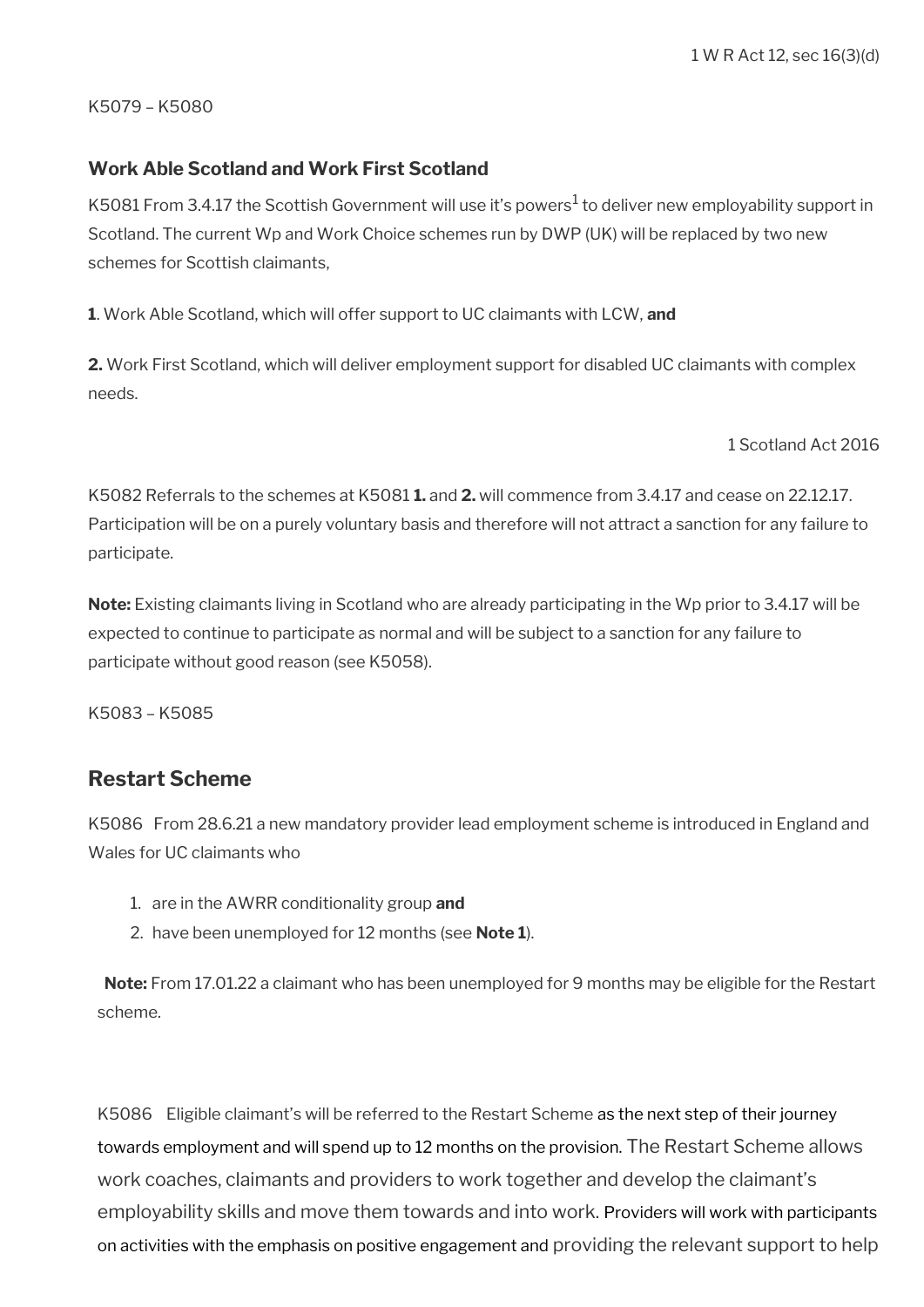1 W R Act 12, sec 16(3)(d)

K5079 – K5080

### Work Able Scotland and Work First Scotland

K5081 From 3.4.17 the Scottish Government will use it's powers[1] to deliver new employability support in Scotland. The current Wp and Work Choice schemes run by DWP (UK) will be replaced by two new schemes for Scottish claimants,

**1**. Work Able Scotland, which will offer support to UC claimants with LCW, **and**

**2.** Work First Scotland, which will deliver employment support for disabled UC claimants with complex needs.

1 Scotland Act 2016

K5082 Referrals to the schemes at K5081 **1.** and **2.** will commence from 3.4.17 and cease on 22.12.17. Participation will be on a purely voluntary basis and therefore will not attract a sanction for any failure to participate.

**Note:** Existing claimants living in Scotland who are already participating in the Wp prior to 3.4.17 will be expected to continue to participate as normal and will be subject to a sanction for any failure to participate without good reason (see K5058).

K5083 – K5085

## Restart Scheme

K5086 From 28.6.21 a new mandatory provider lead employment scheme is introduced in England and Wales for UC claimants who

1. are in the AWRR conditionality group **and**
2. have been unemployed for 12 months (see **Note 1**).

**Note:** From 17.01.22 a claimant who has been unemployed for 9 months may be eligible for the Restart scheme.

K5086 Eligible claimant's will be referred to the Restart Scheme as the next step of their journey towards employment and will spend up to 12 months on the provision. The Restart Scheme allows work coaches, claimants and providers to work together and develop the claimant's employability skills and move them towards and into work. Providers will work with participants on activities with the emphasis on positive engagement and providing the relevant support to help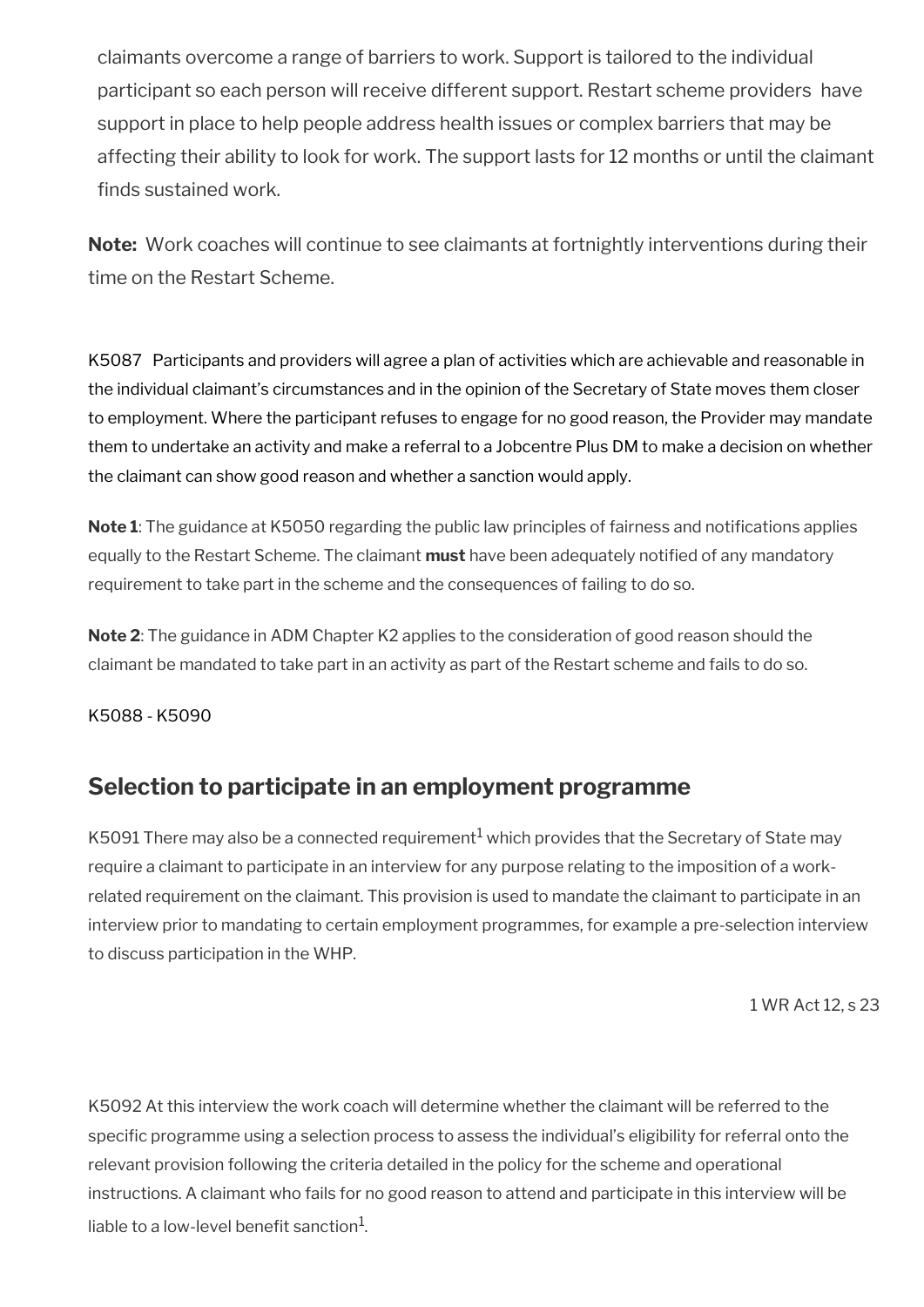claimants overcome a range of barriers to work. Support is tailored to the individual participant so each person will receive different support. Restart scheme providers have support in place to help people address health issues or complex barriers that may be affecting their ability to look for work. The support lasts for 12 months or until the claimant finds sustained work.

**Note:** Work coaches will continue to see claimants at fortnightly interventions during their time on the Restart Scheme.

K5087 Participants and providers will agree a plan of activities which are achievable and reasonable in the individual claimant's circumstances and in the opinion of the Secretary of State moves them closer to employment. Where the participant refuses to engage for no good reason, the Provider may mandate them to undertake an activity and make a referral to a Jobcentre Plus DM to make a decision on whether the claimant can show good reason and whether a sanction would apply.

**Note 1**: The guidance at K5050 regarding the public law principles of fairness and notifications applies equally to the Restart Scheme. The claimant **must** have been adequately notified of any mandatory requirement to take part in the scheme and the consequences of failing to do so.

**Note 2**: The guidance in ADM Chapter K2 applies to the consideration of good reason should the claimant be mandated to take part in an activity as part of the Restart scheme and fails to do so.

K5088 - K5090

## Selection to participate in an employment programme

K5091 There may also be a connected requirement[1] which provides that the Secretary of State may require a claimant to participate in an interview for any purpose relating to the imposition of a work-related requirement on the claimant. This provision is used to mandate the claimant to participate in an interview prior to mandating to certain employment programmes, for example a pre-selection interview to discuss participation in the WHP.

1 WR Act 12, s 23

K5092 At this interview the work coach will determine whether the claimant will be referred to the specific programme using a selection process to assess the individual's eligibility for referral onto the relevant provision following the criteria detailed in the policy for the scheme and operational instructions. A claimant who fails for no good reason to attend and participate in this interview will be liable to a low-level benefit sanction[1].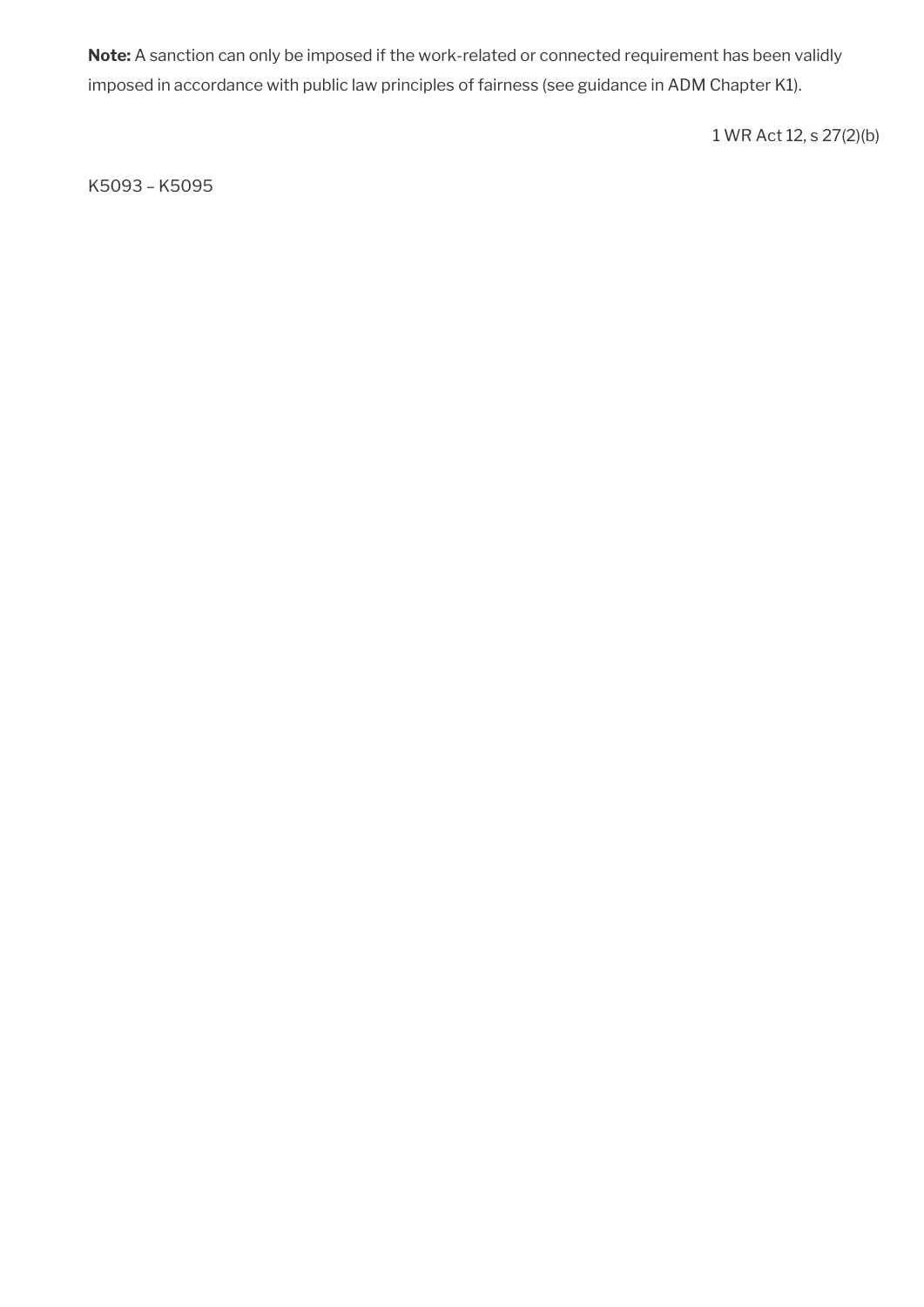**Note:** A sanction can only be imposed if the work-related or connected requirement has been validly imposed in accordance with public law principles of fairness (see guidance in ADM Chapter K1).

1 WR Act 12, s 27(2)(b)

K5093 – K5095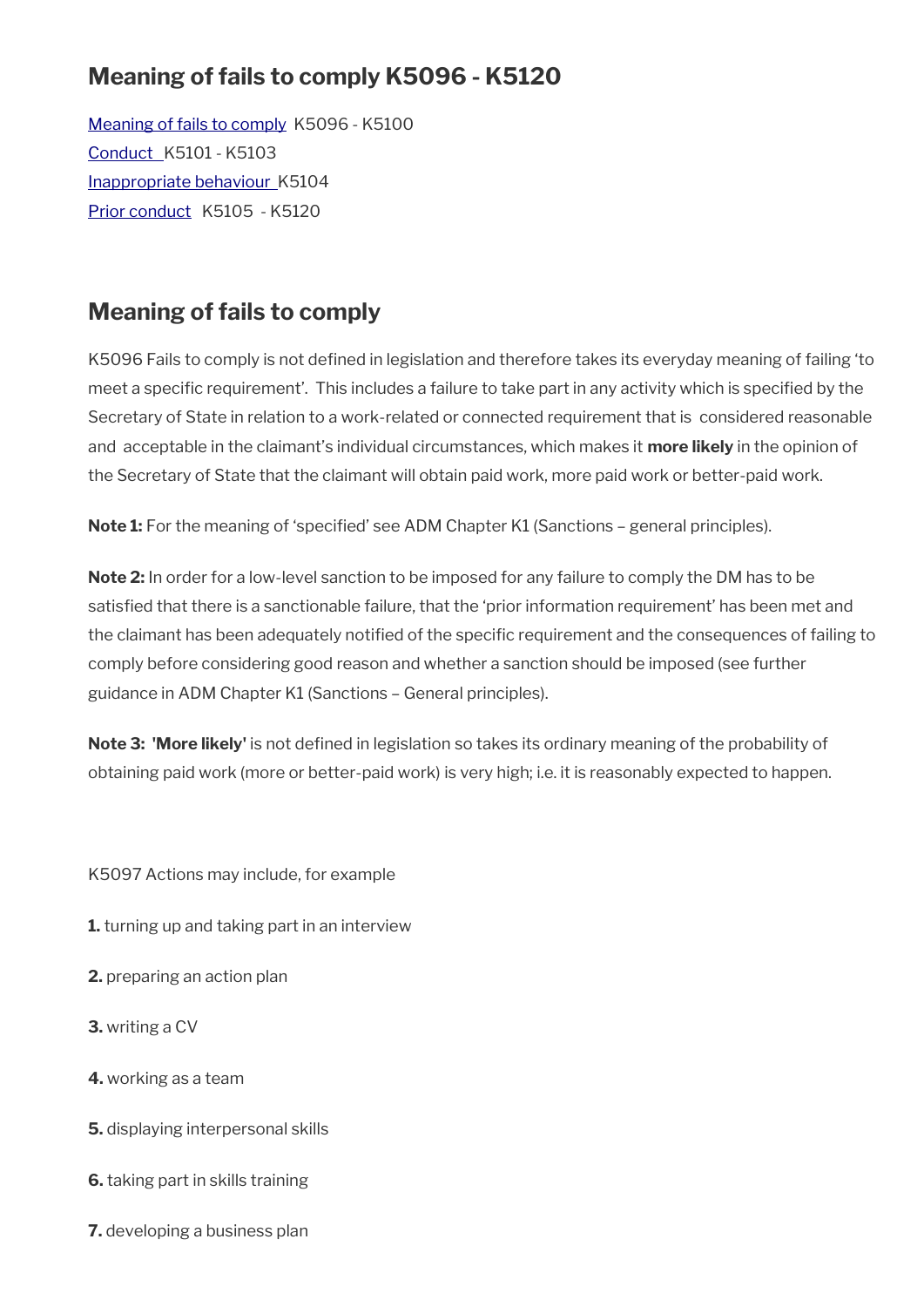# Meaning of fails to comply K5096 - K5120

[Meaning of fails to comply](#) K5096 - K5100
[Conduct](#) K5101 - K5103
[Inappropriate behaviour](#) K5104
[Prior conduct](#) K5105 - K5120

## Meaning of fails to comply

K5096 Fails to comply is not defined in legislation and therefore takes its everyday meaning of failing 'to meet a specific requirement'. This includes a failure to take part in any activity which is specified by the Secretary of State in relation to a work-related or connected requirement that is considered reasonable and acceptable in the claimant's individual circumstances, which makes it **more likely** in the opinion of the Secretary of State that the claimant will obtain paid work, more paid work or better-paid work.

**Note 1:** For the meaning of 'specified' see ADM Chapter K1 (Sanctions – general principles).

**Note 2:** In order for a low-level sanction to be imposed for any failure to comply the DM has to be satisfied that there is a sanctionable failure, that the 'prior information requirement' has been met and the claimant has been adequately notified of the specific requirement and the consequences of failing to comply before considering good reason and whether a sanction should be imposed (see further guidance in ADM Chapter K1 (Sanctions – General principles).

**Note 3:** **'More likely'** is not defined in legislation so takes its ordinary meaning of the probability of obtaining paid work (more or better-paid work) is very high; i.e. it is reasonably expected to happen.

K5097 Actions may include, for example

**1.** turning up and taking part in an interview

**2.** preparing an action plan

**3.** writing a CV

**4.** working as a team

**5.** displaying interpersonal skills

**6.** taking part in skills training

**7.** developing a business plan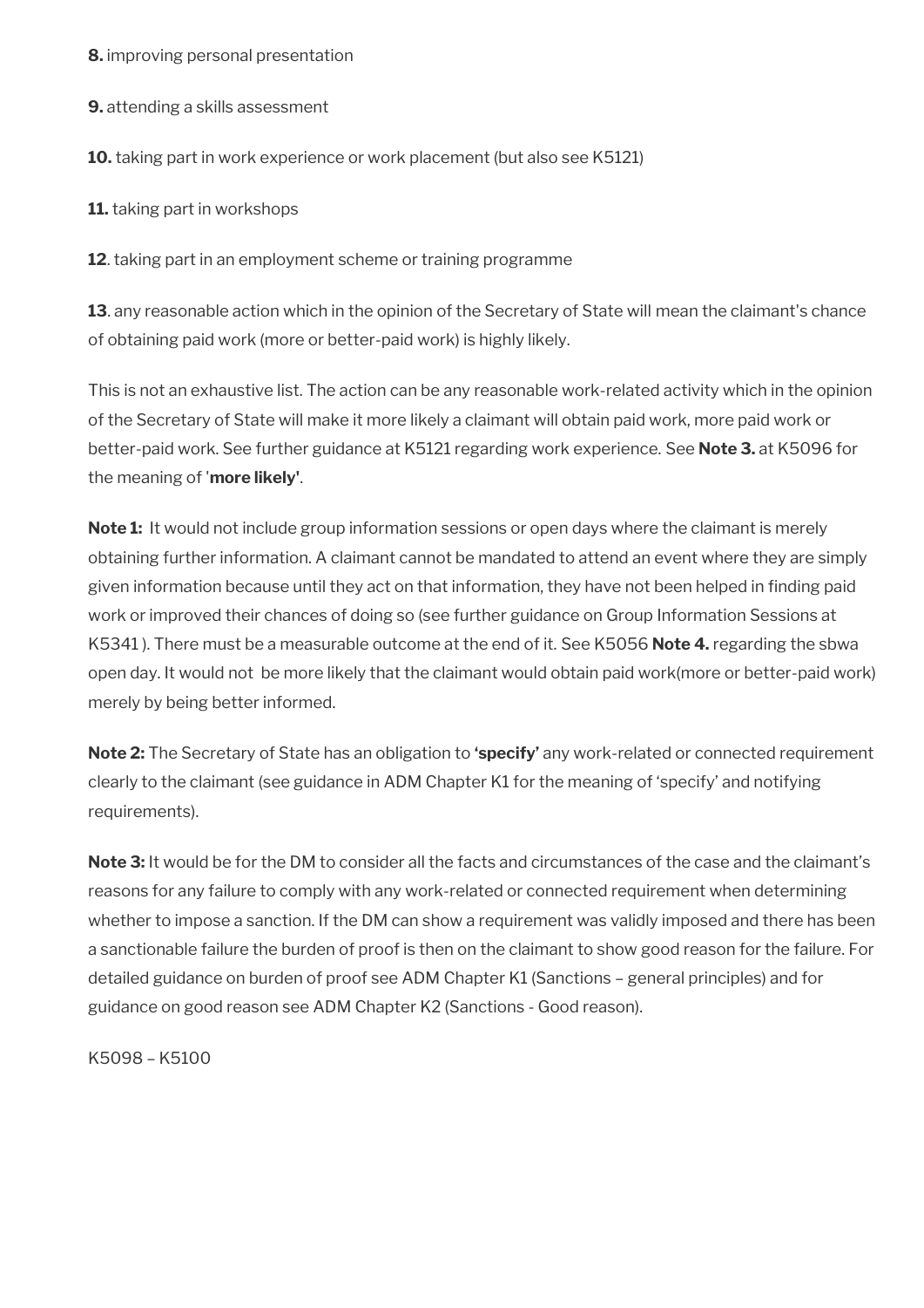**8.** improving personal presentation

**9.** attending a skills assessment

**10.** taking part in work experience or work placement (but also see K5121)

**11.** taking part in workshops

**12**. taking part in an employment scheme or training programme

**13**. any reasonable action which in the opinion of the Secretary of State will mean the claimant's chance of obtaining paid work (more or better-paid work) is highly likely.

This is not an exhaustive list. The action can be any reasonable work-related activity which in the opinion of the Secretary of State will make it more likely a claimant will obtain paid work, more paid work or better-paid work. See further guidance at K5121 regarding work experience. See **Note 3.** at K5096 for the meaning of '**more likely'**.

**Note 1:** It would not include group information sessions or open days where the claimant is merely obtaining further information. A claimant cannot be mandated to attend an event where they are simply given information because until they act on that information, they have not been helped in finding paid work or improved their chances of doing so (see further guidance on Group Information Sessions at K5341 ). There must be a measurable outcome at the end of it. See K5056 **Note 4.** regarding the sbwa open day. It would not be more likely that the claimant would obtain paid work(more or better-paid work) merely by being better informed.

**Note 2:** The Secretary of State has an obligation to **'specify'** any work-related or connected requirement clearly to the claimant (see guidance in ADM Chapter K1 for the meaning of 'specify' and notifying requirements).

**Note 3:** It would be for the DM to consider all the facts and circumstances of the case and the claimant's reasons for any failure to comply with any work-related or connected requirement when determining whether to impose a sanction. If the DM can show a requirement was validly imposed and there has been a sanctionable failure the burden of proof is then on the claimant to show good reason for the failure. For detailed guidance on burden of proof see ADM Chapter K1 (Sanctions – general principles) and for guidance on good reason see ADM Chapter K2 (Sanctions - Good reason).

K5098 – K5100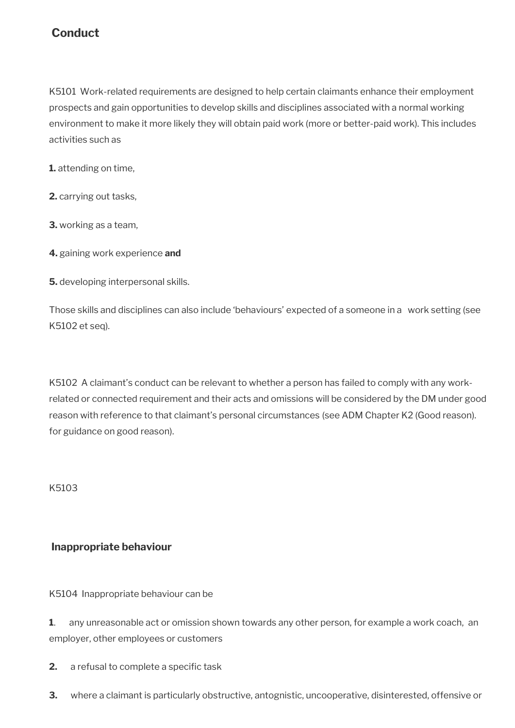## Conduct

K5101 Work-related requirements are designed to help certain claimants enhance their employment prospects and gain opportunities to develop skills and disciplines associated with a normal working environment to make it more likely they will obtain paid work (more or better-paid work). This includes activities such as

**1.** attending on time,

**2.** carrying out tasks,

**3.** working as a team,

**4.** gaining work experience **and**

**5.** developing interpersonal skills.

Those skills and disciplines can also include 'behaviours' expected of a someone in a work setting (see K5102 et seq).

K5102 A claimant's conduct can be relevant to whether a person has failed to comply with any work-related or connected requirement and their acts and omissions will be considered by the DM under good reason with reference to that claimant's personal circumstances (see ADM Chapter K2 (Good reason). for guidance on good reason).

K5103

### Inappropriate behaviour

K5104 Inappropriate behaviour can be

**1**. any unreasonable act or omission shown towards any other person, for example a work coach, an employer, other employees or customers

**2.** a refusal to complete a specific task

**3.** where a claimant is particularly obstructive, antognistic, uncooperative, disinterested, offensive or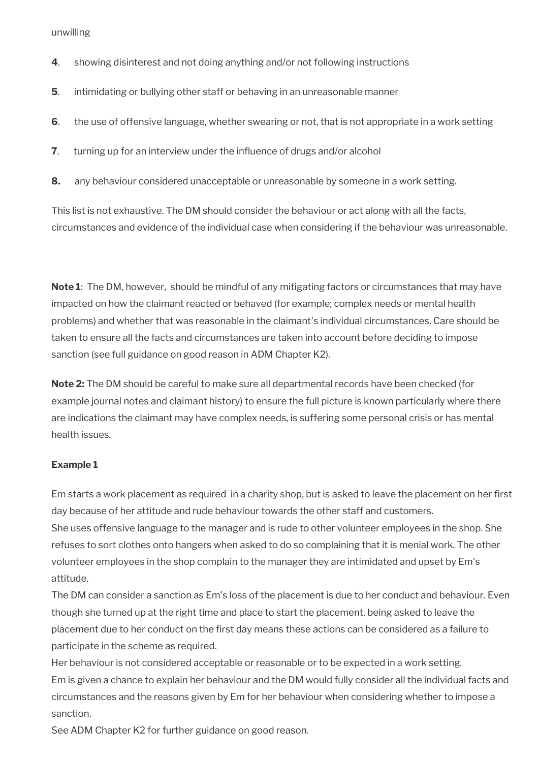unwilling

**4**. showing disinterest and not doing anything and/or not following instructions

**5**. intimidating or bullying other staff or behaving in an unreasonable manner

**6**. the use of offensive language, whether swearing or not, that is not appropriate in a work setting

**7**. turning up for an interview under the influence of drugs and/or alcohol

**8.** any behaviour considered unacceptable or unreasonable by someone in a work setting.

This list is not exhaustive. The DM should consider the behaviour or act along with all the facts, circumstances and evidence of the individual case when considering if the behaviour was unreasonable.

**Note 1**: The DM, however, should be mindful of any mitigating factors or circumstances that may have impacted on how the claimant reacted or behaved (for example; complex needs or mental health problems) and whether that was reasonable in the claimant's individual circumstances. Care should be taken to ensure all the facts and circumstances are taken into account before deciding to impose sanction (see full guidance on good reason in ADM Chapter K2).

**Note 2:** The DM should be careful to make sure all departmental records have been checked (for example journal notes and claimant history) to ensure the full picture is known particularly where there are indications the claimant may have complex needs, is suffering some personal crisis or has mental health issues.

**Example 1**

Em starts a work placement as required in a charity shop, but is asked to leave the placement on her first day because of her attitude and rude behaviour towards the other staff and customers.

She uses offensive language to the manager and is rude to other volunteer employees in the shop. She refuses to sort clothes onto hangers when asked to do so complaining that it is menial work. The other volunteer employees in the shop complain to the manager they are intimidated and upset by Em's attitude.

The DM can consider a sanction as Em's loss of the placement is due to her conduct and behaviour. Even though she turned up at the right time and place to start the placement, being asked to leave the placement due to her conduct on the first day means these actions can be considered as a failure to participate in the scheme as required.

Her behaviour is not considered acceptable or reasonable or to be expected in a work setting.

Em is given a chance to explain her behaviour and the DM would fully consider all the individual facts and circumstances and the reasons given by Em for her behaviour when considering whether to impose a sanction.

See ADM Chapter K2 for further guidance on good reason.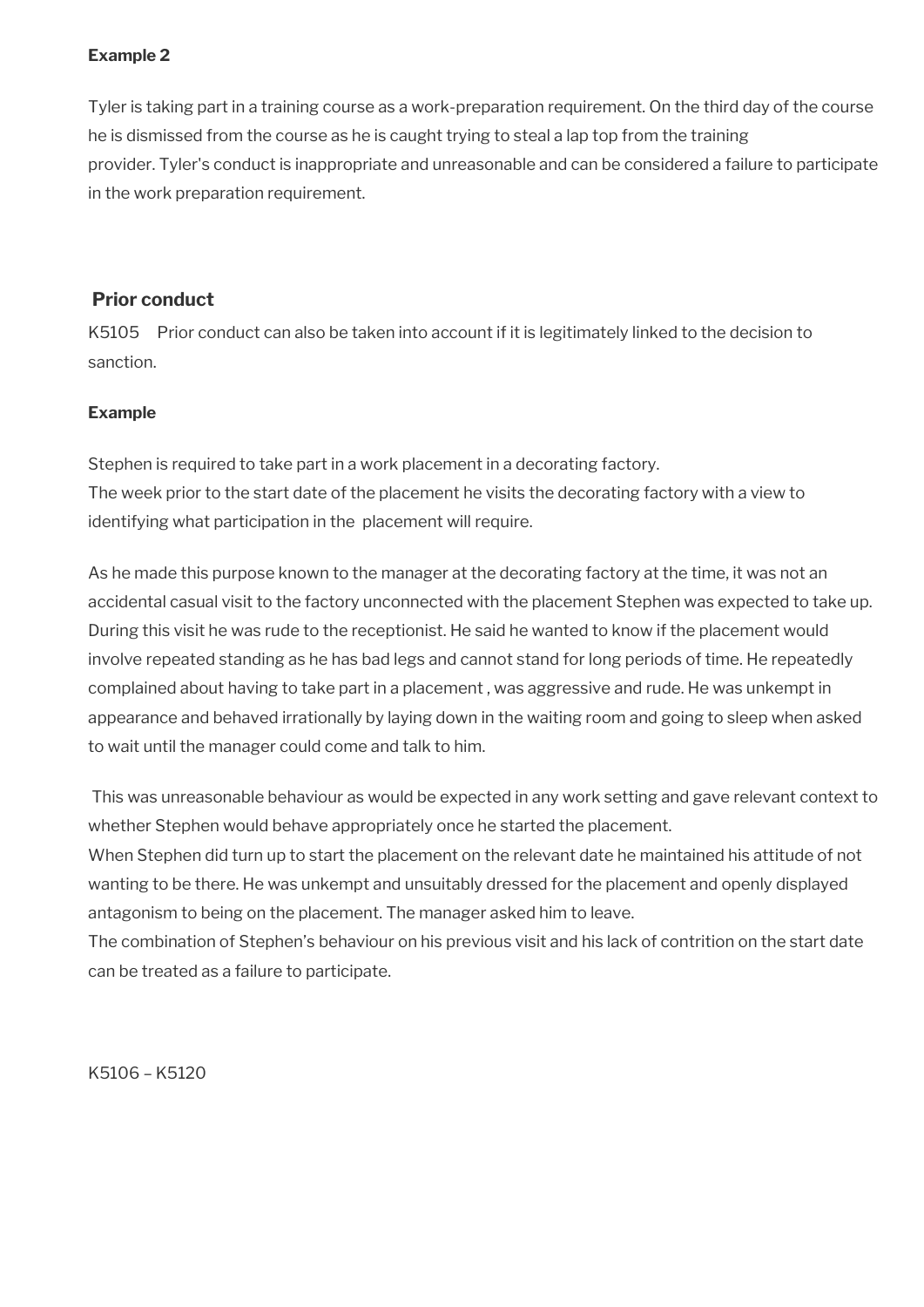**Example 2**

Tyler is taking part in a training course as a work-preparation requirement. On the third day of the course he is dismissed from the course as he is caught trying to steal a lap top from the training provider. Tyler's conduct is inappropriate and unreasonable and can be considered a failure to participate in the work preparation requirement.

## Prior conduct

K5105 Prior conduct can also be taken into account if it is legitimately linked to the decision to sanction.

**Example**

Stephen is required to take part in a work placement in a decorating factory.
The week prior to the start date of the placement he visits the decorating factory with a view to identifying what participation in the placement will require.

As he made this purpose known to the manager at the decorating factory at the time, it was not an accidental casual visit to the factory unconnected with the placement Stephen was expected to take up. During this visit he was rude to the receptionist. He said he wanted to know if the placement would involve repeated standing as he has bad legs and cannot stand for long periods of time. He repeatedly complained about having to take part in a placement , was aggressive and rude. He was unkempt in appearance and behaved irrationally by laying down in the waiting room and going to sleep when asked to wait until the manager could come and talk to him.

This was unreasonable behaviour as would be expected in any work setting and gave relevant context to whether Stephen would behave appropriately once he started the placement.
When Stephen did turn up to start the placement on the relevant date he maintained his attitude of not wanting to be there. He was unkempt and unsuitably dressed for the placement and openly displayed antagonism to being on the placement. The manager asked him to leave.
The combination of Stephen's behaviour on his previous visit and his lack of contrition on the start date can be treated as a failure to participate.

K5106 – K5120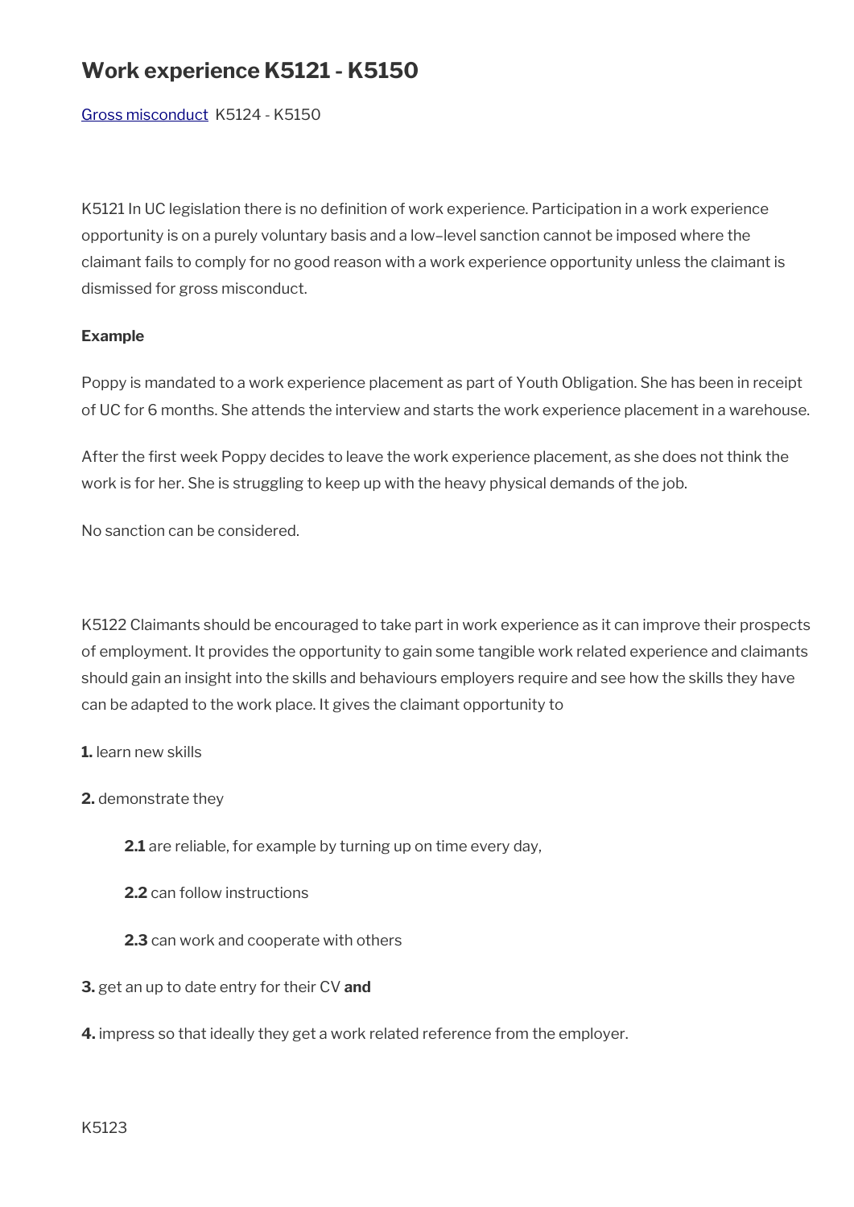## Work experience K5121 - K5150

[Gross misconduct](#) K5124 - K5150

K5121 In UC legislation there is no definition of work experience. Participation in a work experience opportunity is on a purely voluntary basis and a low–level sanction cannot be imposed where the claimant fails to comply for no good reason with a work experience opportunity unless the claimant is dismissed for gross misconduct.

**Example**

Poppy is mandated to a work experience placement as part of Youth Obligation. She has been in receipt of UC for 6 months. She attends the interview and starts the work experience placement in a warehouse.

After the first week Poppy decides to leave the work experience placement, as she does not think the work is for her. She is struggling to keep up with the heavy physical demands of the job.

No sanction can be considered.

K5122 Claimants should be encouraged to take part in work experience as it can improve their prospects of employment. It provides the opportunity to gain some tangible work related experience and claimants should gain an insight into the skills and behaviours employers require and see how the skills they have can be adapted to the work place. It gives the claimant opportunity to

**1.** learn new skills

**2.** demonstrate they

> **2.1** are reliable, for example by turning up on time every day,
>
> **2.2** can follow instructions
>
> **2.3** can work and cooperate with others

**3.** get an up to date entry for their CV **and**

**4.** impress so that ideally they get a work related reference from the employer.

K5123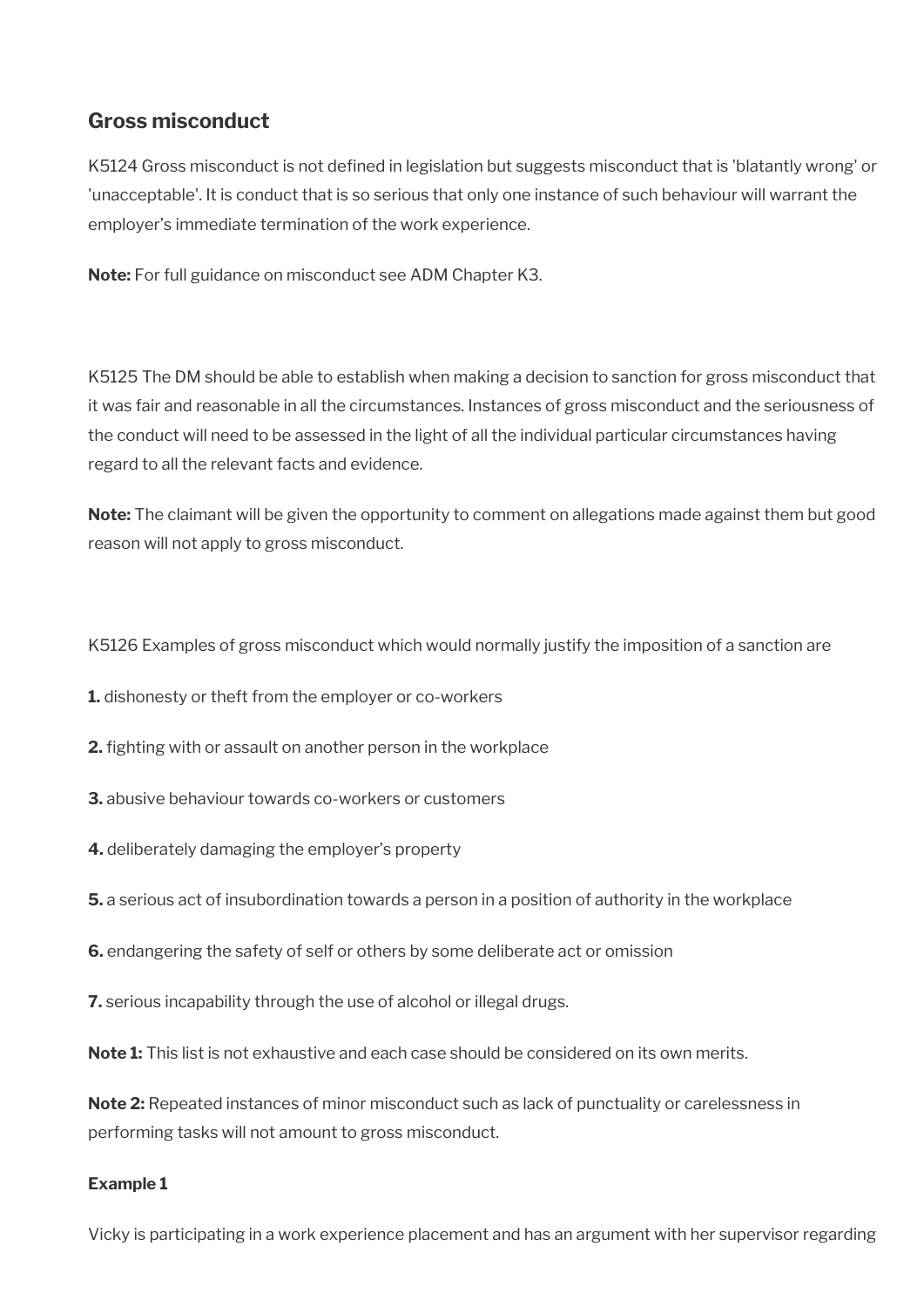## Gross misconduct

K5124 Gross misconduct is not defined in legislation but suggests misconduct that is 'blatantly wrong' or 'unacceptable'. It is conduct that is so serious that only one instance of such behaviour will warrant the employer's immediate termination of the work experience.

**Note:** For full guidance on misconduct see ADM Chapter K3.

K5125 The DM should be able to establish when making a decision to sanction for gross misconduct that it was fair and reasonable in all the circumstances. Instances of gross misconduct and the seriousness of the conduct will need to be assessed in the light of all the individual particular circumstances having regard to all the relevant facts and evidence.

**Note:** The claimant will be given the opportunity to comment on allegations made against them but good reason will not apply to gross misconduct.

K5126 Examples of gross misconduct which would normally justify the imposition of a sanction are

**1.** dishonesty or theft from the employer or co-workers

**2.** fighting with or assault on another person in the workplace

**3.** abusive behaviour towards co-workers or customers

**4.** deliberately damaging the employer's property

**5.** a serious act of insubordination towards a person in a position of authority in the workplace

**6.** endangering the safety of self or others by some deliberate act or omission

**7.** serious incapability through the use of alcohol or illegal drugs.

**Note 1:** This list is not exhaustive and each case should be considered on its own merits.

**Note 2:** Repeated instances of minor misconduct such as lack of punctuality or carelessness in performing tasks will not amount to gross misconduct.

**Example 1**

Vicky is participating in a work experience placement and has an argument with her supervisor regarding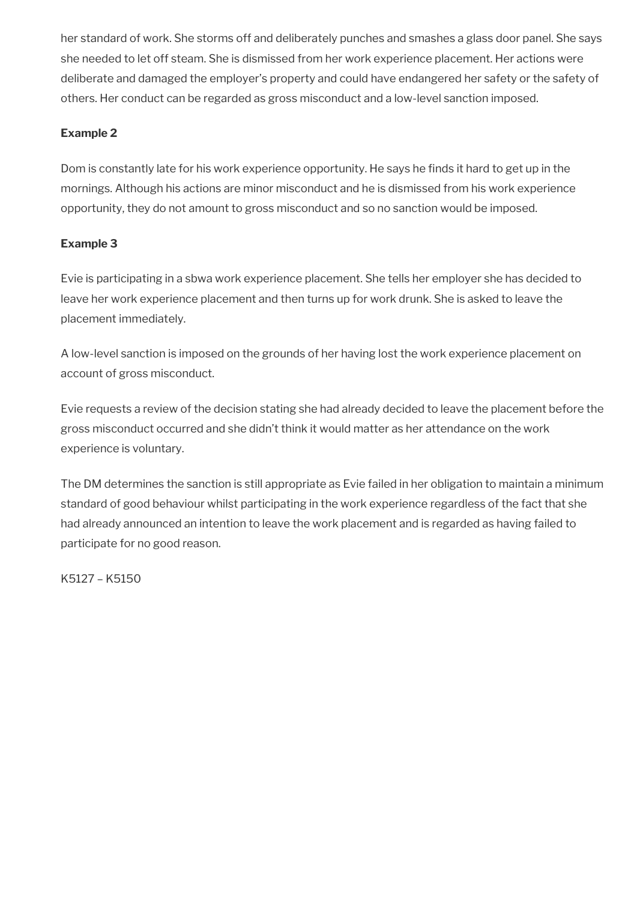her standard of work. She storms off and deliberately punches and smashes a glass door panel. She says she needed to let off steam. She is dismissed from her work experience placement. Her actions were deliberate and damaged the employer's property and could have endangered her safety or the safety of others. Her conduct can be regarded as gross misconduct and a low-level sanction imposed.

**Example 2**

Dom is constantly late for his work experience opportunity. He says he finds it hard to get up in the mornings. Although his actions are minor misconduct and he is dismissed from his work experience opportunity, they do not amount to gross misconduct and so no sanction would be imposed.

**Example 3**

Evie is participating in a sbwa work experience placement. She tells her employer she has decided to leave her work experience placement and then turns up for work drunk. She is asked to leave the placement immediately.

A low-level sanction is imposed on the grounds of her having lost the work experience placement on account of gross misconduct.

Evie requests a review of the decision stating she had already decided to leave the placement before the gross misconduct occurred and she didn't think it would matter as her attendance on the work experience is voluntary.

The DM determines the sanction is still appropriate as Evie failed in her obligation to maintain a minimum standard of good behaviour whilst participating in the work experience regardless of the fact that she had already announced an intention to leave the work placement and is regarded as having failed to participate for no good reason.

K5127 – K5150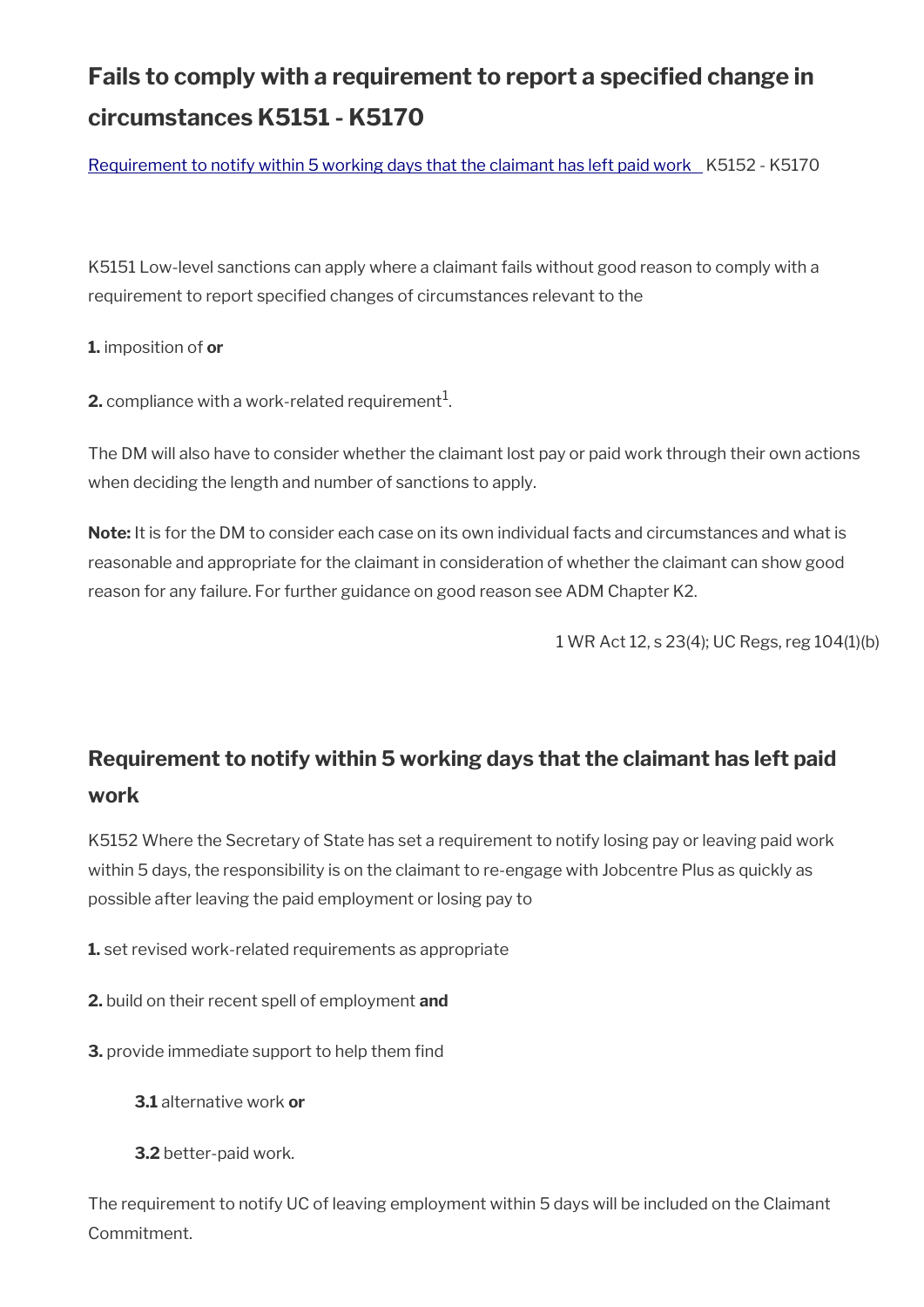## Fails to comply with a requirement to report a specified change in circumstances K5151 - K5170

[Requirement to notify within 5 working days that the claimant has left paid work](#) K5152 - K5170

K5151 Low-level sanctions can apply where a claimant fails without good reason to comply with a requirement to report specified changes of circumstances relevant to the

**1.** imposition of **or**

**2.** compliance with a work-related requirement[1].

The DM will also have to consider whether the claimant lost pay or paid work through their own actions when deciding the length and number of sanctions to apply.

**Note:** It is for the DM to consider each case on its own individual facts and circumstances and what is reasonable and appropriate for the claimant in consideration of whether the claimant can show good reason for any failure. For further guidance on good reason see ADM Chapter K2.

1 WR Act 12, s 23(4); UC Regs, reg 104(1)(b)

## Requirement to notify within 5 working days that the claimant has left paid work

K5152 Where the Secretary of State has set a requirement to notify losing pay or leaving paid work within 5 days, the responsibility is on the claimant to re-engage with Jobcentre Plus as quickly as possible after leaving the paid employment or losing pay to

**1.** set revised work-related requirements as appropriate

**2.** build on their recent spell of employment **and**

**3.** provide immediate support to help them find

> **3.1** alternative work **or**
>
> **3.2** better-paid work.

The requirement to notify UC of leaving employment within 5 days will be included on the Claimant Commitment.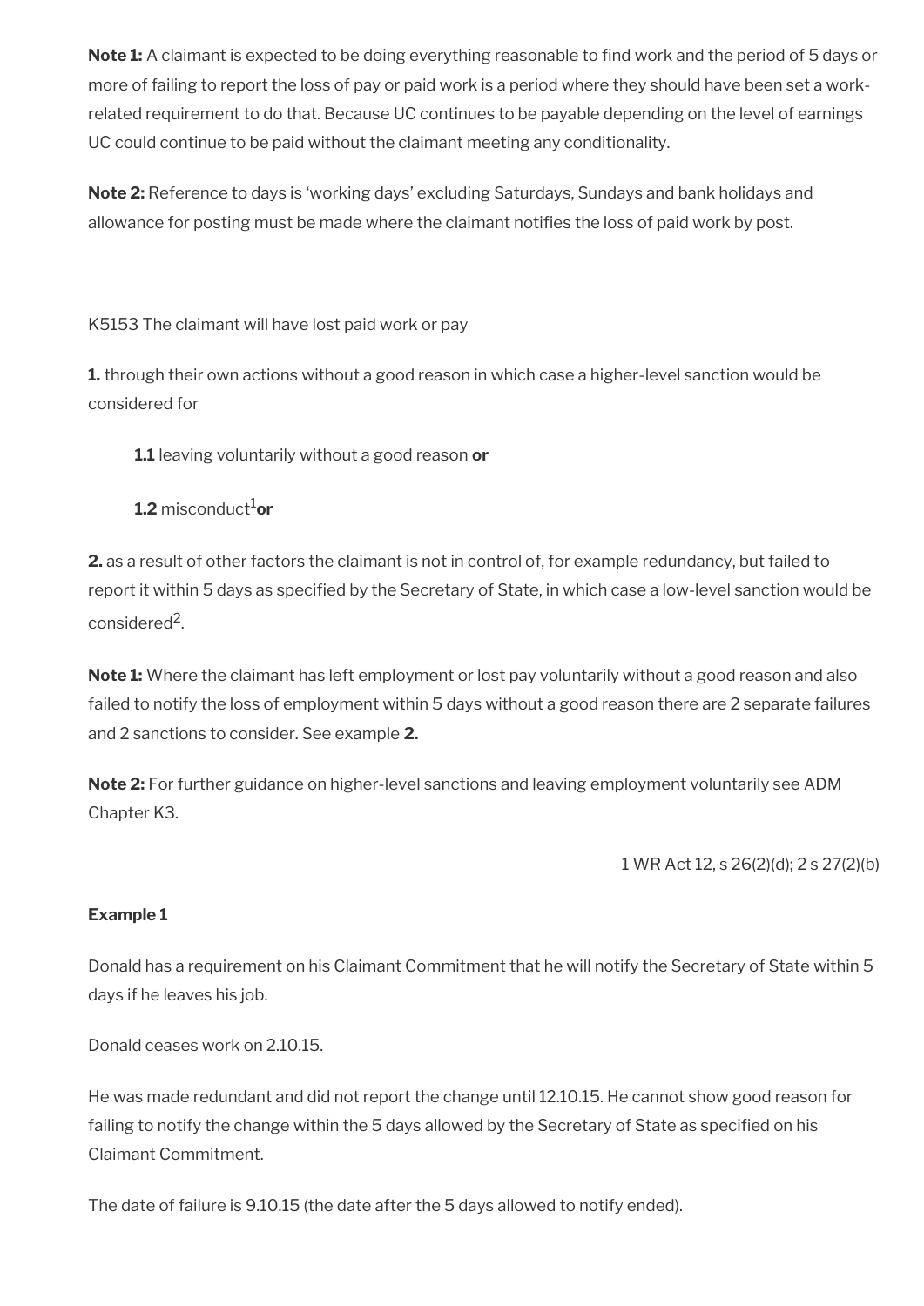**Note 1:** A claimant is expected to be doing everything reasonable to find work and the period of 5 days or more of failing to report the loss of pay or paid work is a period where they should have been set a work-related requirement to do that. Because UC continues to be payable depending on the level of earnings UC could continue to be paid without the claimant meeting any conditionality.

**Note 2:** Reference to days is 'working days' excluding Saturdays, Sundays and bank holidays and allowance for posting must be made where the claimant notifies the loss of paid work by post.

K5153 The claimant will have lost paid work or pay

**1.** through their own actions without a good reason in which case a higher-level sanction would be considered for

> **1.1** leaving voluntarily without a good reason **or**
>
> **1.2** misconduct[1] **or**

**2.** as a result of other factors the claimant is not in control of, for example redundancy, but failed to report it within 5 days as specified by the Secretary of State, in which case a low-level sanction would be considered[2].

**Note 1:** Where the claimant has left employment or lost pay voluntarily without a good reason and also failed to notify the loss of employment within 5 days without a good reason there are 2 separate failures and 2 sanctions to consider. See example **2.**

**Note 2:** For further guidance on higher-level sanctions and leaving employment voluntarily see ADM Chapter K3.

1 WR Act 12, s 26(2)(d); 2 s 27(2)(b)

**Example 1**

Donald has a requirement on his Claimant Commitment that he will notify the Secretary of State within 5 days if he leaves his job.

Donald ceases work on 2.10.15.

He was made redundant and did not report the change until 12.10.15. He cannot show good reason for failing to notify the change within the 5 days allowed by the Secretary of State as specified on his Claimant Commitment.

The date of failure is 9.10.15 (the date after the 5 days allowed to notify ended).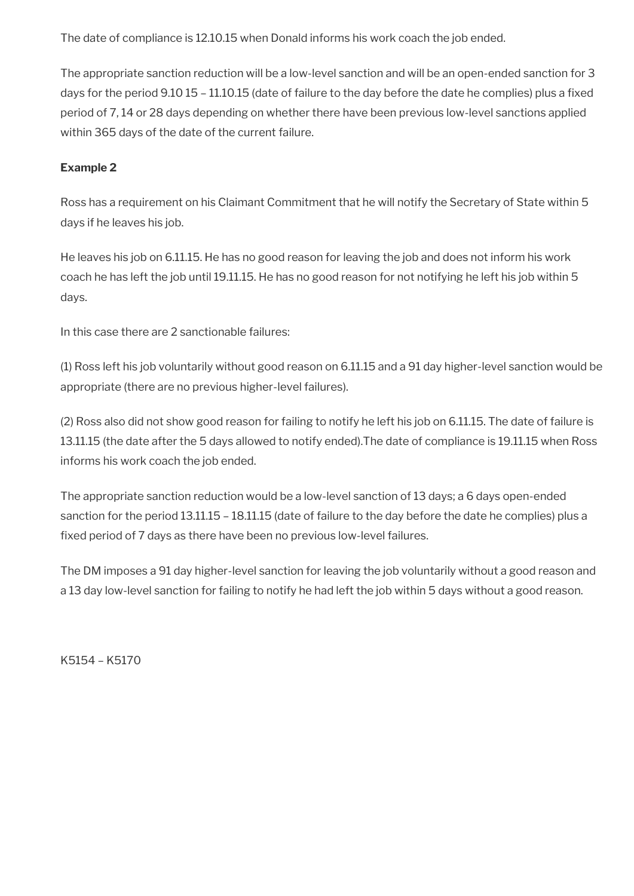The date of compliance is 12.10.15 when Donald informs his work coach the job ended.

The appropriate sanction reduction will be a low-level sanction and will be an open-ended sanction for 3 days for the period 9.10 15 – 11.10.15 (date of failure to the day before the date he complies) plus a fixed period of 7, 14 or 28 days depending on whether there have been previous low-level sanctions applied within 365 days of the date of the current failure.

**Example 2**

Ross has a requirement on his Claimant Commitment that he will notify the Secretary of State within 5 days if he leaves his job.

He leaves his job on 6.11.15. He has no good reason for leaving the job and does not inform his work coach he has left the job until 19.11.15. He has no good reason for not notifying he left his job within 5 days.

In this case there are 2 sanctionable failures:

(1) Ross left his job voluntarily without good reason on 6.11.15 and a 91 day higher-level sanction would be appropriate (there are no previous higher-level failures).

(2) Ross also did not show good reason for failing to notify he left his job on 6.11.15. The date of failure is 13.11.15 (the date after the 5 days allowed to notify ended).The date of compliance is 19.11.15 when Ross informs his work coach the job ended.

The appropriate sanction reduction would be a low-level sanction of 13 days; a 6 days open-ended sanction for the period 13.11.15 – 18.11.15 (date of failure to the day before the date he complies) plus a fixed period of 7 days as there have been no previous low-level failures.

The DM imposes a 91 day higher-level sanction for leaving the job voluntarily without a good reason and a 13 day low-level sanction for failing to notify he had left the job within 5 days without a good reason.

K5154 – K5170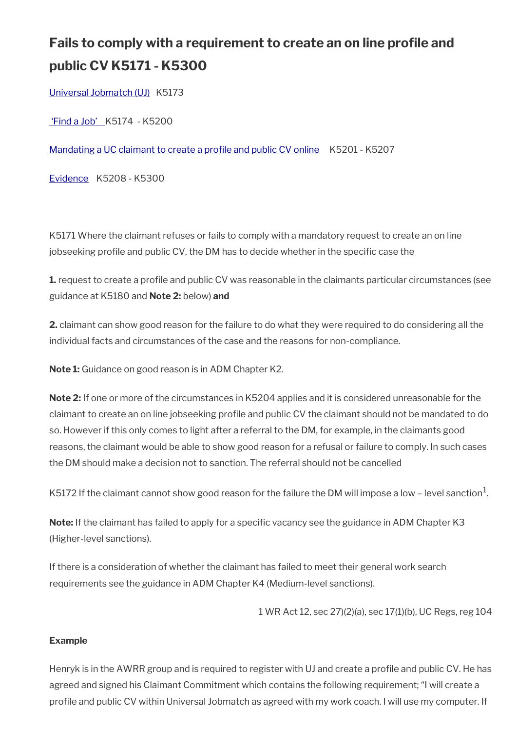## Fails to comply with a requirement to create an on line profile and public CV K5171 - K5300

[Universal Jobmatch (UJ)](#) K5173

['Find a Job'](#) K5174 - K5200

[Mandating a UC claimant to create a profile and public CV online](#) K5201 - K5207

[Evidence](#) K5208 - K5300

K5171 Where the claimant refuses or fails to comply with a mandatory request to create an on line jobseeking profile and public CV, the DM has to decide whether in the specific case the

**1.** request to create a profile and public CV was reasonable in the claimants particular circumstances (see guidance at K5180 and **Note 2:** below) **and**

**2.** claimant can show good reason for the failure to do what they were required to do considering all the individual facts and circumstances of the case and the reasons for non-compliance.

**Note 1:** Guidance on good reason is in ADM Chapter K2.

**Note 2:** If one or more of the circumstances in K5204 applies and it is considered unreasonable for the claimant to create an on line jobseeking profile and public CV the claimant should not be mandated to do so. However if this only comes to light after a referral to the DM, for example, in the claimants good reasons, the claimant would be able to show good reason for a refusal or failure to comply. In such cases the DM should make a decision not to sanction. The referral should not be cancelled

K5172 If the claimant cannot show good reason for the failure the DM will impose a low – level sanction[1].

**Note:** If the claimant has failed to apply for a specific vacancy see the guidance in ADM Chapter K3 (Higher-level sanctions).

If there is a consideration of whether the claimant has failed to meet their general work search requirements see the guidance in ADM Chapter K4 (Medium-level sanctions).

1 WR Act 12, sec 27)(2)(a), sec 17(1)(b), UC Regs, reg 104

**Example**

Henryk is in the AWRR group and is required to register with UJ and create a profile and public CV. He has agreed and signed his Claimant Commitment which contains the following requirement; "I will create a profile and public CV within Universal Jobmatch as agreed with my work coach. I will use my computer. If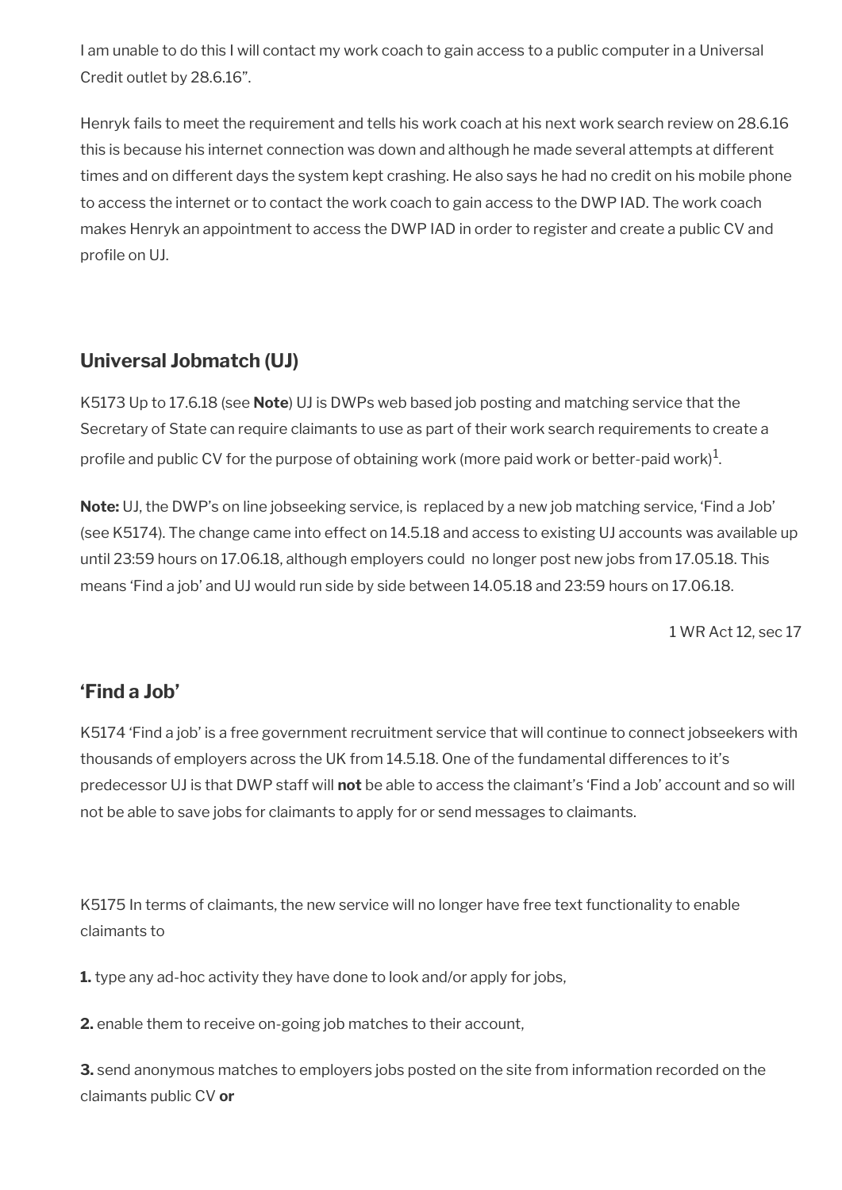I am unable to do this I will contact my work coach to gain access to a public computer in a Universal Credit outlet by 28.6.16".

Henryk fails to meet the requirement and tells his work coach at his next work search review on 28.6.16 this is because his internet connection was down and although he made several attempts at different times and on different days the system kept crashing. He also says he had no credit on his mobile phone to access the internet or to contact the work coach to gain access to the DWP IAD. The work coach makes Henryk an appointment to access the DWP IAD in order to register and create a public CV and profile on UJ.

## Universal Jobmatch (UJ)

K5173 Up to 17.6.18 (see **Note**) UJ is DWPs web based job posting and matching service that the Secretary of State can require claimants to use as part of their work search requirements to create a profile and public CV for the purpose of obtaining work (more paid work or better-paid work)[1].

**Note:** UJ, the DWP's on line jobseeking service, is replaced by a new job matching service, 'Find a Job' (see K5174). The change came into effect on 14.5.18 and access to existing UJ accounts was available up until 23:59 hours on 17.06.18, although employers could no longer post new jobs from 17.05.18. This means 'Find a job' and UJ would run side by side between 14.05.18 and 23:59 hours on 17.06.18.

1 WR Act 12, sec 17

## 'Find a Job'

K5174 'Find a job' is a free government recruitment service that will continue to connect jobseekers with thousands of employers across the UK from 14.5.18. One of the fundamental differences to it's predecessor UJ is that DWP staff will **not** be able to access the claimant's 'Find a Job' account and so will not be able to save jobs for claimants to apply for or send messages to claimants.

K5175 In terms of claimants, the new service will no longer have free text functionality to enable claimants to

**1.** type any ad-hoc activity they have done to look and/or apply for jobs,

**2.** enable them to receive on-going job matches to their account,

**3.** send anonymous matches to employers jobs posted on the site from information recorded on the claimants public CV **or**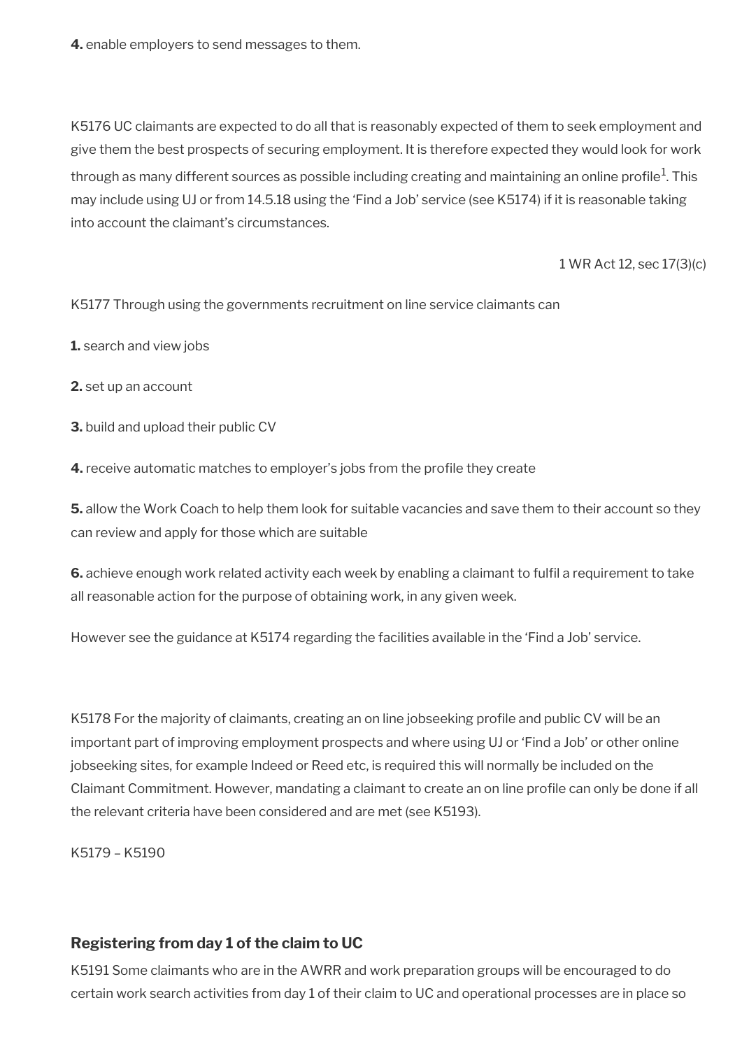**4.** enable employers to send messages to them.

K5176 UC claimants are expected to do all that is reasonably expected of them to seek employment and give them the best prospects of securing employment. It is therefore expected they would look for work through as many different sources as possible including creating and maintaining an online profile[1]. This may include using UJ or from 14.5.18 using the 'Find a Job' service (see K5174) if it is reasonable taking into account the claimant's circumstances.

1 WR Act 12, sec 17(3)(c)

K5177 Through using the governments recruitment on line service claimants can

**1.** search and view jobs

**2.** set up an account

**3.** build and upload their public CV

**4.** receive automatic matches to employer's jobs from the profile they create

**5.** allow the Work Coach to help them look for suitable vacancies and save them to their account so they can review and apply for those which are suitable

**6.** achieve enough work related activity each week by enabling a claimant to fulfil a requirement to take all reasonable action for the purpose of obtaining work, in any given week.

However see the guidance at K5174 regarding the facilities available in the 'Find a Job' service.

K5178 For the majority of claimants, creating an on line jobseeking profile and public CV will be an important part of improving employment prospects and where using UJ or 'Find a Job' or other online jobseeking sites, for example Indeed or Reed etc, is required this will normally be included on the Claimant Commitment. However, mandating a claimant to create an on line profile can only be done if all the relevant criteria have been considered and are met (see K5193).

K5179 – K5190

### Registering from day 1 of the claim to UC

K5191 Some claimants who are in the AWRR and work preparation groups will be encouraged to do certain work search activities from day 1 of their claim to UC and operational processes are in place so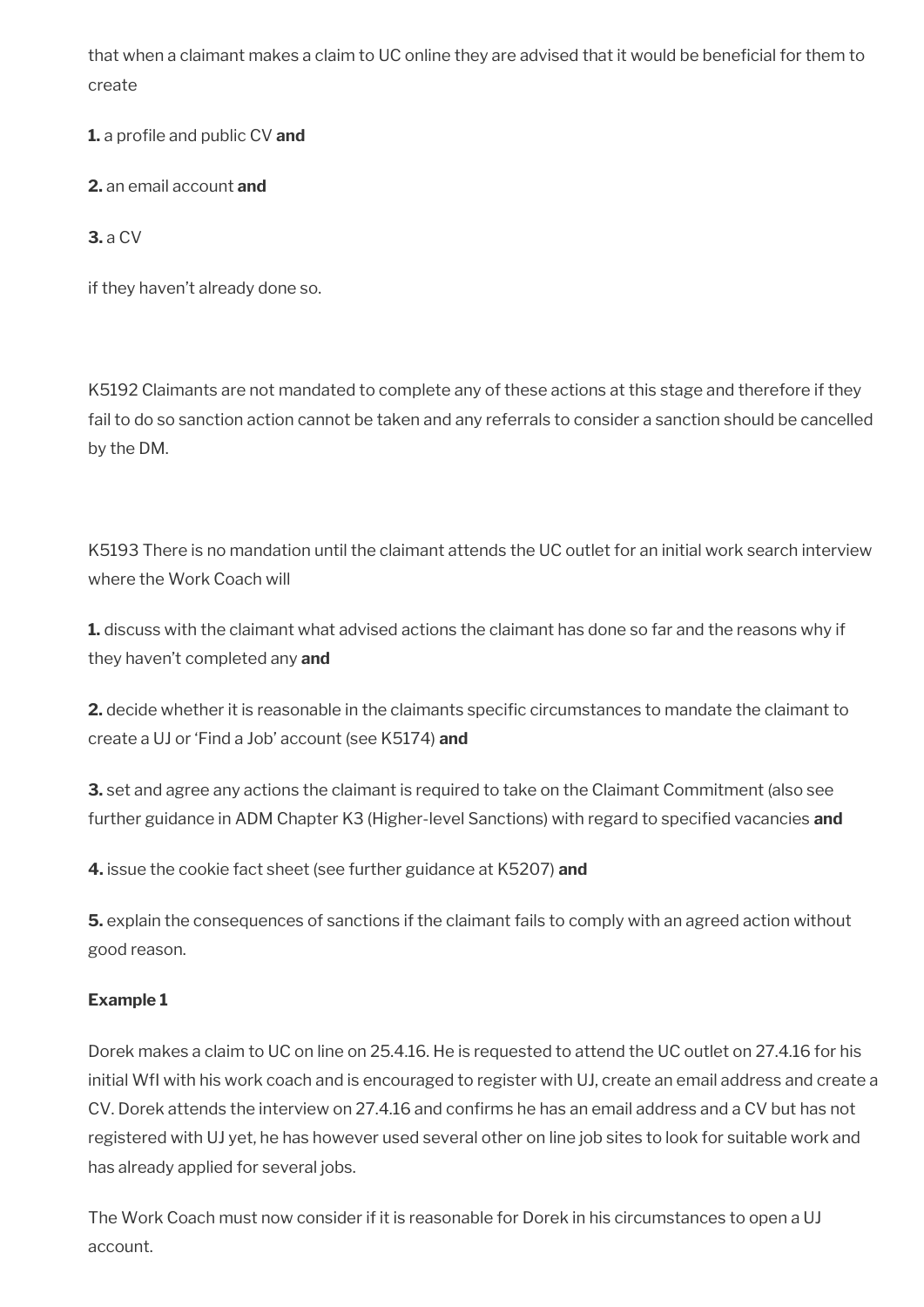that when a claimant makes a claim to UC online they are advised that it would be beneficial for them to create

**1.** a profile and public CV **and**

**2.** an email account **and**

**3.** a CV

if they haven't already done so.

K5192 Claimants are not mandated to complete any of these actions at this stage and therefore if they fail to do so sanction action cannot be taken and any referrals to consider a sanction should be cancelled by the DM.

K5193 There is no mandation until the claimant attends the UC outlet for an initial work search interview where the Work Coach will

**1.** discuss with the claimant what advised actions the claimant has done so far and the reasons why if they haven't completed any **and**

**2.** decide whether it is reasonable in the claimants specific circumstances to mandate the claimant to create a UJ or 'Find a Job' account (see K5174) **and**

**3.** set and agree any actions the claimant is required to take on the Claimant Commitment (also see further guidance in ADM Chapter K3 (Higher-level Sanctions) with regard to specified vacancies **and**

**4.** issue the cookie fact sheet (see further guidance at K5207) **and**

**5.** explain the consequences of sanctions if the claimant fails to comply with an agreed action without good reason.

**Example 1**

Dorek makes a claim to UC on line on 25.4.16. He is requested to attend the UC outlet on 27.4.16 for his initial WfI with his work coach and is encouraged to register with UJ, create an email address and create a CV. Dorek attends the interview on 27.4.16 and confirms he has an email address and a CV but has not registered with UJ yet, he has however used several other on line job sites to look for suitable work and has already applied for several jobs.

The Work Coach must now consider if it is reasonable for Dorek in his circumstances to open a UJ account.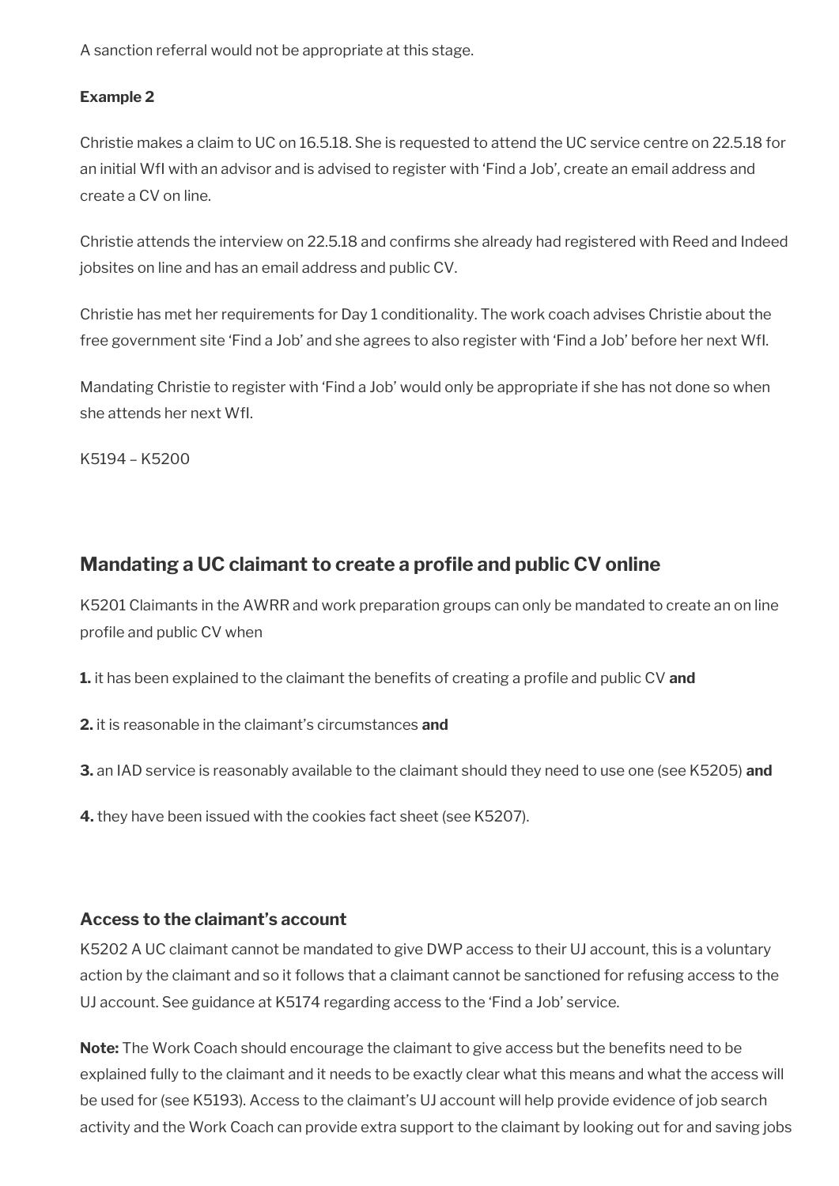A sanction referral would not be appropriate at this stage.

**Example 2**

Christie makes a claim to UC on 16.5.18. She is requested to attend the UC service centre on 22.5.18 for an initial WfI with an advisor and is advised to register with 'Find a Job', create an email address and create a CV on line.

Christie attends the interview on 22.5.18 and confirms she already had registered with Reed and Indeed jobsites on line and has an email address and public CV.

Christie has met her requirements for Day 1 conditionality. The work coach advises Christie about the free government site 'Find a Job' and she agrees to also register with 'Find a Job' before her next WfI.

Mandating Christie to register with 'Find a Job' would only be appropriate if she has not done so when she attends her next WfI.

K5194 – K5200

## Mandating a UC claimant to create a profile and public CV online

K5201 Claimants in the AWRR and work preparation groups can only be mandated to create an on line profile and public CV when

**1.** it has been explained to the claimant the benefits of creating a profile and public CV **and**

**2.** it is reasonable in the claimant's circumstances **and**

**3.** an IAD service is reasonably available to the claimant should they need to use one (see K5205) **and**

**4.** they have been issued with the cookies fact sheet (see K5207).

### Access to the claimant's account

K5202 A UC claimant cannot be mandated to give DWP access to their UJ account, this is a voluntary action by the claimant and so it follows that a claimant cannot be sanctioned for refusing access to the UJ account. See guidance at K5174 regarding access to the 'Find a Job' service.

**Note:** The Work Coach should encourage the claimant to give access but the benefits need to be explained fully to the claimant and it needs to be exactly clear what this means and what the access will be used for (see K5193). Access to the claimant's UJ account will help provide evidence of job search activity and the Work Coach can provide extra support to the claimant by looking out for and saving jobs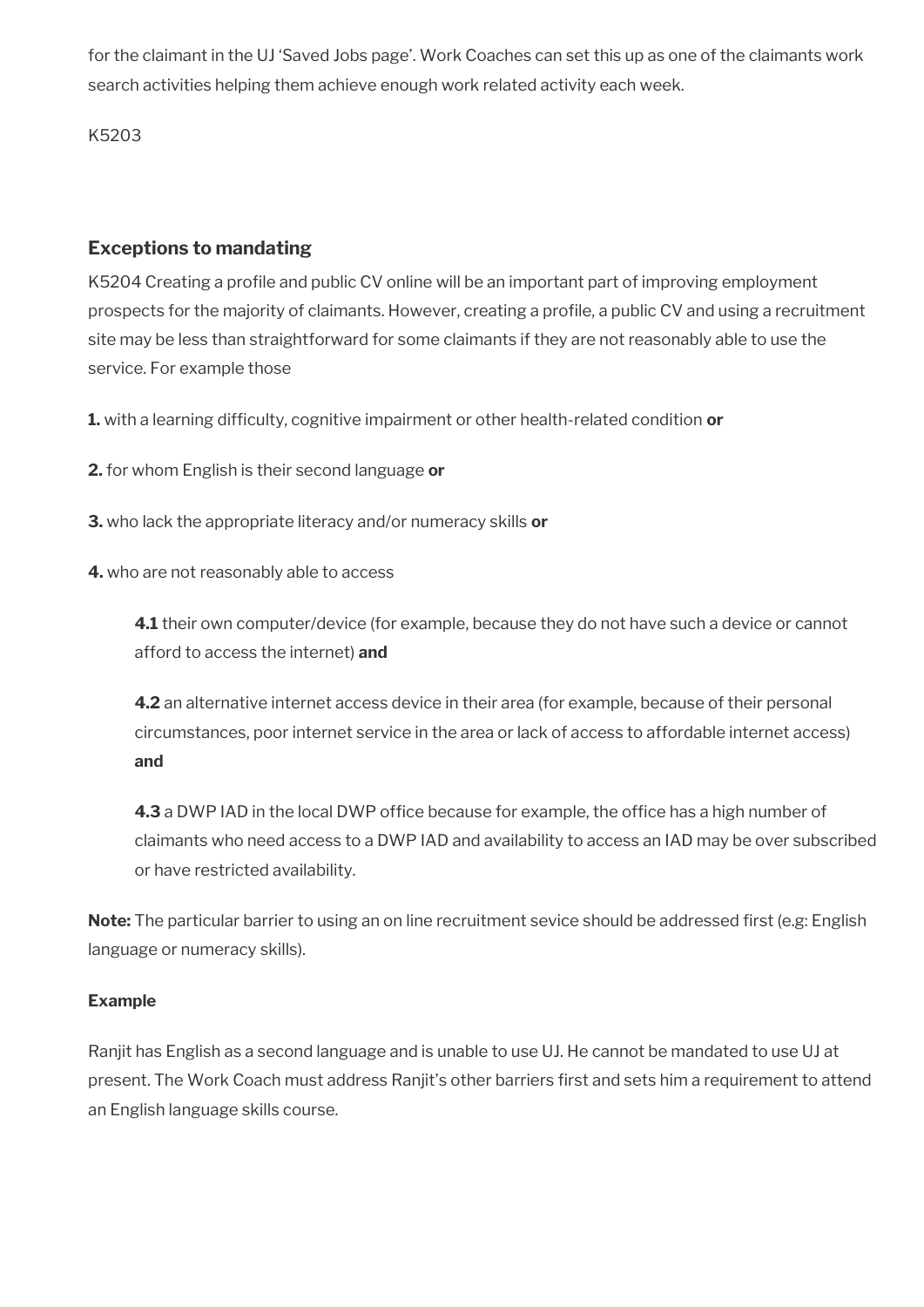for the claimant in the UJ 'Saved Jobs page'. Work Coaches can set this up as one of the claimants work search activities helping them achieve enough work related activity each week.

K5203

## Exceptions to mandating

K5204 Creating a profile and public CV online will be an important part of improving employment prospects for the majority of claimants. However, creating a profile, a public CV and using a recruitment site may be less than straightforward for some claimants if they are not reasonably able to use the service. For example those

**1.** with a learning difficulty, cognitive impairment or other health-related condition **or**

**2.** for whom English is their second language **or**

**3.** who lack the appropriate literacy and/or numeracy skills **or**

**4.** who are not reasonably able to access

> **4.1** their own computer/device (for example, because they do not have such a device or cannot afford to access the internet) **and**
>
> **4.2** an alternative internet access device in their area (for example, because of their personal circumstances, poor internet service in the area or lack of access to affordable internet access) **and**
>
> **4.3** a DWP IAD in the local DWP office because for example, the office has a high number of claimants who need access to a DWP IAD and availability to access an IAD may be over subscribed or have restricted availability.

**Note:** The particular barrier to using an on line recruitment sevice should be addressed first (e.g: English language or numeracy skills).

**Example**

Ranjit has English as a second language and is unable to use UJ. He cannot be mandated to use UJ at present. The Work Coach must address Ranjit's other barriers first and sets him a requirement to attend an English language skills course.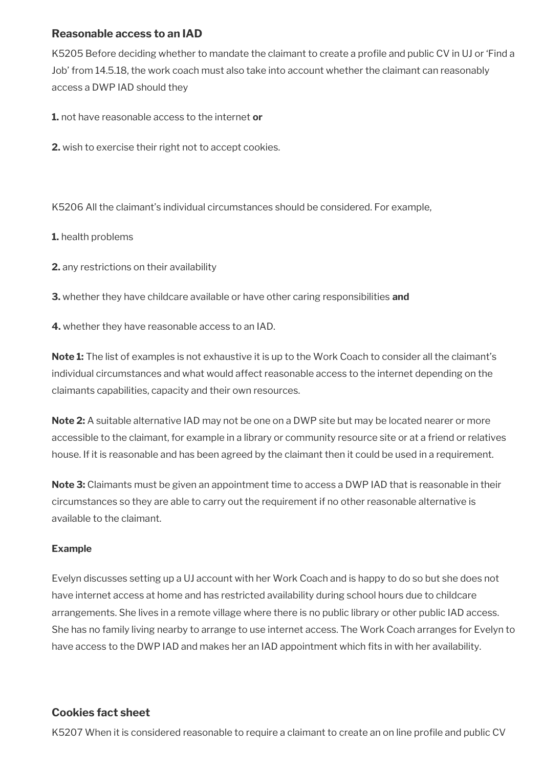### Reasonable access to an IAD

K5205 Before deciding whether to mandate the claimant to create a profile and public CV in UJ or 'Find a Job' from 14.5.18, the work coach must also take into account whether the claimant can reasonably access a DWP IAD should they

**1.** not have reasonable access to the internet **or**

**2.** wish to exercise their right not to accept cookies.

K5206 All the claimant's individual circumstances should be considered. For example,

**1.** health problems

**2.** any restrictions on their availability

**3.** whether they have childcare available or have other caring responsibilities **and**

**4.** whether they have reasonable access to an IAD.

**Note 1:** The list of examples is not exhaustive it is up to the Work Coach to consider all the claimant's individual circumstances and what would affect reasonable access to the internet depending on the claimants capabilities, capacity and their own resources.

**Note 2:** A suitable alternative IAD may not be one on a DWP site but may be located nearer or more accessible to the claimant, for example in a library or community resource site or at a friend or relatives house. If it is reasonable and has been agreed by the claimant then it could be used in a requirement.

**Note 3:** Claimants must be given an appointment time to access a DWP IAD that is reasonable in their circumstances so they are able to carry out the requirement if no other reasonable alternative is available to the claimant.

#### Example

Evelyn discusses setting up a UJ account with her Work Coach and is happy to do so but she does not have internet access at home and has restricted availability during school hours due to childcare arrangements. She lives in a remote village where there is no public library or other public IAD access. She has no family living nearby to arrange to use internet access. The Work Coach arranges for Evelyn to have access to the DWP IAD and makes her an IAD appointment which fits in with her availability.

### Cookies fact sheet

K5207 When it is considered reasonable to require a claimant to create an on line profile and public CV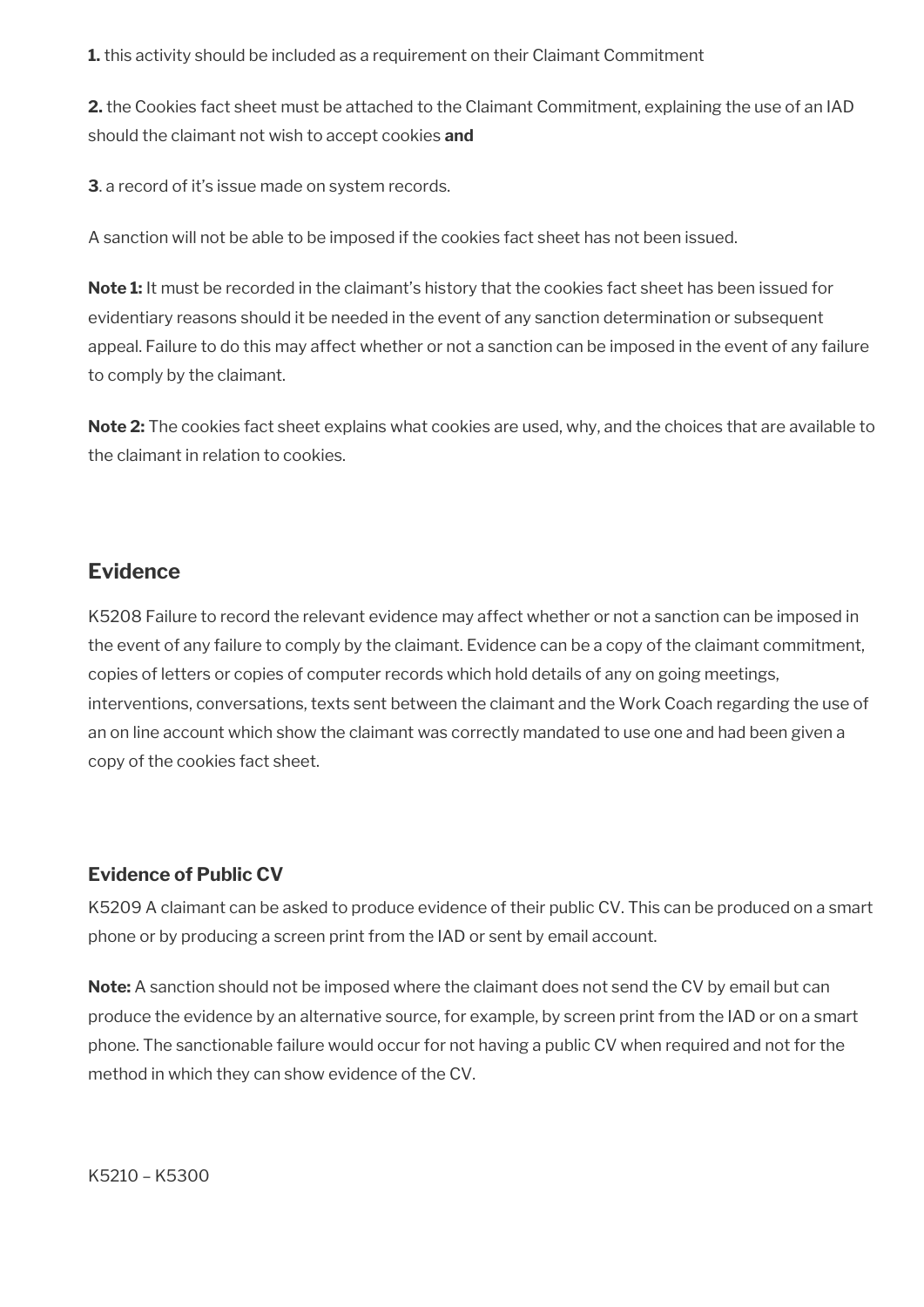**1.** this activity should be included as a requirement on their Claimant Commitment

**2.** the Cookies fact sheet must be attached to the Claimant Commitment, explaining the use of an IAD should the claimant not wish to accept cookies **and**

**3**. a record of it's issue made on system records.

A sanction will not be able to be imposed if the cookies fact sheet has not been issued.

**Note 1:** It must be recorded in the claimant's history that the cookies fact sheet has been issued for evidentiary reasons should it be needed in the event of any sanction determination or subsequent appeal. Failure to do this may affect whether or not a sanction can be imposed in the event of any failure to comply by the claimant.

**Note 2:** The cookies fact sheet explains what cookies are used, why, and the choices that are available to the claimant in relation to cookies.

## Evidence

K5208 Failure to record the relevant evidence may affect whether or not a sanction can be imposed in the event of any failure to comply by the claimant. Evidence can be a copy of the claimant commitment, copies of letters or copies of computer records which hold details of any on going meetings, interventions, conversations, texts sent between the claimant and the Work Coach regarding the use of an on line account which show the claimant was correctly mandated to use one and had been given a copy of the cookies fact sheet.

### Evidence of Public CV

K5209 A claimant can be asked to produce evidence of their public CV. This can be produced on a smart phone or by producing a screen print from the IAD or sent by email account.

**Note:** A sanction should not be imposed where the claimant does not send the CV by email but can produce the evidence by an alternative source, for example, by screen print from the IAD or on a smart phone. The sanctionable failure would occur for not having a public CV when required and not for the method in which they can show evidence of the CV.

K5210 – K5300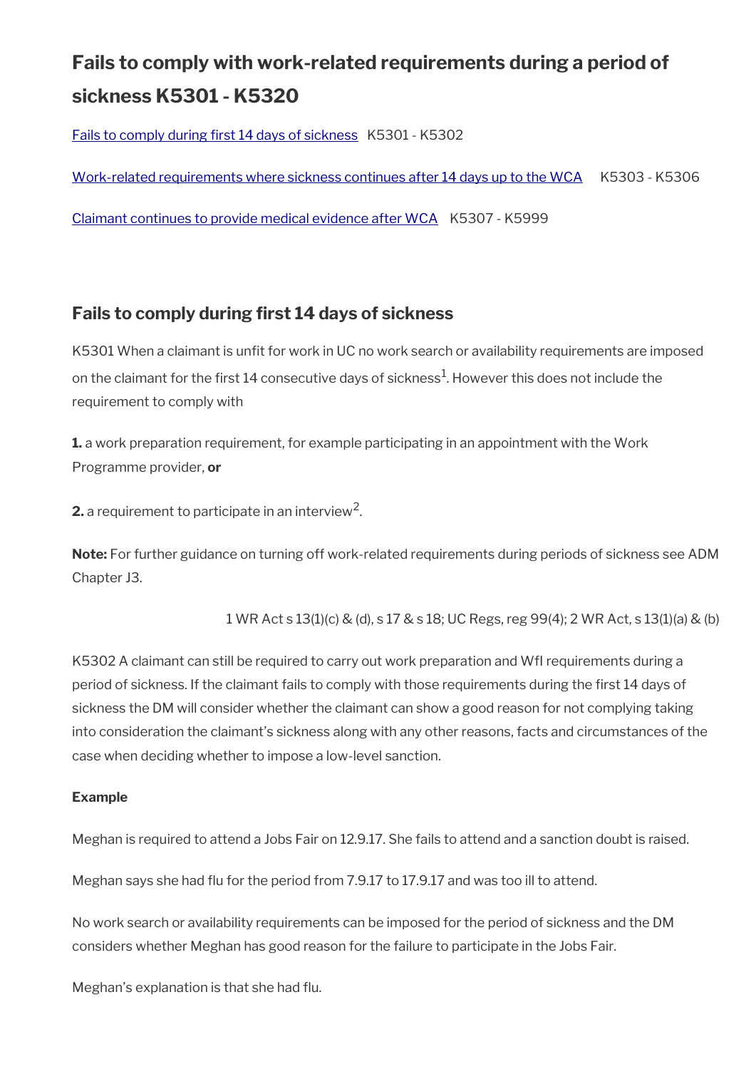## Fails to comply with work-related requirements during a period of sickness K5301 - K5320

Fails to comply during first 14 days of sickness K5301 - K5302

Work-related requirements where sickness continues after 14 days up to the WCA K5303 - K5306

Claimant continues to provide medical evidence after WCA K5307 - K5999

### Fails to comply during first 14 days of sickness

K5301 When a claimant is unfit for work in UC no work search or availability requirements are imposed on the claimant for the first 14 consecutive days of sickness[1]. However this does not include the requirement to comply with

**1.** a work preparation requirement, for example participating in an appointment with the Work Programme provider, **or**

**2.** a requirement to participate in an interview[2].

**Note:** For further guidance on turning off work-related requirements during periods of sickness see ADM Chapter J3.

1 WR Act s 13(1)(c) & (d), s 17 & s 18; UC Regs, reg 99(4); 2 WR Act, s 13(1)(a) & (b)

K5302 A claimant can still be required to carry out work preparation and WfI requirements during a period of sickness. If the claimant fails to comply with those requirements during the first 14 days of sickness the DM will consider whether the claimant can show a good reason for not complying taking into consideration the claimant's sickness along with any other reasons, facts and circumstances of the case when deciding whether to impose a low-level sanction.

**Example**

Meghan is required to attend a Jobs Fair on 12.9.17. She fails to attend and a sanction doubt is raised.

Meghan says she had flu for the period from 7.9.17 to 17.9.17 and was too ill to attend.

No work search or availability requirements can be imposed for the period of sickness and the DM considers whether Meghan has good reason for the failure to participate in the Jobs Fair.

Meghan's explanation is that she had flu.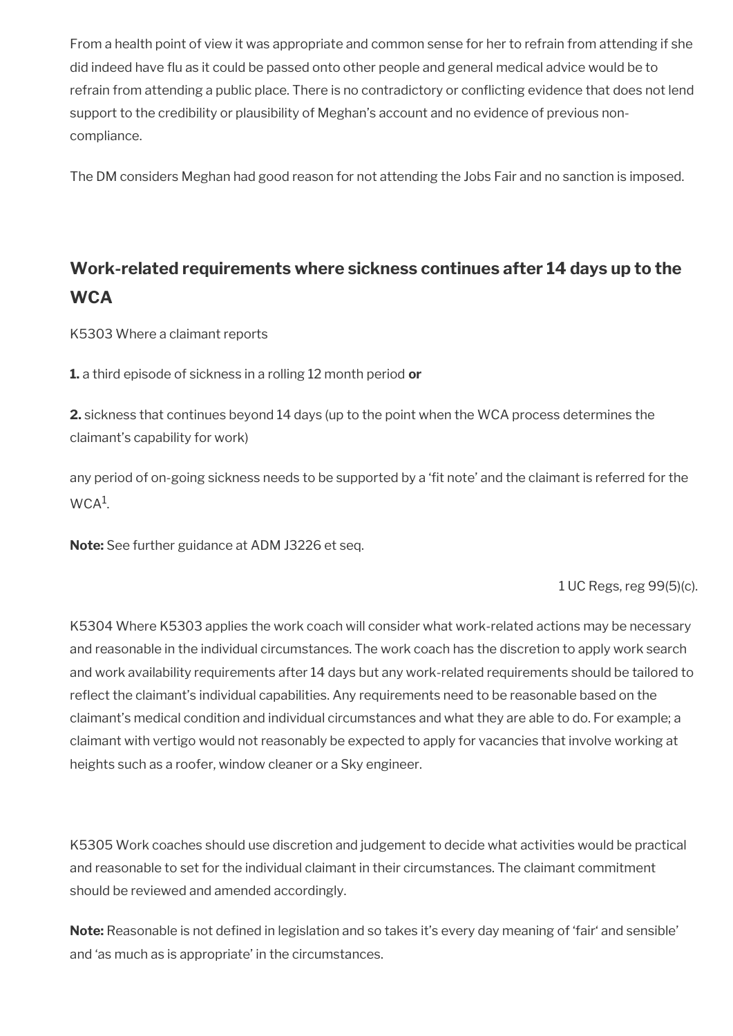From a health point of view it was appropriate and common sense for her to refrain from attending if she did indeed have flu as it could be passed onto other people and general medical advice would be to refrain from attending a public place. There is no contradictory or conflicting evidence that does not lend support to the credibility or plausibility of Meghan's account and no evidence of previous non-compliance.

The DM considers Meghan had good reason for not attending the Jobs Fair and no sanction is imposed.

## Work-related requirements where sickness continues after 14 days up to the WCA

K5303 Where a claimant reports

**1.** a third episode of sickness in a rolling 12 month period **or**

**2.** sickness that continues beyond 14 days (up to the point when the WCA process determines the claimant's capability for work)

any period of on-going sickness needs to be supported by a 'fit note' and the claimant is referred for the WCA[1].

**Note:** See further guidance at ADM J3226 et seq.

1 UC Regs, reg 99(5)(c).

K5304 Where K5303 applies the work coach will consider what work-related actions may be necessary and reasonable in the individual circumstances. The work coach has the discretion to apply work search and work availability requirements after 14 days but any work-related requirements should be tailored to reflect the claimant's individual capabilities. Any requirements need to be reasonable based on the claimant's medical condition and individual circumstances and what they are able to do. For example; a claimant with vertigo would not reasonably be expected to apply for vacancies that involve working at heights such as a roofer, window cleaner or a Sky engineer.

K5305 Work coaches should use discretion and judgement to decide what activities would be practical and reasonable to set for the individual claimant in their circumstances. The claimant commitment should be reviewed and amended accordingly.

**Note:** Reasonable is not defined in legislation and so takes it's every day meaning of 'fair' and sensible' and 'as much as is appropriate' in the circumstances.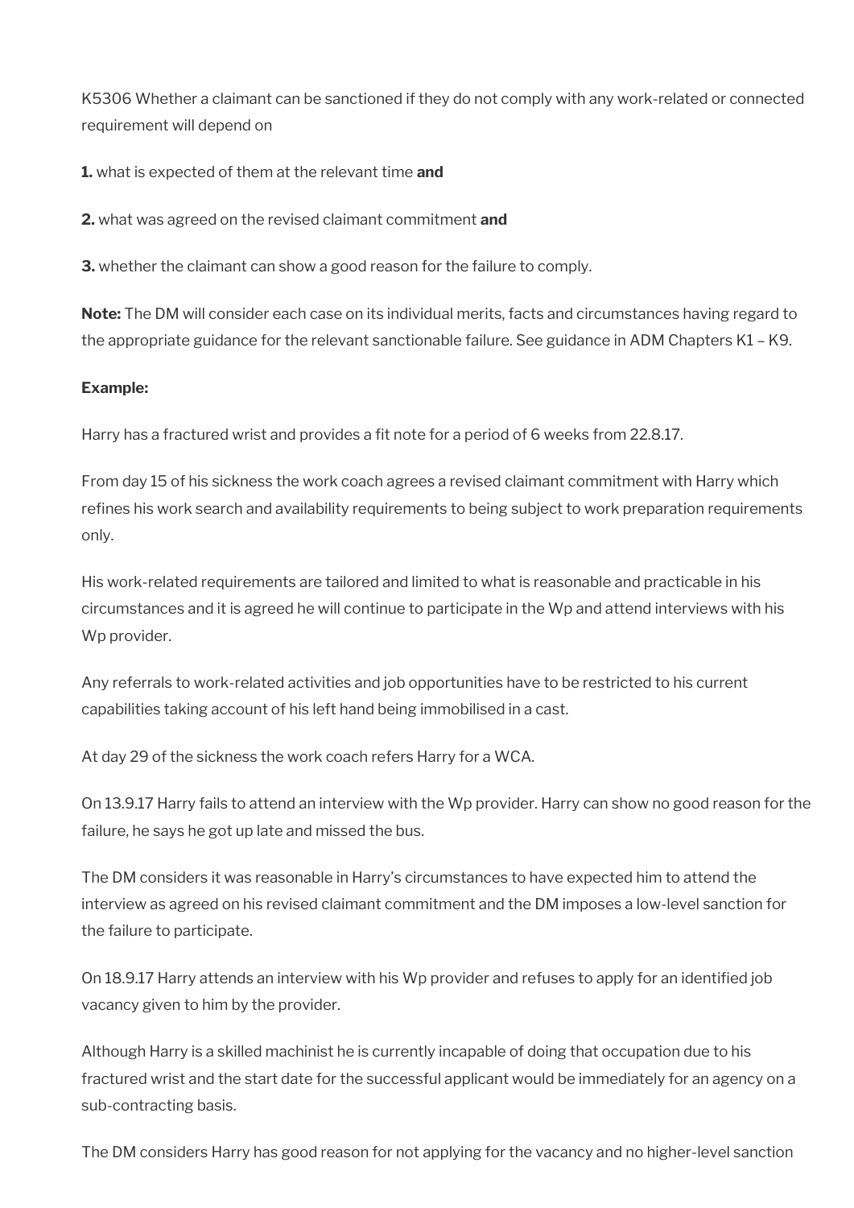K5306 Whether a claimant can be sanctioned if they do not comply with any work-related or connected requirement will depend on

**1.** what is expected of them at the relevant time **and**

**2.** what was agreed on the revised claimant commitment **and**

**3.** whether the claimant can show a good reason for the failure to comply.

**Note:** The DM will consider each case on its individual merits, facts and circumstances having regard to the appropriate guidance for the relevant sanctionable failure. See guidance in ADM Chapters K1 – K9.

**Example:**

Harry has a fractured wrist and provides a fit note for a period of 6 weeks from 22.8.17.

From day 15 of his sickness the work coach agrees a revised claimant commitment with Harry which refines his work search and availability requirements to being subject to work preparation requirements only.

His work-related requirements are tailored and limited to what is reasonable and practicable in his circumstances and it is agreed he will continue to participate in the Wp and attend interviews with his Wp provider.

Any referrals to work-related activities and job opportunities have to be restricted to his current capabilities taking account of his left hand being immobilised in a cast.

At day 29 of the sickness the work coach refers Harry for a WCA.

On 13.9.17 Harry fails to attend an interview with the Wp provider. Harry can show no good reason for the failure, he says he got up late and missed the bus.

The DM considers it was reasonable in Harry's circumstances to have expected him to attend the interview as agreed on his revised claimant commitment and the DM imposes a low-level sanction for the failure to participate.

On 18.9.17 Harry attends an interview with his Wp provider and refuses to apply for an identified job vacancy given to him by the provider.

Although Harry is a skilled machinist he is currently incapable of doing that occupation due to his fractured wrist and the start date for the successful applicant would be immediately for an agency on a sub-contracting basis.

The DM considers Harry has good reason for not applying for the vacancy and no higher-level sanction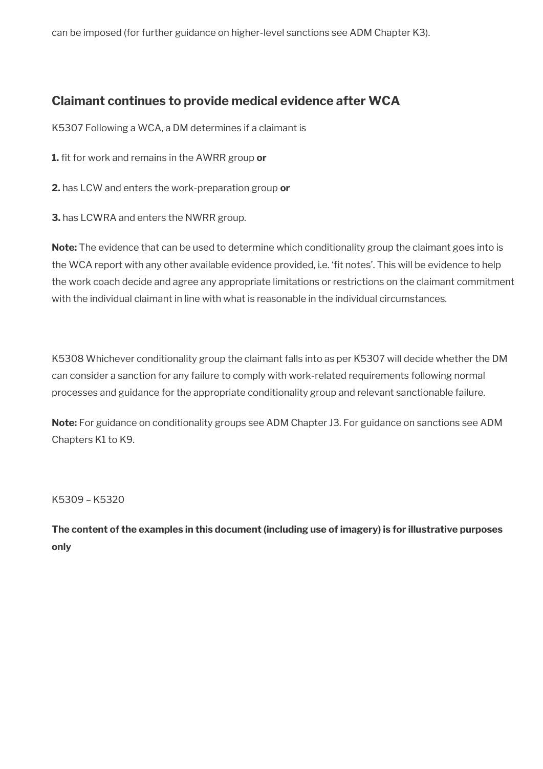can be imposed (for further guidance on higher-level sanctions see ADM Chapter K3).

## Claimant continues to provide medical evidence after WCA

K5307 Following a WCA, a DM determines if a claimant is

**1.** fit for work and remains in the AWRR group **or**

**2.** has LCW and enters the work-preparation group **or**

**3.** has LCWRA and enters the NWRR group.

**Note:** The evidence that can be used to determine which conditionality group the claimant goes into is the WCA report with any other available evidence provided, i.e. 'fit notes'. This will be evidence to help the work coach decide and agree any appropriate limitations or restrictions on the claimant commitment with the individual claimant in line with what is reasonable in the individual circumstances.

K5308 Whichever conditionality group the claimant falls into as per K5307 will decide whether the DM can consider a sanction for any failure to comply with work-related requirements following normal processes and guidance for the appropriate conditionality group and relevant sanctionable failure.

**Note:** For guidance on conditionality groups see ADM Chapter J3. For guidance on sanctions see ADM Chapters K1 to K9.

K5309 – K5320

**The content of the examples in this document (including use of imagery) is for illustrative purposes only**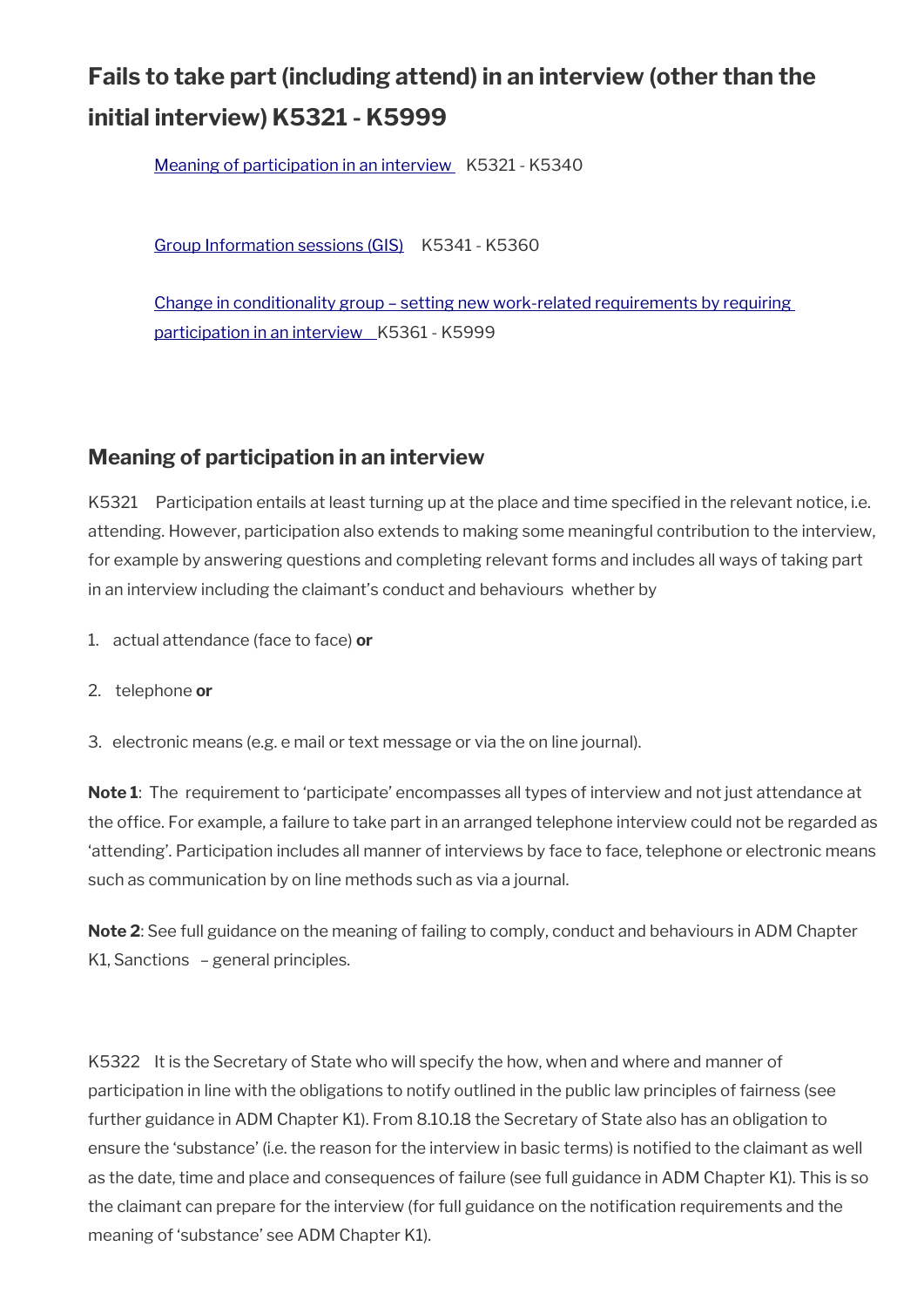# Fails to take part (including attend) in an interview (other than the initial interview) K5321 - K5999

[Meaning of participation in an interview](#) K5321 - K5340

[Group Information sessions (GIS)](#) K5341 - K5360

[Change in conditionality group – setting new work-related requirements by requiring participation in an interview](#) K5361 - K5999

## Meaning of participation in an interview

K5321 Participation entails at least turning up at the place and time specified in the relevant notice, i.e. attending. However, participation also extends to making some meaningful contribution to the interview, for example by answering questions and completing relevant forms and includes all ways of taking part in an interview including the claimant's conduct and behaviours whether by

1. actual attendance (face to face) **or**
2. telephone **or**
3. electronic means (e.g. e mail or text message or via the on line journal).

**Note 1**: The requirement to 'participate' encompasses all types of interview and not just attendance at the office. For example, a failure to take part in an arranged telephone interview could not be regarded as 'attending'. Participation includes all manner of interviews by face to face, telephone or electronic means such as communication by on line methods such as via a journal.

**Note 2**: See full guidance on the meaning of failing to comply, conduct and behaviours in ADM Chapter K1, Sanctions – general principles.

K5322 It is the Secretary of State who will specify the how, when and where and manner of participation in line with the obligations to notify outlined in the public law principles of fairness (see further guidance in ADM Chapter K1). From 8.10.18 the Secretary of State also has an obligation to ensure the 'substance' (i.e. the reason for the interview in basic terms) is notified to the claimant as well as the date, time and place and consequences of failure (see full guidance in ADM Chapter K1). This is so the claimant can prepare for the interview (for full guidance on the notification requirements and the meaning of 'substance' see ADM Chapter K1).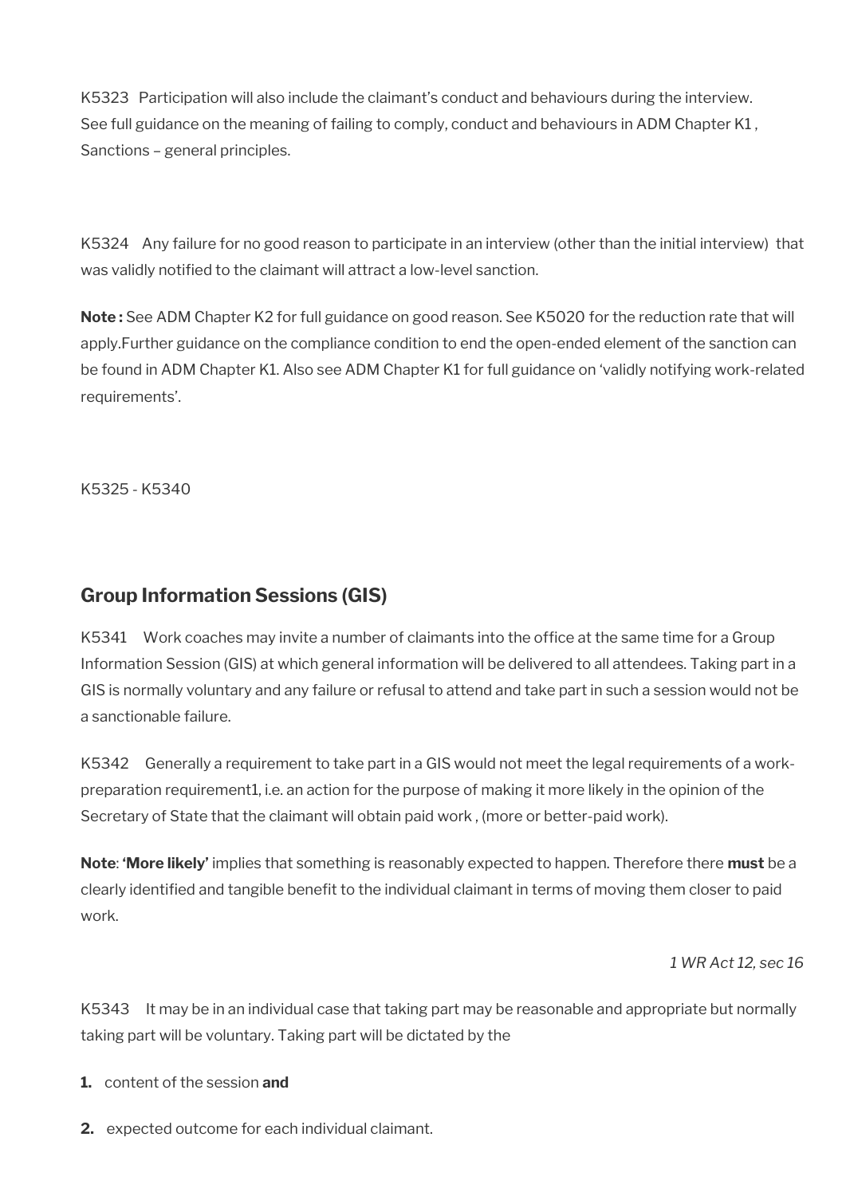K5323   Participation will also include the claimant's conduct and behaviours during the interview. See full guidance on the meaning of failing to comply, conduct and behaviours in ADM Chapter K1 , Sanctions – general principles.

K5324    Any failure for no good reason to participate in an interview (other than the initial interview)  that was validly notified to the claimant will attract a low-level sanction.

**Note :** See ADM Chapter K2 for full guidance on good reason. See K5020 for the reduction rate that will apply.Further guidance on the compliance condition to end the open-ended element of the sanction can be found in ADM Chapter K1. Also see ADM Chapter K1 for full guidance on 'validly notifying work-related requirements'.

K5325 - K5340

## Group Information Sessions (GIS)

K5341     Work coaches may invite a number of claimants into the office at the same time for a Group Information Session (GIS) at which general information will be delivered to all attendees. Taking part in a GIS is normally voluntary and any failure or refusal to attend and take part in such a session would not be a sanctionable failure.

K5342     Generally a requirement to take part in a GIS would not meet the legal requirements of a work-preparation requirement1, i.e. an action for the purpose of making it more likely in the opinion of the Secretary of State that the claimant will obtain paid work , (more or better-paid work).

**Note**: **'More likely'** implies that something is reasonably expected to happen. Therefore there **must** be a clearly identified and tangible benefit to the individual claimant in terms of moving them closer to paid work.

*1 WR Act 12, sec 16*

K5343     It may be in an individual case that taking part may be reasonable and appropriate but normally taking part will be voluntary. Taking part will be dictated by the

1. content of the session **and**
2. expected outcome for each individual claimant.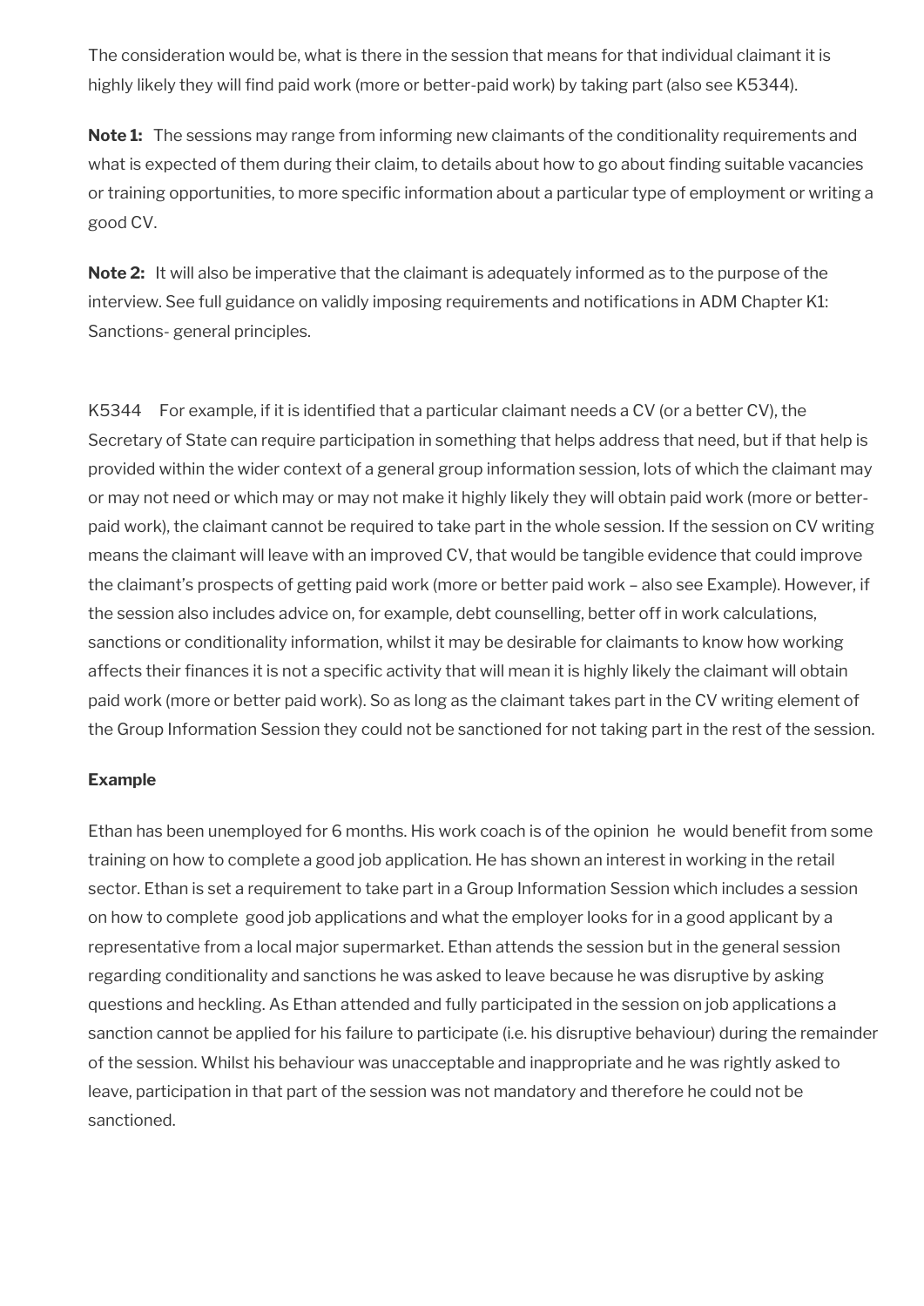The consideration would be, what is there in the session that means for that individual claimant it is highly likely they will find paid work (more or better-paid work) by taking part (also see K5344).

**Note 1:** The sessions may range from informing new claimants of the conditionality requirements and what is expected of them during their claim, to details about how to go about finding suitable vacancies or training opportunities, to more specific information about a particular type of employment or writing a good CV.

**Note 2:** It will also be imperative that the claimant is adequately informed as to the purpose of the interview. See full guidance on validly imposing requirements and notifications in ADM Chapter K1: Sanctions- general principles.

K5344 For example, if it is identified that a particular claimant needs a CV (or a better CV), the Secretary of State can require participation in something that helps address that need, but if that help is provided within the wider context of a general group information session, lots of which the claimant may or may not need or which may or may not make it highly likely they will obtain paid work (more or better-paid work), the claimant cannot be required to take part in the whole session. If the session on CV writing means the claimant will leave with an improved CV, that would be tangible evidence that could improve the claimant's prospects of getting paid work (more or better paid work – also see Example). However, if the session also includes advice on, for example, debt counselling, better off in work calculations, sanctions or conditionality information, whilst it may be desirable for claimants to know how working affects their finances it is not a specific activity that will mean it is highly likely the claimant will obtain paid work (more or better paid work). So as long as the claimant takes part in the CV writing element of the Group Information Session they could not be sanctioned for not taking part in the rest of the session.

**Example**

Ethan has been unemployed for 6 months. His work coach is of the opinion he would benefit from some training on how to complete a good job application. He has shown an interest in working in the retail sector. Ethan is set a requirement to take part in a Group Information Session which includes a session on how to complete good job applications and what the employer looks for in a good applicant by a representative from a local major supermarket. Ethan attends the session but in the general session regarding conditionality and sanctions he was asked to leave because he was disruptive by asking questions and heckling. As Ethan attended and fully participated in the session on job applications a sanction cannot be applied for his failure to participate (i.e. his disruptive behaviour) during the remainder of the session. Whilst his behaviour was unacceptable and inappropriate and he was rightly asked to leave, participation in that part of the session was not mandatory and therefore he could not be sanctioned.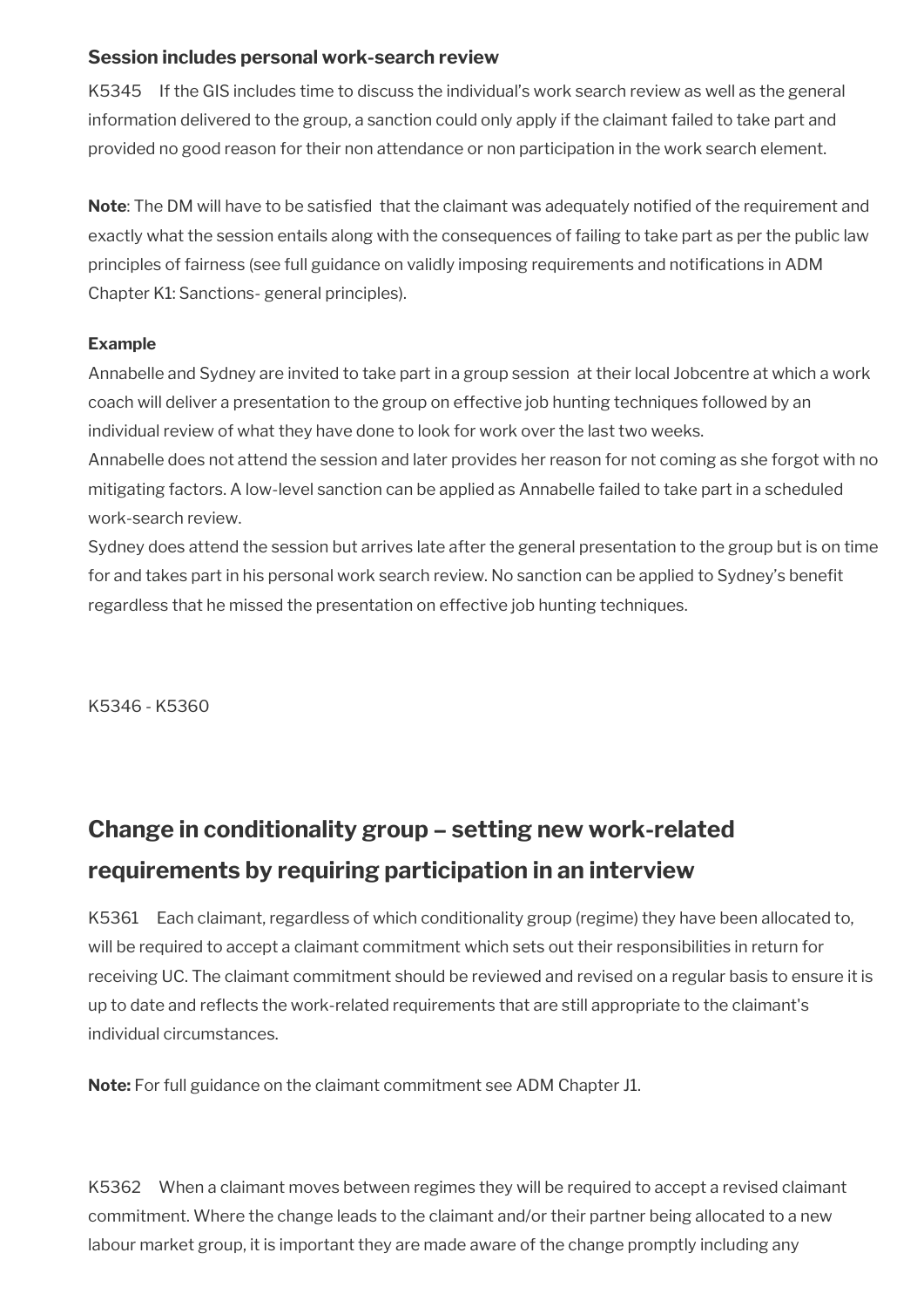**Session includes personal work-search review**

K5345 If the GIS includes time to discuss the individual's work search review as well as the general information delivered to the group, a sanction could only apply if the claimant failed to take part and provided no good reason for their non attendance or non participation in the work search element.

**Note**: The DM will have to be satisfied that the claimant was adequately notified of the requirement and exactly what the session entails along with the consequences of failing to take part as per the public law principles of fairness (see full guidance on validly imposing requirements and notifications in ADM Chapter K1: Sanctions- general principles).

**Example**

Annabelle and Sydney are invited to take part in a group session at their local Jobcentre at which a work coach will deliver a presentation to the group on effective job hunting techniques followed by an individual review of what they have done to look for work over the last two weeks.

Annabelle does not attend the session and later provides her reason for not coming as she forgot with no mitigating factors. A low-level sanction can be applied as Annabelle failed to take part in a scheduled work-search review.

Sydney does attend the session but arrives late after the general presentation to the group but is on time for and takes part in his personal work search review. No sanction can be applied to Sydney's benefit regardless that he missed the presentation on effective job hunting techniques.

K5346 - K5360

## Change in conditionality group – setting new work-related requirements by requiring participation in an interview

K5361 Each claimant, regardless of which conditionality group (regime) they have been allocated to, will be required to accept a claimant commitment which sets out their responsibilities in return for receiving UC. The claimant commitment should be reviewed and revised on a regular basis to ensure it is up to date and reflects the work-related requirements that are still appropriate to the claimant's individual circumstances.

**Note:** For full guidance on the claimant commitment see ADM Chapter J1.

K5362 When a claimant moves between regimes they will be required to accept a revised claimant commitment. Where the change leads to the claimant and/or their partner being allocated to a new labour market group, it is important they are made aware of the change promptly including any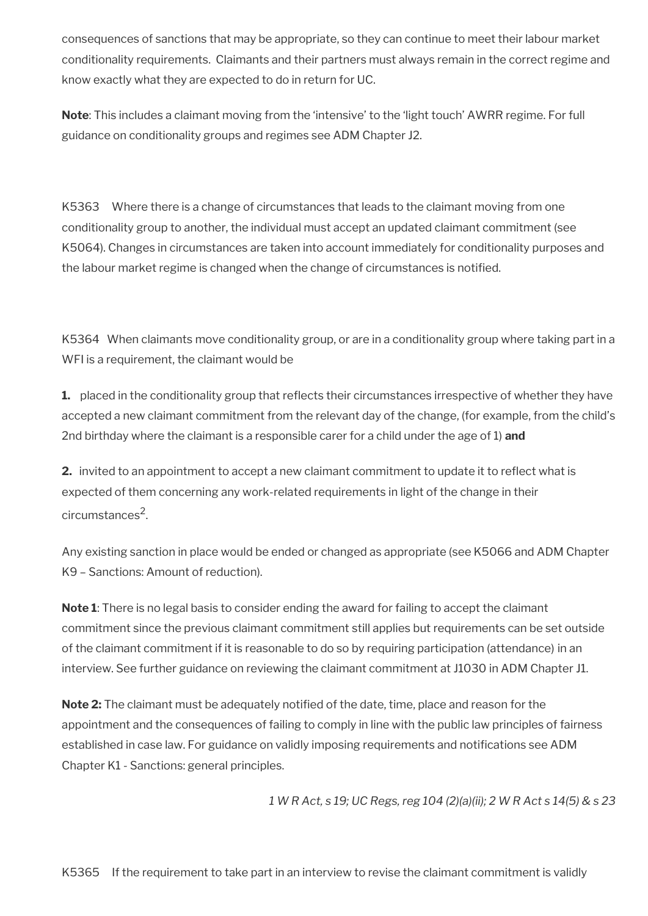consequences of sanctions that may be appropriate, so they can continue to meet their labour market conditionality requirements.  Claimants and their partners must always remain in the correct regime and know exactly what they are expected to do in return for UC.

**Note**: This includes a claimant moving from the 'intensive' to the 'light touch' AWRR regime. For full guidance on conditionality groups and regimes see ADM Chapter J2.

K5363     Where there is a change of circumstances that leads to the claimant moving from one conditionality group to another, the individual must accept an updated claimant commitment (see K5064). Changes in circumstances are taken into account immediately for conditionality purposes and the labour market regime is changed when the change of circumstances is notified.

K5364   When claimants move conditionality group, or are in a conditionality group where taking part in a WFI is a requirement, the claimant would be

**1.**   placed in the conditionality group that reflects their circumstances irrespective of whether they have accepted a new claimant commitment from the relevant day of the change, (for example, from the child's 2nd birthday where the claimant is a responsible carer for a child under the age of 1) **and**

**2.**  invited to an appointment to accept a new claimant commitment to update it to reflect what is expected of them concerning any work-related requirements in light of the change in their circumstances[2].

Any existing sanction in place would be ended or changed as appropriate (see K5066 and ADM Chapter K9 – Sanctions: Amount of reduction).

**Note 1**: There is no legal basis to consider ending the award for failing to accept the claimant commitment since the previous claimant commitment still applies but requirements can be set outside of the claimant commitment if it is reasonable to do so by requiring participation (attendance) in an interview. See further guidance on reviewing the claimant commitment at J1030 in ADM Chapter J1.

**Note 2:** The claimant must be adequately notified of the date, time, place and reason for the appointment and the consequences of failing to comply in line with the public law principles of fairness established in case law. For guidance on validly imposing requirements and notifications see ADM Chapter K1 - Sanctions: general principles.

*1 W R Act, s 19; UC Regs, reg 104 (2)(a)(ii); 2 W R Act s 14(5) & s 23*

K5365     If the requirement to take part in an interview to revise the claimant commitment is validly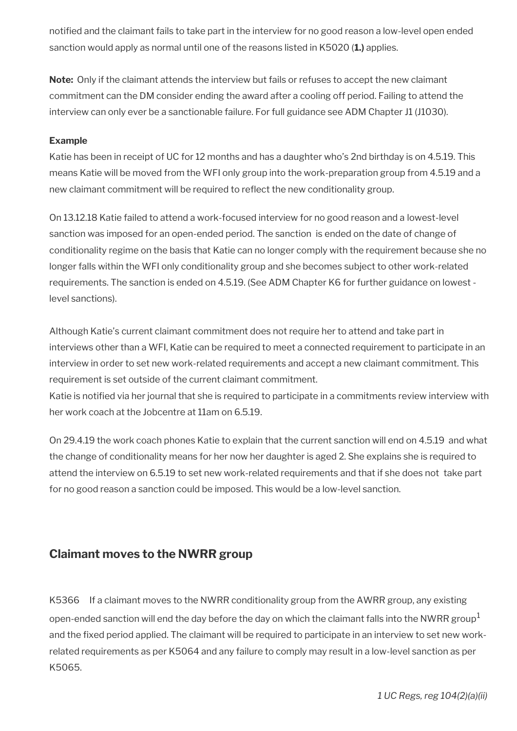notified and the claimant fails to take part in the interview for no good reason a low-level open ended sanction would apply as normal until one of the reasons listed in K5020 (**1.)** applies.

**Note:** Only if the claimant attends the interview but fails or refuses to accept the new claimant commitment can the DM consider ending the award after a cooling off period. Failing to attend the interview can only ever be a sanctionable failure. For full guidance see ADM Chapter J1 (J1030).

**Example**

Katie has been in receipt of UC for 12 months and has a daughter who's 2nd birthday is on 4.5.19. This means Katie will be moved from the WFI only group into the work-preparation group from 4.5.19 and a new claimant commitment will be required to reflect the new conditionality group.

On 13.12.18 Katie failed to attend a work-focused interview for no good reason and a lowest-level sanction was imposed for an open-ended period. The sanction is ended on the date of change of conditionality regime on the basis that Katie can no longer comply with the requirement because she no longer falls within the WFI only conditionality group and she becomes subject to other work-related requirements. The sanction is ended on 4.5.19. (See ADM Chapter K6 for further guidance on lowest - level sanctions).

Although Katie's current claimant commitment does not require her to attend and take part in interviews other than a WFI, Katie can be required to meet a connected requirement to participate in an interview in order to set new work-related requirements and accept a new claimant commitment. This requirement is set outside of the current claimant commitment.
Katie is notified via her journal that she is required to participate in a commitments review interview with her work coach at the Jobcentre at 11am on 6.5.19.

On 29.4.19 the work coach phones Katie to explain that the current sanction will end on 4.5.19 and what the change of conditionality means for her now her daughter is aged 2. She explains she is required to attend the interview on 6.5.19 to set new work-related requirements and that if she does not take part for no good reason a sanction could be imposed. This would be a low-level sanction.

## Claimant moves to the NWRR group

K5366 If a claimant moves to the NWRR conditionality group from the AWRR group, any existing open-ended sanction will end the day before the day on which the claimant falls into the NWRR group[1] and the fixed period applied. The claimant will be required to participate in an interview to set new work-related requirements as per K5064 and any failure to comply may result in a low-level sanction as per K5065.

*1 UC Regs, reg 104(2)(a)(ii)*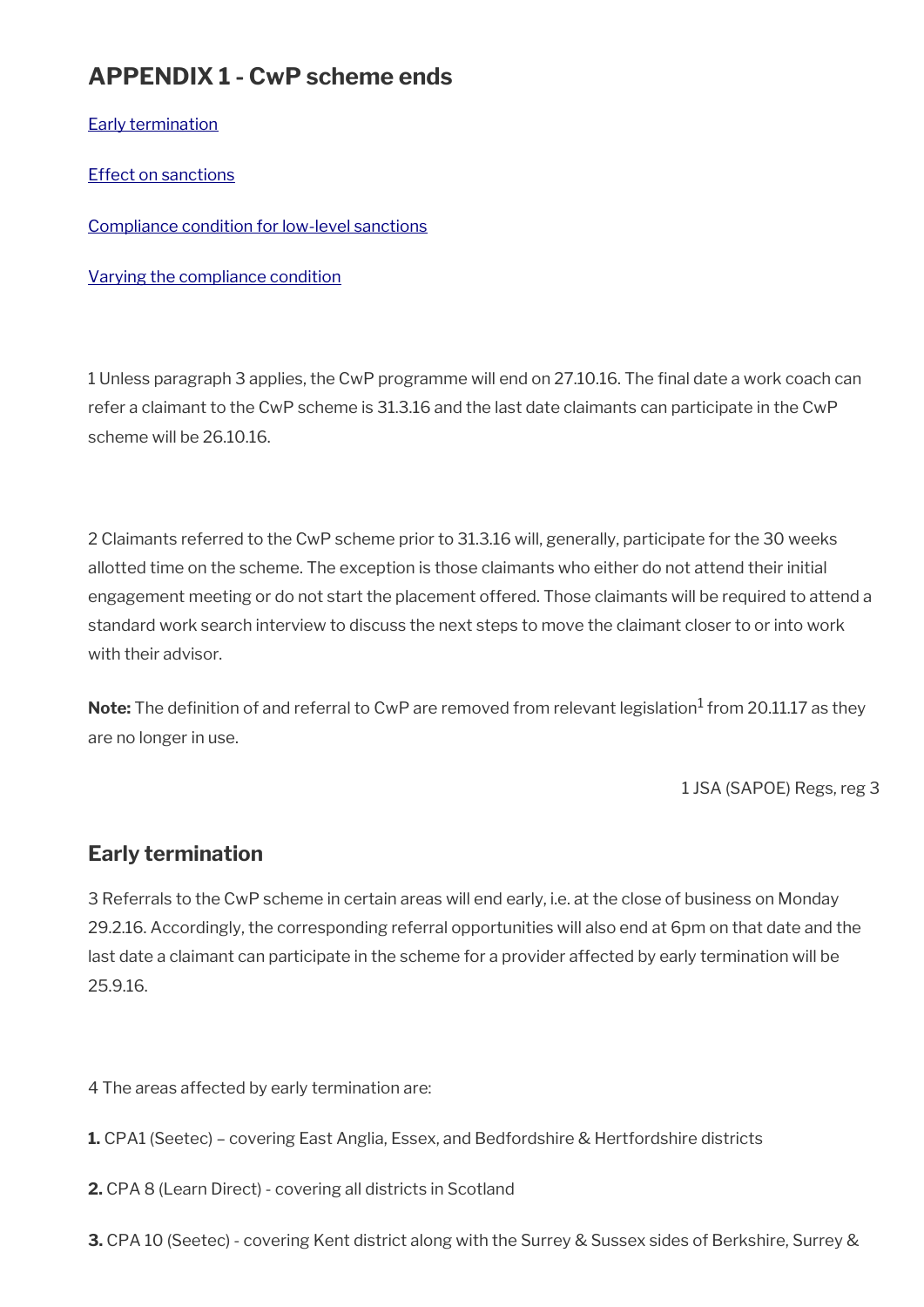# APPENDIX 1 - CwP scheme ends

[Early termination](#)

[Effect on sanctions](#)

[Compliance condition for low-level sanctions](#)

[Varying the compliance condition](#)

1 Unless paragraph 3 applies, the CwP programme will end on 27.10.16. The final date a work coach can refer a claimant to the CwP scheme is 31.3.16 and the last date claimants can participate in the CwP scheme will be 26.10.16.

2 Claimants referred to the CwP scheme prior to 31.3.16 will, generally, participate for the 30 weeks allotted time on the scheme. The exception is those claimants who either do not attend their initial engagement meeting or do not start the placement offered. Those claimants will be required to attend a standard work search interview to discuss the next steps to move the claimant closer to or into work with their advisor.

**Note:** The definition of and referral to CwP are removed from relevant legislation[1] from 20.11.17 as they are no longer in use.

1 JSA (SAPOE) Regs, reg 3

## Early termination

3 Referrals to the CwP scheme in certain areas will end early, i.e. at the close of business on Monday 29.2.16. Accordingly, the corresponding referral opportunities will also end at 6pm on that date and the last date a claimant can participate in the scheme for a provider affected by early termination will be 25.9.16.

4 The areas affected by early termination are:

**1.** CPA1 (Seetec) – covering East Anglia, Essex, and Bedfordshire & Hertfordshire districts

**2.** CPA 8 (Learn Direct) - covering all districts in Scotland

**3.** CPA 10 (Seetec) - covering Kent district along with the Surrey & Sussex sides of Berkshire, Surrey &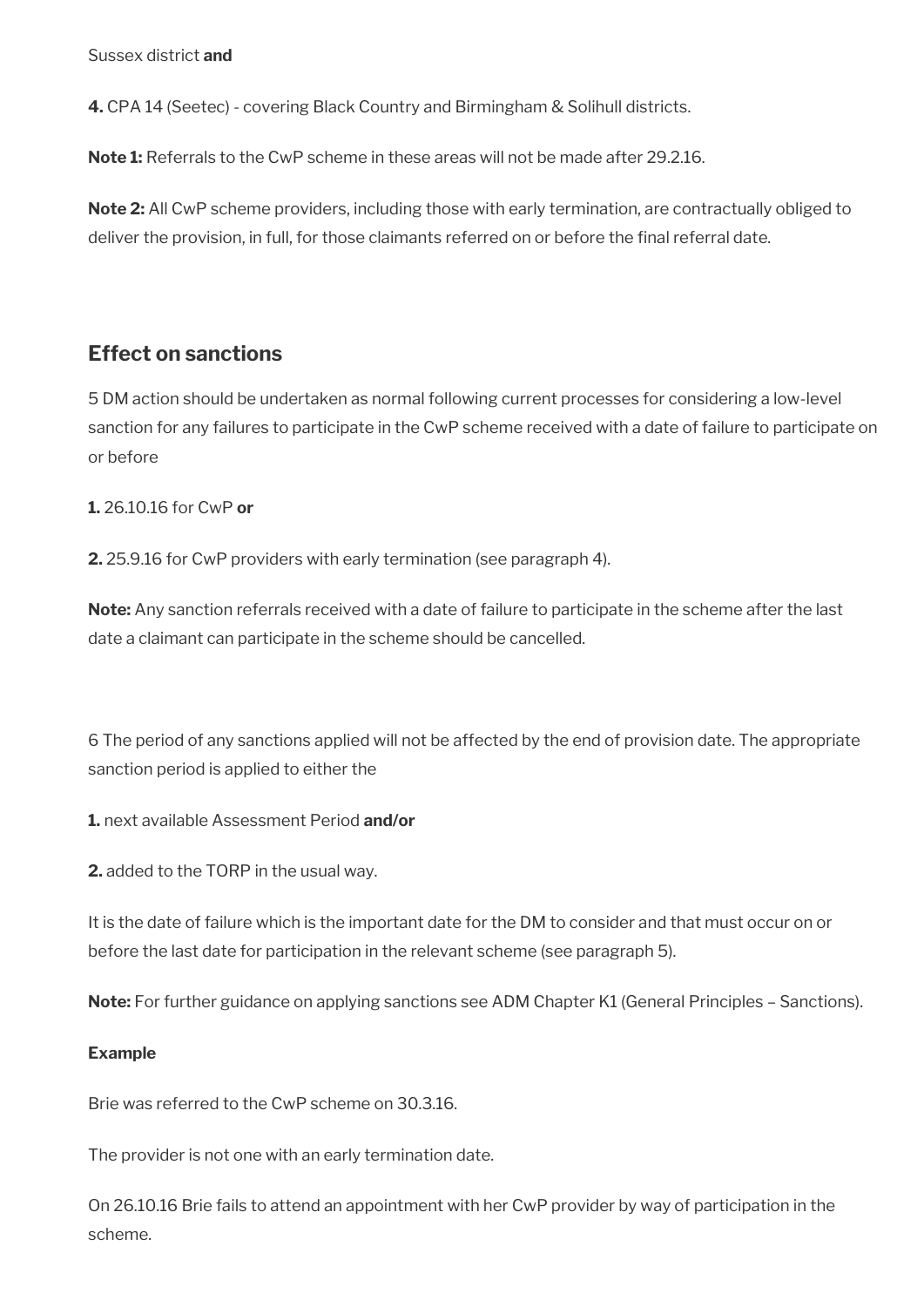Sussex district **and**

**4.** CPA 14 (Seetec) - covering Black Country and Birmingham & Solihull districts.

**Note 1:** Referrals to the CwP scheme in these areas will not be made after 29.2.16.

**Note 2:** All CwP scheme providers, including those with early termination, are contractually obliged to deliver the provision, in full, for those claimants referred on or before the final referral date.

## Effect on sanctions

5 DM action should be undertaken as normal following current processes for considering a low-level sanction for any failures to participate in the CwP scheme received with a date of failure to participate on or before

**1.** 26.10.16 for CwP **or**

**2.** 25.9.16 for CwP providers with early termination (see paragraph 4).

**Note:** Any sanction referrals received with a date of failure to participate in the scheme after the last date a claimant can participate in the scheme should be cancelled.

6 The period of any sanctions applied will not be affected by the end of provision date. The appropriate sanction period is applied to either the

**1.** next available Assessment Period **and/or**

**2.** added to the TORP in the usual way.

It is the date of failure which is the important date for the DM to consider and that must occur on or before the last date for participation in the relevant scheme (see paragraph 5).

**Note:** For further guidance on applying sanctions see ADM Chapter K1 (General Principles – Sanctions).

**Example**

Brie was referred to the CwP scheme on 30.3.16.

The provider is not one with an early termination date.

On 26.10.16 Brie fails to attend an appointment with her CwP provider by way of participation in the scheme.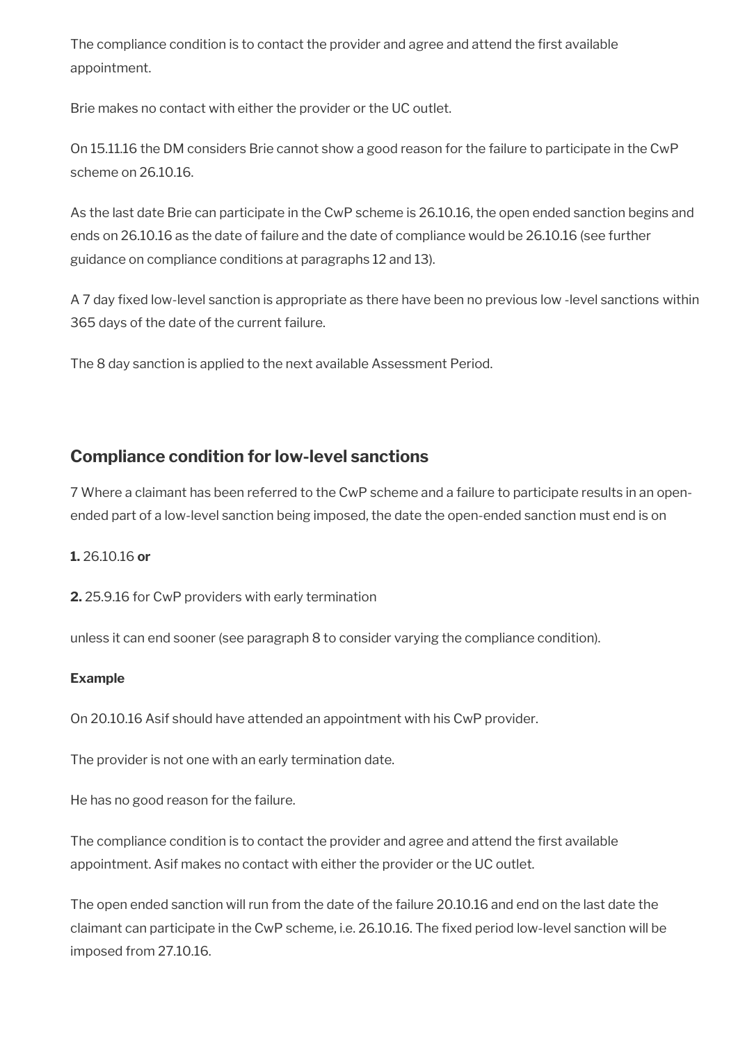The compliance condition is to contact the provider and agree and attend the first available appointment.

Brie makes no contact with either the provider or the UC outlet.

On 15.11.16 the DM considers Brie cannot show a good reason for the failure to participate in the CwP scheme on 26.10.16.

As the last date Brie can participate in the CwP scheme is 26.10.16, the open ended sanction begins and ends on 26.10.16 as the date of failure and the date of compliance would be 26.10.16 (see further guidance on compliance conditions at paragraphs 12 and 13).

A 7 day fixed low-level sanction is appropriate as there have been no previous low -level sanctions within 365 days of the date of the current failure.

The 8 day sanction is applied to the next available Assessment Period.

## Compliance condition for low-level sanctions

7 Where a claimant has been referred to the CwP scheme and a failure to participate results in an open-ended part of a low-level sanction being imposed, the date the open-ended sanction must end is on

**1.** 26.10.16 **or**

**2.** 25.9.16 for CwP providers with early termination

unless it can end sooner (see paragraph 8 to consider varying the compliance condition).

**Example**

On 20.10.16 Asif should have attended an appointment with his CwP provider.

The provider is not one with an early termination date.

He has no good reason for the failure.

The compliance condition is to contact the provider and agree and attend the first available appointment. Asif makes no contact with either the provider or the UC outlet.

The open ended sanction will run from the date of the failure 20.10.16 and end on the last date the claimant can participate in the CwP scheme, i.e. 26.10.16. The fixed period low-level sanction will be imposed from 27.10.16.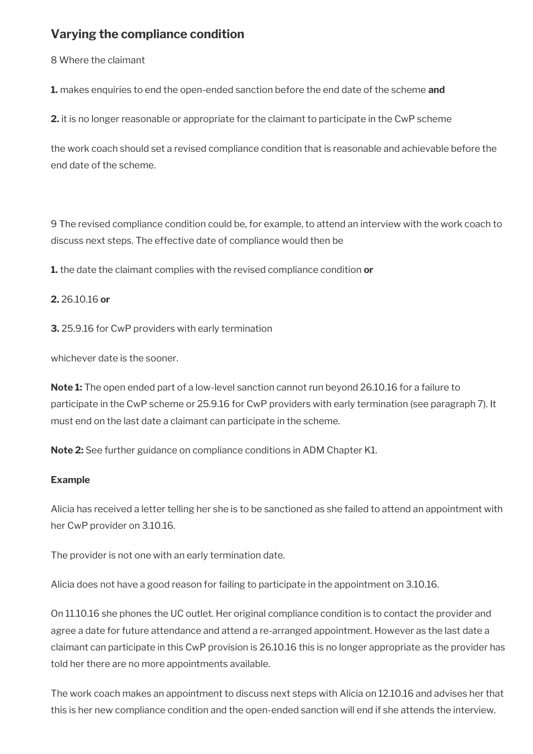## Varying the compliance condition

8 Where the claimant

**1.** makes enquiries to end the open-ended sanction before the end date of the scheme **and**

**2.** it is no longer reasonable or appropriate for the claimant to participate in the CwP scheme

the work coach should set a revised compliance condition that is reasonable and achievable before the end date of the scheme.

9 The revised compliance condition could be, for example, to attend an interview with the work coach to discuss next steps. The effective date of compliance would then be

**1.** the date the claimant complies with the revised compliance condition **or**

**2.** 26.10.16 **or**

**3.** 25.9.16 for CwP providers with early termination

whichever date is the sooner.

**Note 1:** The open ended part of a low-level sanction cannot run beyond 26.10.16 for a failure to participate in the CwP scheme or 25.9.16 for CwP providers with early termination (see paragraph 7). It must end on the last date a claimant can participate in the scheme.

**Note 2:** See further guidance on compliance conditions in ADM Chapter K1.

**Example**

Alicia has received a letter telling her she is to be sanctioned as she failed to attend an appointment with her CwP provider on 3.10.16.

The provider is not one with an early termination date.

Alicia does not have a good reason for failing to participate in the appointment on 3.10.16.

On 11.10.16 she phones the UC outlet. Her original compliance condition is to contact the provider and agree a date for future attendance and attend a re-arranged appointment. However as the last date a claimant can participate in this CwP provision is 26.10.16 this is no longer appropriate as the provider has told her there are no more appointments available.

The work coach makes an appointment to discuss next steps with Alicia on 12.10.16 and advises her that this is her new compliance condition and the open-ended sanction will end if she attends the interview.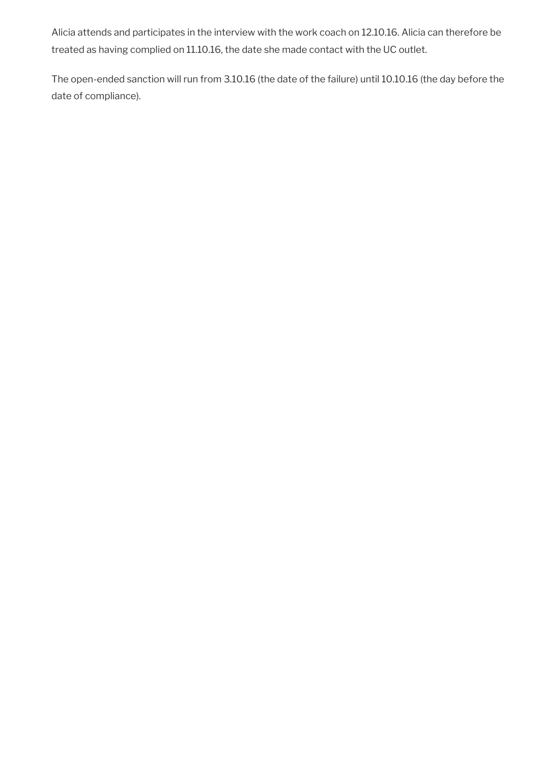Alicia attends and participates in the interview with the work coach on 12.10.16. Alicia can therefore be treated as having complied on 11.10.16, the date she made contact with the UC outlet.

The open-ended sanction will run from 3.10.16 (the date of the failure) until 10.10.16 (the day before the date of compliance).